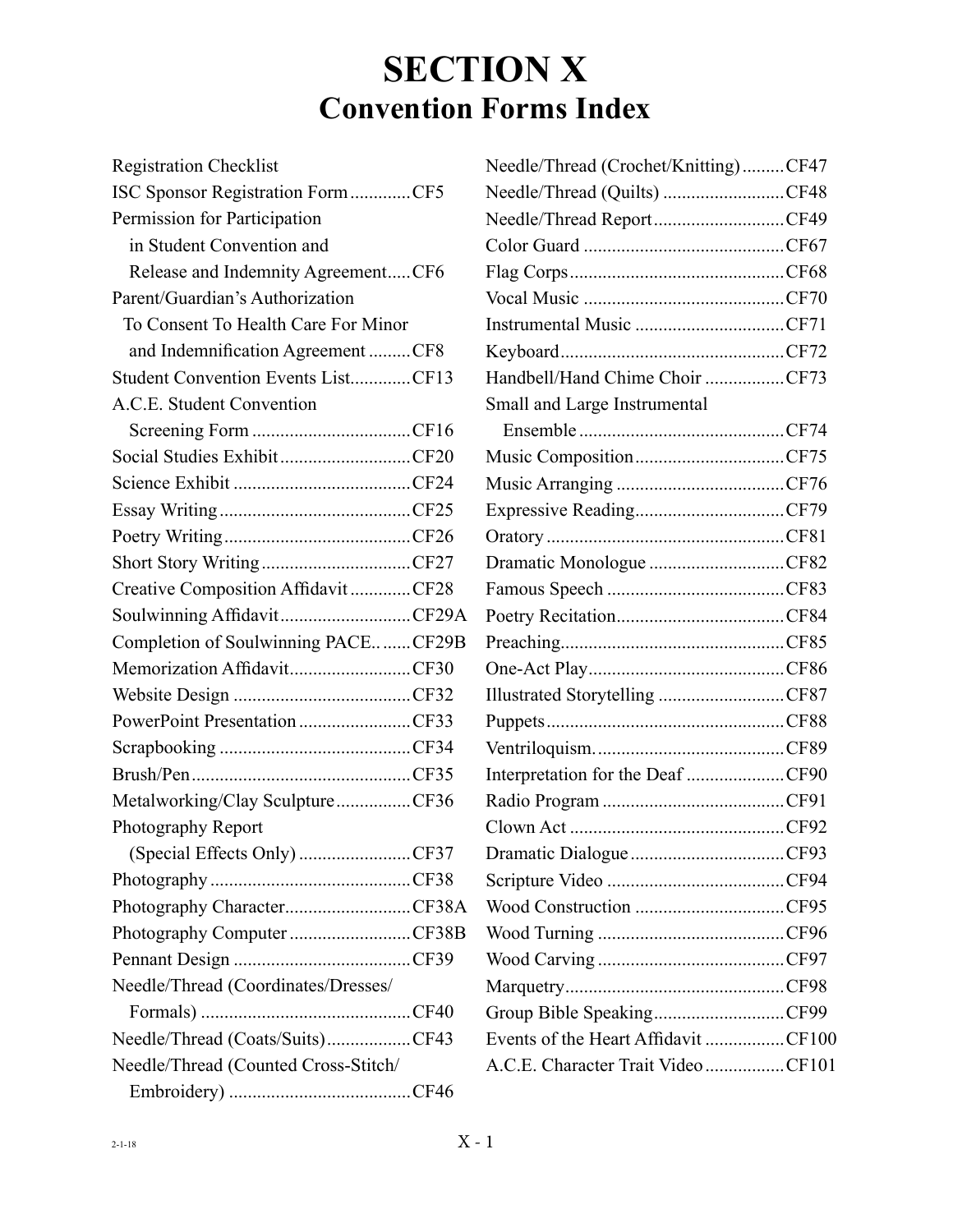# SECTION X

## Convention Forms Index

Registration Checklist
ISC Sponsor Registration Form............CF5
Permission for Participation in Student Convention and Release and Indemnity Agreement.....CF6
Parent/Guardian's Authorization To Consent To Health Care For Minor and Indemnification Agreement .........CF8
Student Convention Events List.............CF13
A.C.E. Student Convention Screening Form ..................................CF16
Social Studies Exhibit............................CF20
Science Exhibit ......................................CF24
Essay Writing.........................................CF25
Poetry Writing........................................CF26
Short Story Writing................................CF27
Creative Composition Affidavit.............CF28
Soulwinning Affidavit............................CF29A
Completion of Soulwinning PACE.. ......CF29B
Memorization Affidavit..........................CF30
Website Design ......................................CF32
PowerPoint Presentation........................CF33
Scrapbooking .........................................CF34
Brush/Pen...............................................CF35
Metalworking/Clay Sculpture................CF36
Photography Report (Special Effects Only) ........................CF37
Photography ...........................................CF38
Photography Character...........................CF38A
Photography Computer..........................CF38B
Pennant Design ......................................CF39
Needle/Thread (Coordinates/Dresses/ Formals) .............................................CF40
Needle/Thread (Coats/Suits)..................CF43
Needle/Thread (Counted Cross-Stitch/ Embroidery) .......................................CF46
Needle/Thread (Crochet/Knitting).........CF47
Needle/Thread (Quilts) ..........................CF48
Needle/Thread Report............................CF49
Color Guard ...........................................CF67
Flag Corps..............................................CF68
Vocal Music ...........................................CF70
Instrumental Music ................................CF71
Keyboard................................................CF72
Handbell/Hand Chime Choir .................CF73
Small and Large Instrumental Ensemble ............................................CF74
Music Composition................................CF75
Music Arranging ....................................CF76
Expressive Reading................................CF79
Oratory ...................................................CF81
Dramatic Monologue .............................CF82
Famous Speech ......................................CF83
Poetry Recitation....................................CF84
Preaching................................................CF85
One-Act Play..........................................CF86
Illustrated Storytelling ...........................CF87
Puppets...................................................CF88
Ventriloquism.........................................CF89
Interpretation for the Deaf .....................CF90
Radio Program .......................................CF91
Clown Act ..............................................CF92
Dramatic Dialogue.................................CF93
Scripture Video ......................................CF94
Wood Construction ................................CF95
Wood Turning ........................................CF96
Wood Carving ........................................CF97
Marquetry...............................................CF98
Group Bible Speaking............................CF99
Events of the Heart Affidavit .................CF100
A.C.E. Character Trait Video.................CF101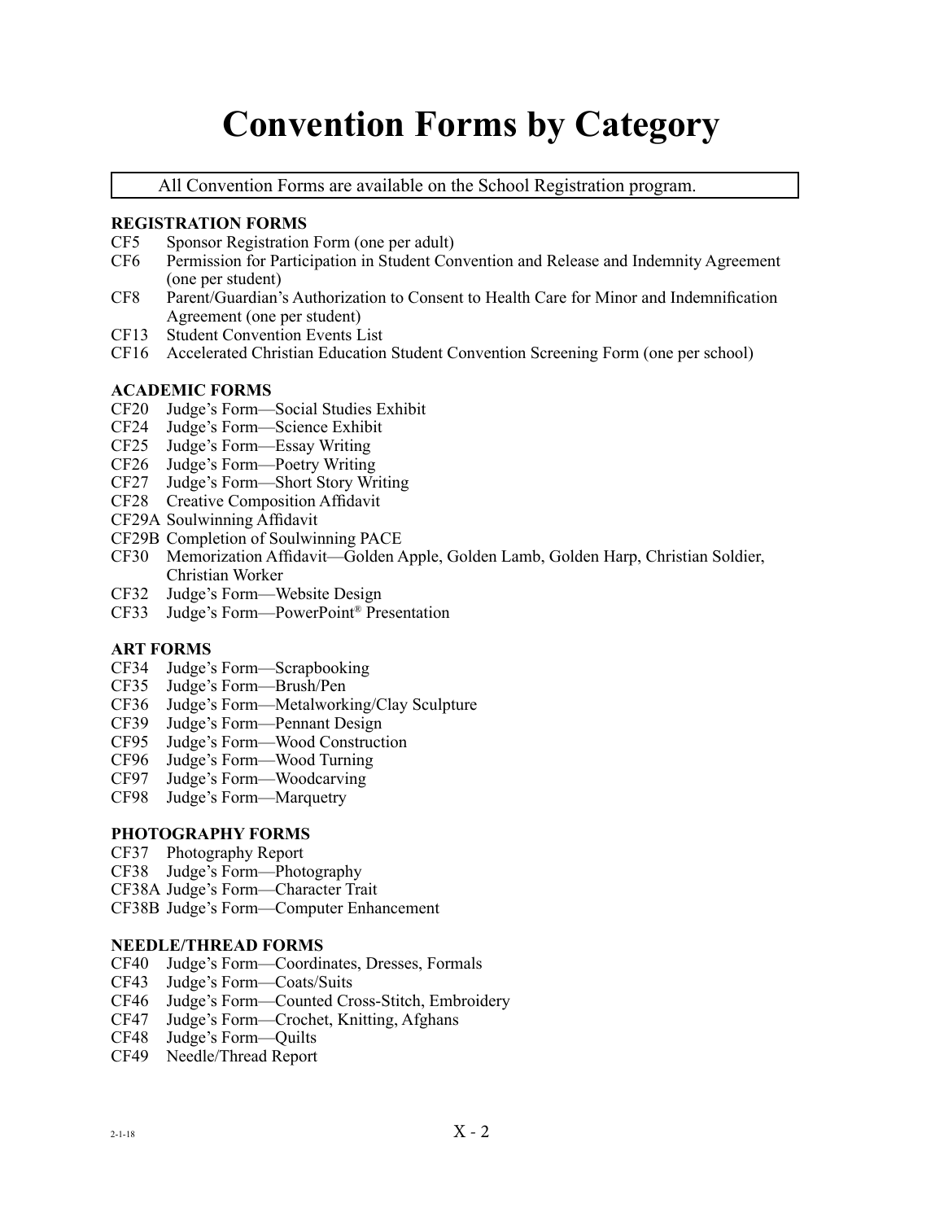# Convention Forms by Category

All Convention Forms are available on the School Registration program.

**REGISTRATION FORMS**

- CF5 Sponsor Registration Form (one per adult)
- CF6 Permission for Participation in Student Convention and Release and Indemnity Agreement (one per student)
- CF8 Parent/Guardian's Authorization to Consent to Health Care for Minor and Indemnification Agreement (one per student)
- CF13 Student Convention Events List
- CF16 Accelerated Christian Education Student Convention Screening Form (one per school)

**ACADEMIC FORMS**

- CF20 Judge's Form—Social Studies Exhibit
- CF24 Judge's Form—Science Exhibit
- CF25 Judge's Form—Essay Writing
- CF26 Judge's Form—Poetry Writing
- CF27 Judge's Form—Short Story Writing
- CF28 Creative Composition Affidavit
- CF29A Soulwinning Affidavit
- CF29B Completion of Soulwinning PACE
- CF30 Memorization Affidavit—Golden Apple, Golden Lamb, Golden Harp, Christian Soldier, Christian Worker
- CF32 Judge's Form—Website Design
- CF33 Judge's Form—PowerPoint® Presentation

**ART FORMS**

- CF34 Judge's Form—Scrapbooking
- CF35 Judge's Form—Brush/Pen
- CF36 Judge's Form—Metalworking/Clay Sculpture
- CF39 Judge's Form—Pennant Design
- CF95 Judge's Form—Wood Construction
- CF96 Judge's Form—Wood Turning
- CF97 Judge's Form—Woodcarving
- CF98 Judge's Form—Marquetry

**PHOTOGRAPHY FORMS**

- CF37 Photography Report
- CF38 Judge's Form—Photography
- CF38A Judge's Form—Character Trait
- CF38B Judge's Form—Computer Enhancement

**NEEDLE/THREAD FORMS**

- CF40 Judge's Form—Coordinates, Dresses, Formals
- CF43 Judge's Form—Coats/Suits
- CF46 Judge's Form—Counted Cross-Stitch, Embroidery
- CF47 Judge's Form—Crochet, Knitting, Afghans
- CF48 Judge's Form—Quilts
- CF49 Needle/Thread Report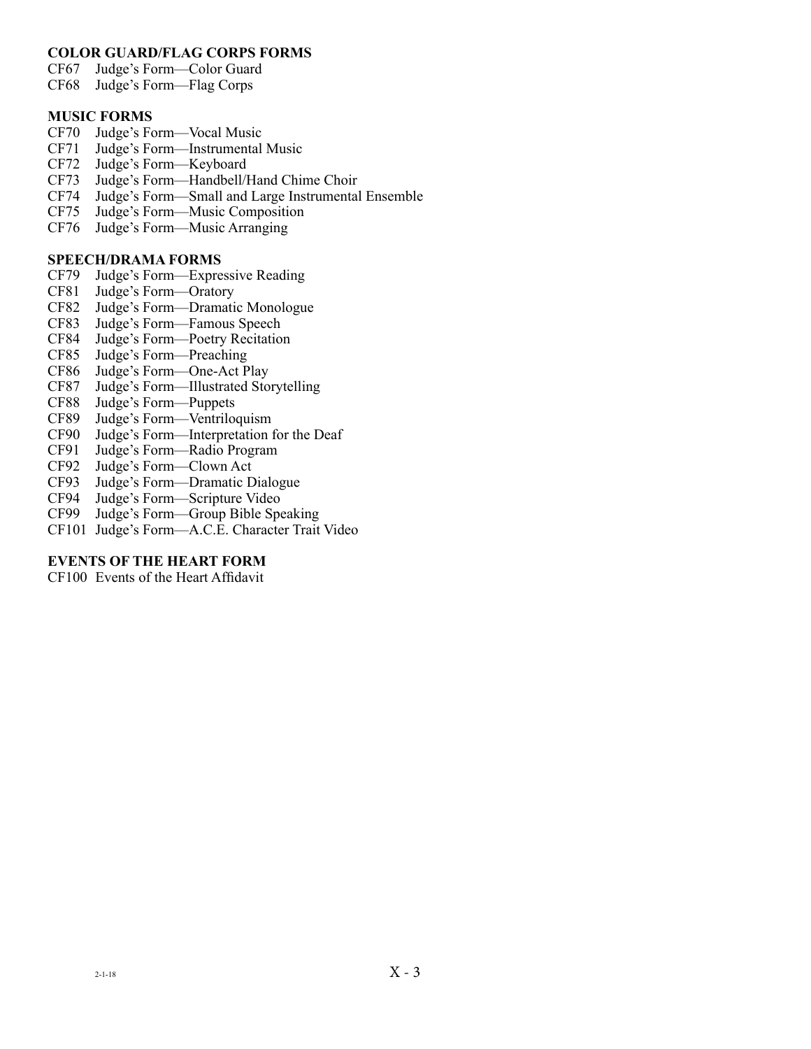**COLOR GUARD/FLAG CORPS FORMS**

CF67 Judge's Form—Color Guard
CF68 Judge's Form—Flag Corps

**MUSIC FORMS**

CF70 Judge's Form—Vocal Music
CF71 Judge's Form—Instrumental Music
CF72 Judge's Form—Keyboard
CF73 Judge's Form—Handbell/Hand Chime Choir
CF74 Judge's Form—Small and Large Instrumental Ensemble
CF75 Judge's Form—Music Composition
CF76 Judge's Form—Music Arranging

**SPEECH/DRAMA FORMS**

CF79 Judge's Form—Expressive Reading
CF81 Judge's Form—Oratory
CF82 Judge's Form—Dramatic Monologue
CF83 Judge's Form—Famous Speech
CF84 Judge's Form—Poetry Recitation
CF85 Judge's Form—Preaching
CF86 Judge's Form—One-Act Play
CF87 Judge's Form—Illustrated Storytelling
CF88 Judge's Form—Puppets
CF89 Judge's Form—Ventriloquism
CF90 Judge's Form—Interpretation for the Deaf
CF91 Judge's Form—Radio Program
CF92 Judge's Form—Clown Act
CF93 Judge's Form—Dramatic Dialogue
CF94 Judge's Form—Scripture Video
CF99 Judge's Form—Group Bible Speaking
CF101 Judge's Form—A.C.E. Character Trait Video

**EVENTS OF THE HEART FORM**

CF100 Events of the Heart Affidavit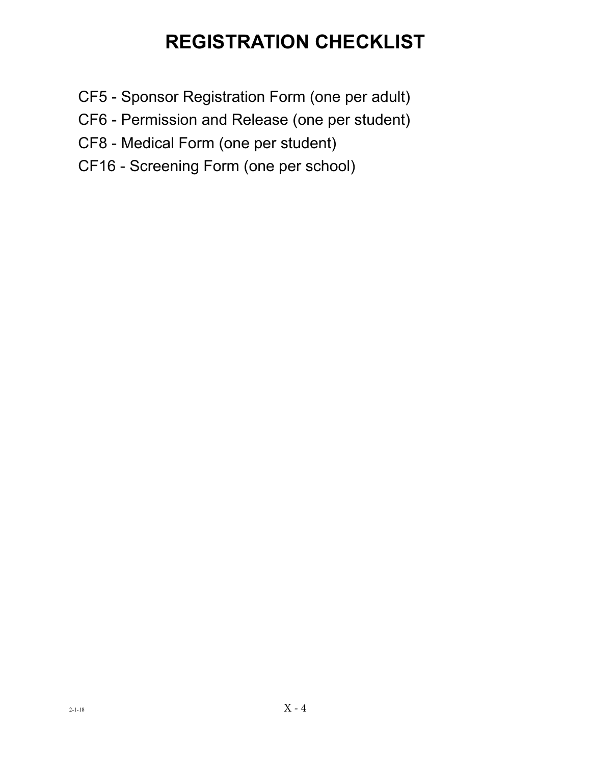# REGISTRATION CHECKLIST

CF5 - Sponsor Registration Form (one per adult)

CF6 - Permission and Release (one per student)

CF8 - Medical Form (one per student)

CF16 - Screening Form (one per school)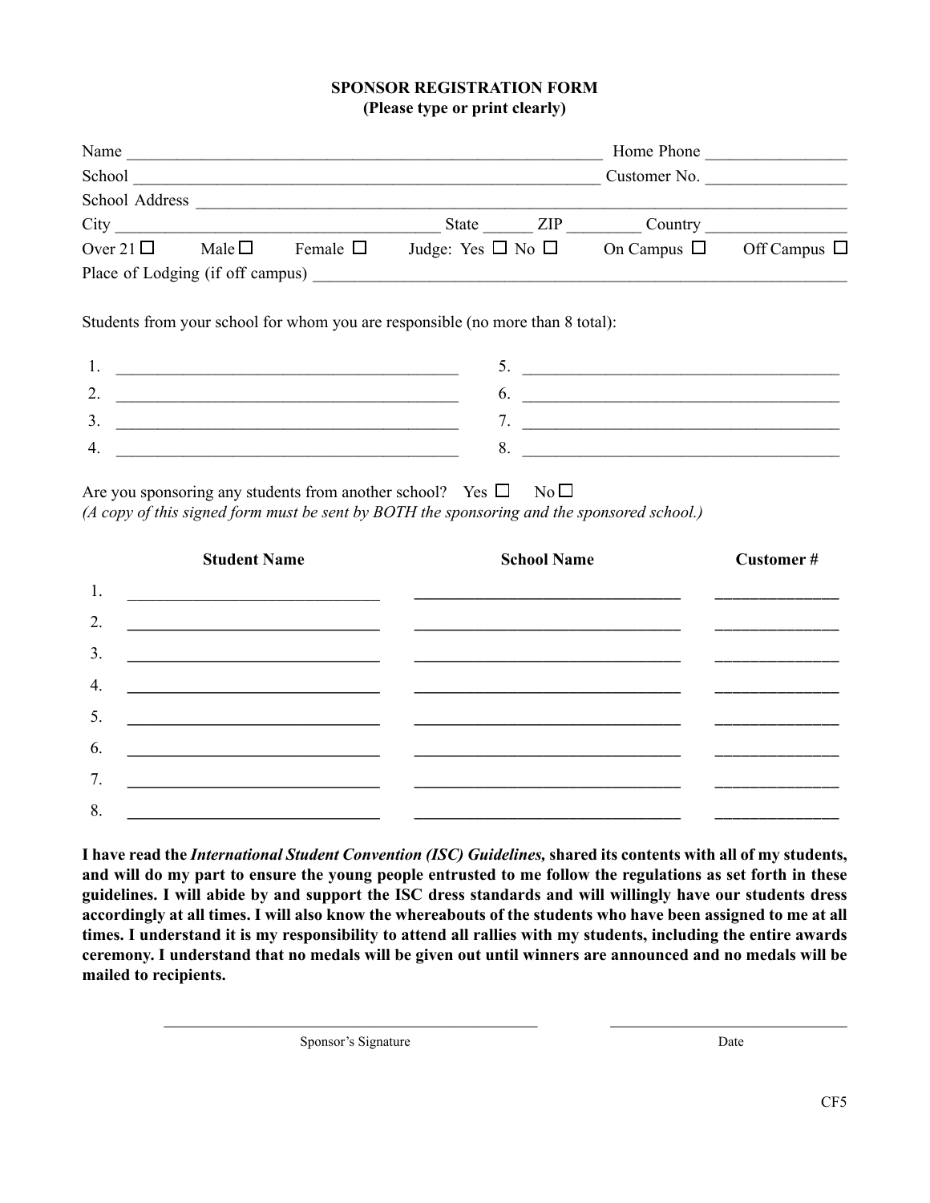**SPONSOR REGISTRATION FORM**
**(Please type or print clearly)**

Name ________________________________________________________ Home Phone ________________

School ______________________________________________________ Customer No. ________________

School Address ______________________________________________________________________________

City ____________________________________ State ______ ZIP _________ Country ________________

Over 21 ☐ Male ☐ Female ☐ Judge: Yes ☐ No ☐ On Campus ☐ Off Campus ☐

Place of Lodging (if off campus) ____________________________________________________________

Students from your school for whom you are responsible (no more than 8 total):

1. ________________________________________
2. ________________________________________
3. ________________________________________
4. ________________________________________
5. ________________________________________
6. ________________________________________
7. ________________________________________
8. ________________________________________

Are you sponsoring any students from another school? Yes ☐ No ☐
*(A copy of this signed form must be sent by BOTH the sponsoring and the sponsored school.)*

| | Student Name | School Name | Customer # |
|---|---|---|---|
| 1. | | | |
| 2. | | | |
| 3. | | | |
| 4. | | | |
| 5. | | | |
| 6. | | | |
| 7. | | | |
| 8. | | | |

**I have read the *International Student Convention (ISC) Guidelines,* shared its contents with all of my students, and will do my part to ensure the young people entrusted to me follow the regulations as set forth in these guidelines. I will abide by and support the ISC dress standards and will willingly have our students dress accordingly at all times. I will also know the whereabouts of the students who have been assigned to me at all times. I understand it is my responsibility to attend all rallies with my students, including the entire awards ceremony. I understand that no medals will be given out until winners are announced and no medals will be mailed to recipients.**

______________________________________________ ______________________________
Sponsor's Signature Date

CF5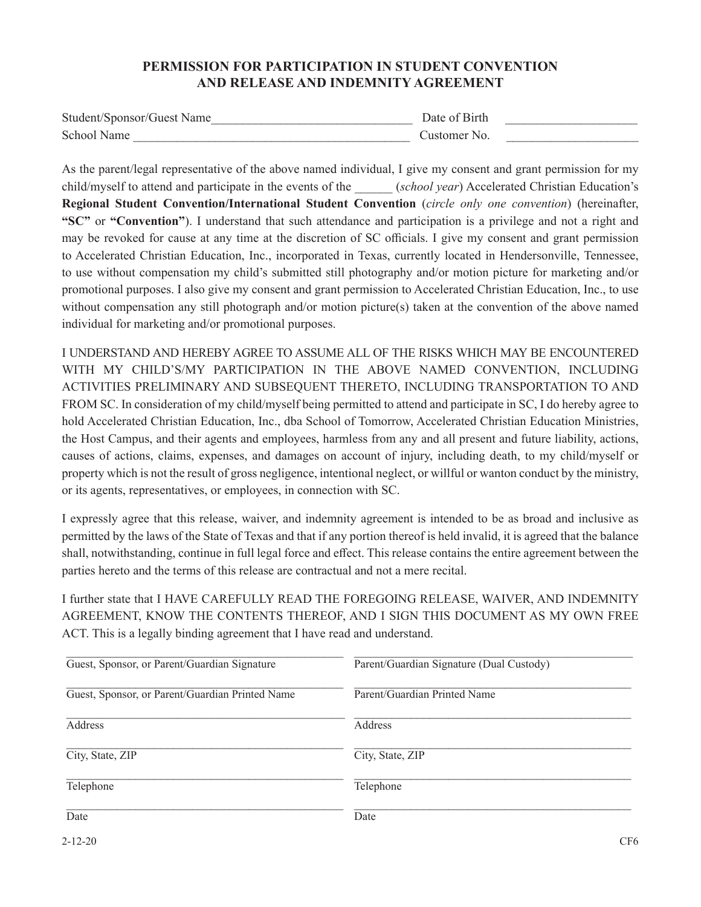## PERMISSION FOR PARTICIPATION IN STUDENT CONVENTION AND RELEASE AND INDEMNITY AGREEMENT

Student/Sponsor/Guest Name_______________________________ Date of Birth ____________________

School Name __________________________________________ Customer No. ____________________

As the parent/legal representative of the above named individual, I give my consent and grant permission for my child/myself to attend and participate in the events of the ______ (*school year*) Accelerated Christian Education's **Regional Student Convention/International Student Convention** (*circle only one convention*) (hereinafter, **"SC"** or **"Convention"**). I understand that such attendance and participation is a privilege and not a right and may be revoked for cause at any time at the discretion of SC officials. I give my consent and grant permission to Accelerated Christian Education, Inc., incorporated in Texas, currently located in Hendersonville, Tennessee, to use without compensation my child's submitted still photography and/or motion picture for marketing and/or promotional purposes. I also give my consent and grant permission to Accelerated Christian Education, Inc., to use without compensation any still photograph and/or motion picture(s) taken at the convention of the above named individual for marketing and/or promotional purposes.

I UNDERSTAND AND HEREBY AGREE TO ASSUME ALL OF THE RISKS WHICH MAY BE ENCOUNTERED WITH MY CHILD'S/MY PARTICIPATION IN THE ABOVE NAMED CONVENTION, INCLUDING ACTIVITIES PRELIMINARY AND SUBSEQUENT THERETO, INCLUDING TRANSPORTATION TO AND FROM SC. In consideration of my child/myself being permitted to attend and participate in SC, I do hereby agree to hold Accelerated Christian Education, Inc., dba School of Tomorrow, Accelerated Christian Education Ministries, the Host Campus, and their agents and employees, harmless from any and all present and future liability, actions, causes of actions, claims, expenses, and damages on account of injury, including death, to my child/myself or property which is not the result of gross negligence, intentional neglect, or willful or wanton conduct by the ministry, or its agents, representatives, or employees, in connection with SC.

I expressly agree that this release, waiver, and indemnity agreement is intended to be as broad and inclusive as permitted by the laws of the State of Texas and that if any portion thereof is held invalid, it is agreed that the balance shall, notwithstanding, continue in full legal force and effect. This release contains the entire agreement between the parties hereto and the terms of this release are contractual and not a mere recital.

I further state that I HAVE CAREFULLY READ THE FOREGOING RELEASE, WAIVER, AND INDEMNITY AGREEMENT, KNOW THE CONTENTS THEREOF, AND I SIGN THIS DOCUMENT AS MY OWN FREE ACT. This is a legally binding agreement that I have read and understand.

| | |
|---|---|
| ______________________________ | ______________________________ |
| Guest, Sponsor, or Parent/Guardian Signature | Parent/Guardian Signature (Dual Custody) |
| ______________________________ | ______________________________ |
| Guest, Sponsor, or Parent/Guardian Printed Name | Parent/Guardian Printed Name |
| ______________________________ | ______________________________ |
| Address | Address |
| ______________________________ | ______________________________ |
| City, State, ZIP | City, State, ZIP |
| ______________________________ | ______________________________ |
| Telephone | Telephone |
| ______________________________ | ______________________________ |
| Date | Date |

2-12-20 CF6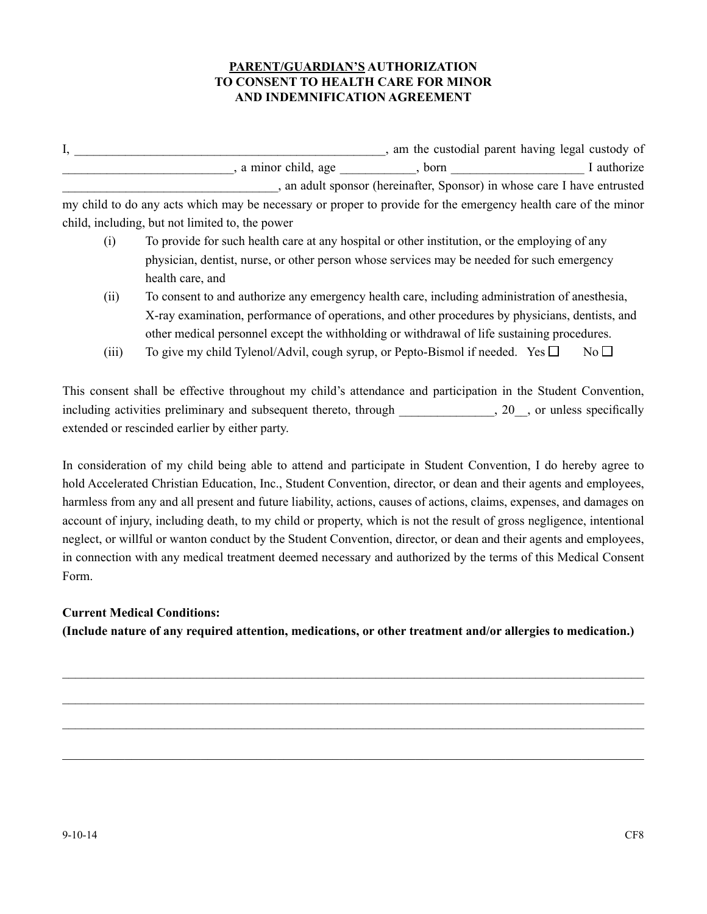**PARENT/GUARDIAN'S AUTHORIZATION TO CONSENT TO HEALTH CARE FOR MINOR AND INDEMNIFICATION AGREEMENT**

I, _________________________________________________, am the custodial parent having legal custody of ___________________________, a minor child, age ___________, born ____________________ I authorize __________________________________, an adult sponsor (hereinafter, Sponsor) in whose care I have entrusted my child to do any acts which may be necessary or proper to provide for the emergency health care of the minor child, including, but not limited to, the power

(i) To provide for such health care at any hospital or other institution, or the employing of any physician, dentist, nurse, or other person whose services may be needed for such emergency health care, and

(ii) To consent to and authorize any emergency health care, including administration of anesthesia, X-ray examination, performance of operations, and other procedures by physicians, dentists, and other medical personnel except the withholding or withdrawal of life sustaining procedures.

(iii) To give my child Tylenol/Advil, cough syrup, or Pepto-Bismol if needed. Yes ☐ No ☐

This consent shall be effective throughout my child's attendance and participation in the Student Convention, including activities preliminary and subsequent thereto, through _______________, 20__, or unless specifically extended or rescinded earlier by either party.

In consideration of my child being able to attend and participate in Student Convention, I do hereby agree to hold Accelerated Christian Education, Inc., Student Convention, director, or dean and their agents and employees, harmless from any and all present and future liability, actions, causes of actions, claims, expenses, and damages on account of injury, including death, to my child or property, which is not the result of gross negligence, intentional neglect, or willful or wanton conduct by the Student Convention, director, or dean and their agents and employees, in connection with any medical treatment deemed necessary and authorized by the terms of this Medical Consent Form.

**Current Medical Conditions:**
**(Include nature of any required attention, medications, or other treatment and/or allergies to medication.)**

_____________________________________________________________________________________

_____________________________________________________________________________________

_____________________________________________________________________________________

_____________________________________________________________________________________

9-10-14 CF8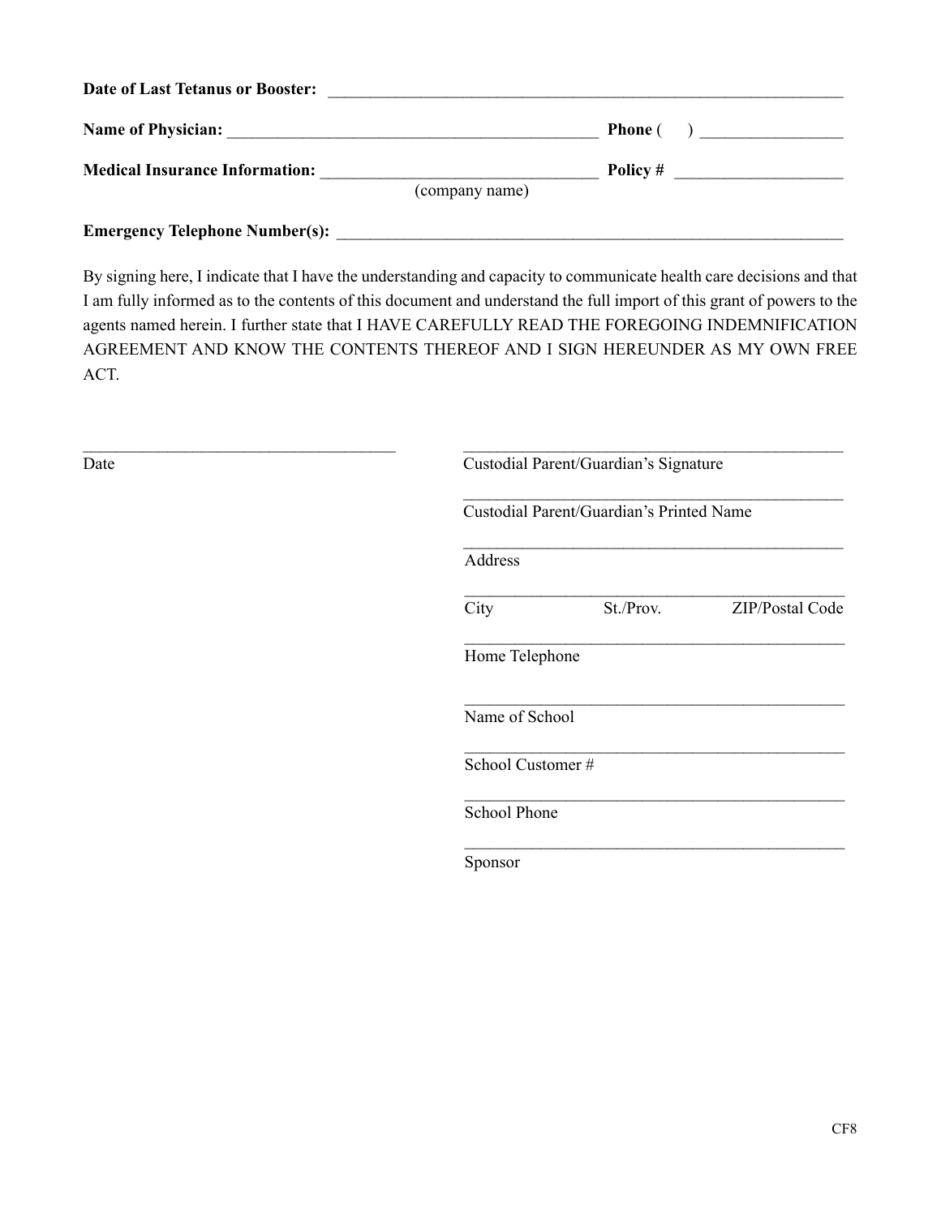**Date of Last Tetanus or Booster:** ______________________________________________________________

**Name of Physician:** ____________________________________________ **Phone** (     ) _________________

**Medical Insurance Information:** ________________________________ **Policy #** ____________________
(company name)

**Emergency Telephone Number(s):** ______________________________________________________________

By signing here, I indicate that I have the understanding and capacity to communicate health care decisions and that I am fully informed as to the contents of this document and understand the full import of this grant of powers to the agents named herein. I further state that I HAVE CAREFULLY READ THE FOREGOING INDEMNIFICATION AGREEMENT AND KNOW THE CONTENTS THEREOF AND I SIGN HEREUNDER AS MY OWN FREE ACT.

_____________________________________
Date

_____________________________________
Custodial Parent/Guardian's Signature

_____________________________________
Custodial Parent/Guardian's Printed Name

_____________________________________
Address

_____________________________________
City St./Prov. ZIP/Postal Code

_____________________________________
Home Telephone

_____________________________________
Name of School

_____________________________________
School Customer #

_____________________________________
School Phone

_____________________________________
Sponsor

CF8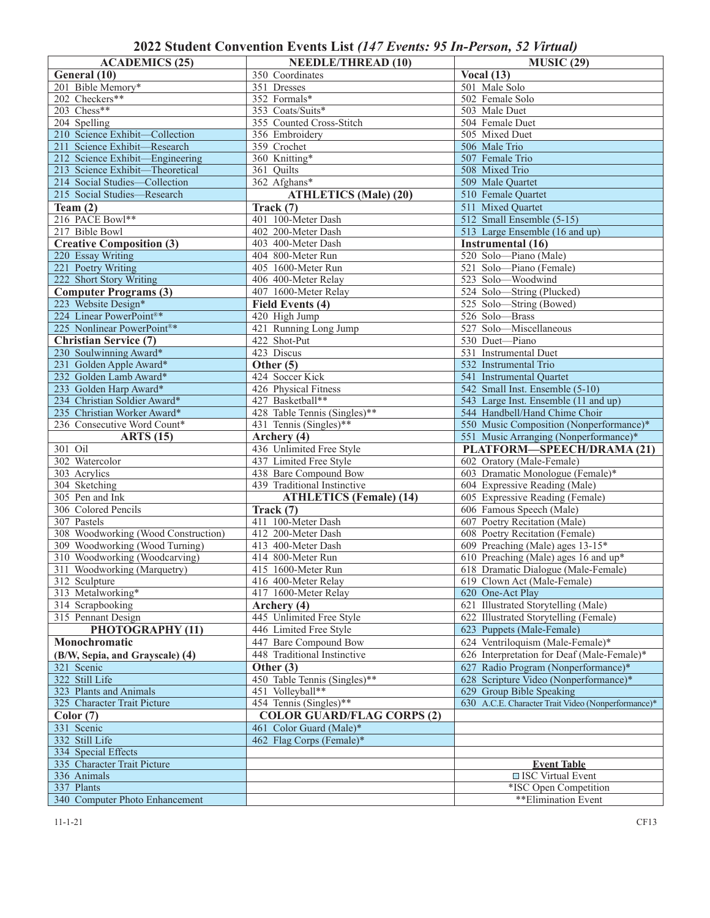# 2022 Student Convention Events List *(147 Events: 95 In-Person, 52 Virtual)*

| ACADEMICS (25) | NEEDLE/THREAD (10) | MUSIC (29) |
|---|---|---|
| **General (10)** | 350 Coordinates | **Vocal (13)** |
| 201 Bible Memory* | 351 Dresses | 501 Male Solo |
| 202 Checkers** | 352 Formals* | 502 Female Solo |
| 203 Chess** | 353 Coats/Suits* | 503 Male Duet |
| 204 Spelling | 355 Counted Cross-Stitch | 504 Female Duet |
| 210 Science Exhibit—Collection | 356 Embroidery | 505 Mixed Duet |
| 211 Science Exhibit—Research | 359 Crochet | 506 Male Trio |
| 212 Science Exhibit—Engineering | 360 Knitting* | 507 Female Trio |
| 213 Science Exhibit—Theoretical | 361 Quilts | 508 Mixed Trio |
| 214 Social Studies—Collection | 362 Afghans* | 509 Male Quartet |
| 215 Social Studies—Research | **ATHLETICS (Male) (20)** | 510 Female Quartet |
| **Team (2)** | **Track (7)** | 511 Mixed Quartet |
| 216 PACE Bowl** | 401 100-Meter Dash | 512 Small Ensemble (5-15) |
| 217 Bible Bowl | 402 200-Meter Dash | 513 Large Ensemble (16 and up) |
| **Creative Composition (3)** | 403 400-Meter Dash | **Instrumental (16)** |
| 220 Essay Writing | 404 800-Meter Run | 520 Solo—Piano (Male) |
| 221 Poetry Writing | 405 1600-Meter Run | 521 Solo—Piano (Female) |
| 222 Short Story Writing | 406 400-Meter Relay | 523 Solo—Woodwind |
| **Computer Programs (3)** | 407 1600-Meter Relay | 524 Solo—String (Plucked) |
| 223 Website Design* | **Field Events (4)** | 525 Solo—String (Bowed) |
| 224 Linear PowerPoint®* | 420 High Jump | 526 Solo—Brass |
| 225 Nonlinear PowerPoint®* | 421 Running Long Jump | 527 Solo—Miscellaneous |
| **Christian Service (7)** | 422 Shot-Put | 530 Duet—Piano |
| 230 Soulwinning Award* | 423 Discus | 531 Instrumental Duet |
| 231 Golden Apple Award* | **Other (5)** | 532 Instrumental Trio |
| 232 Golden Lamb Award* | 424 Soccer Kick | 541 Instrumental Quartet |
| 233 Golden Harp Award* | 426 Physical Fitness | 542 Small Inst. Ensemble (5-10) |
| 234 Christian Soldier Award* | 427 Basketball** | 543 Large Inst. Ensemble (11 and up) |
| 235 Christian Worker Award* | 428 Table Tennis (Singles)** | 544 Handbell/Hand Chime Choir |
| 236 Consecutive Word Count* | 431 Tennis (Singles)** | 550 Music Composition (Nonperformance)* |
| **ARTS (15)** | **Archery (4)** | 551 Music Arranging (Nonperformance)* |
| 301 Oil | 436 Unlimited Free Style | **PLATFORM—SPEECH/DRAMA (21)** |
| 302 Watercolor | 437 Limited Free Style | 602 Oratory (Male-Female) |
| 303 Acrylics | 438 Bare Compound Bow | 603 Dramatic Monologue (Female)* |
| 304 Sketching | 439 Traditional Instinctive | 604 Expressive Reading (Male) |
| 305 Pen and Ink | **ATHLETICS (Female) (14)** | 605 Expressive Reading (Female) |
| 306 Colored Pencils | **Track (7)** | 606 Famous Speech (Male) |
| 307 Pastels | 411 100-Meter Dash | 607 Poetry Recitation (Male) |
| 308 Woodworking (Wood Construction) | 412 200-Meter Dash | 608 Poetry Recitation (Female) |
| 309 Woodworking (Wood Turning) | 413 400-Meter Dash | 609 Preaching (Male) ages 13-15* |
| 310 Woodworking (Woodcarving) | 414 800-Meter Run | 610 Preaching (Male) ages 16 and up* |
| 311 Woodworking (Marquetry) | 415 1600-Meter Run | 618 Dramatic Dialogue (Male-Female) |
| 312 Sculpture | 416 400-Meter Relay | 619 Clown Act (Male-Female) |
| 313 Metalworking* | 417 1600-Meter Relay | 620 One-Act Play |
| 314 Scrapbooking | **Archery (4)** | 621 Illustrated Storytelling (Male) |
| 315 Pennant Design | 445 Unlimited Free Style | 622 Illustrated Storytelling (Female) |
| **PHOTOGRAPHY (11)** | 446 Limited Free Style | 623 Puppets (Male-Female) |
| **Monochromatic** | 447 Bare Compound Bow | 624 Ventriloquism (Male-Female)* |
| **(B/W, Sepia, and Grayscale) (4)** | 448 Traditional Instinctive | 626 Interpretation for Deaf (Male-Female)* |
| 321 Scenic | **Other (3)** | 627 Radio Program (Nonperformance)* |
| 322 Still Life | 450 Table Tennis (Singles)** | 628 Scripture Video (Nonperformance)* |
| 323 Plants and Animals | 451 Volleyball** | 629 Group Bible Speaking |
| 325 Character Trait Picture | 454 Tennis (Singles)** | 630 A.C.E. Character Trait Video (Nonperformance)* |
| **Color (7)** | **COLOR GUARD/FLAG CORPS (2)** | |
| 331 Scenic | 461 Color Guard (Male)* | |
| 332 Still Life | 462 Flag Corps (Female)* | |
| 334 Special Effects | | |
| 335 Character Trait Picture | | **Event Table** |
| 336 Animals | | ☐ ISC Virtual Event |
| 337 Plants | | *ISC Open Competition |
| 340 Computer Photo Enhancement | | **Elimination Event |

11-1-21 CF13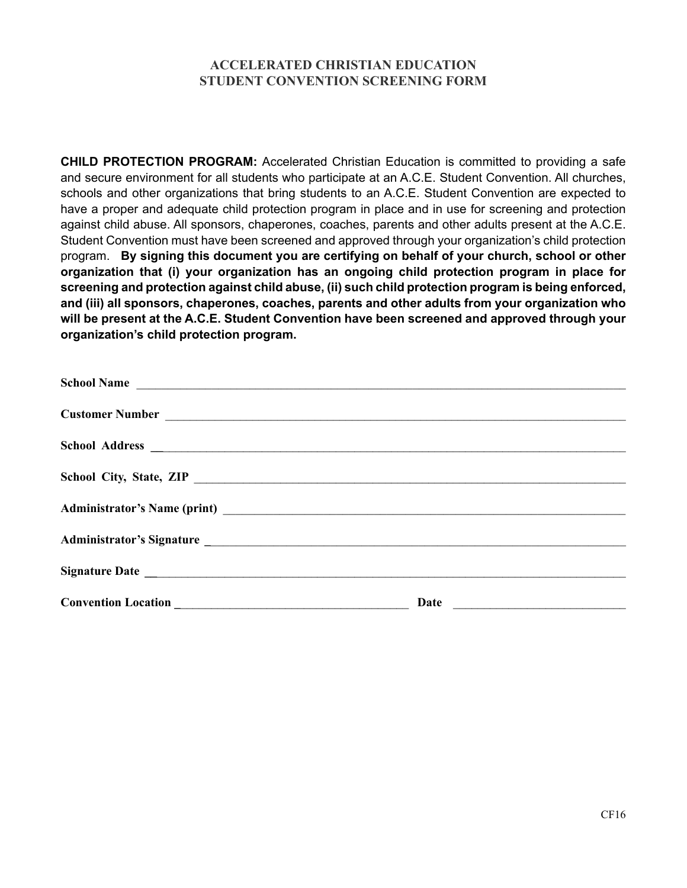# ACCELERATED CHRISTIAN EDUCATION
# STUDENT CONVENTION SCREENING FORM

**CHILD PROTECTION PROGRAM:** Accelerated Christian Education is committed to providing a safe and secure environment for all students who participate at an A.C.E. Student Convention. All churches, schools and other organizations that bring students to an A.C.E. Student Convention are expected to have a proper and adequate child protection program in place and in use for screening and protection against child abuse. All sponsors, chaperones, coaches, parents and other adults present at the A.C.E. Student Convention must have been screened and approved through your organization's child protection program. **By signing this document you are certifying on behalf of your church, school or other organization that (i) your organization has an ongoing child protection program in place for screening and protection against child abuse, (ii) such child protection program is being enforced, and (iii) all sponsors, chaperones, coaches, parents and other adults from your organization who will be present at the A.C.E. Student Convention have been screened and approved through your organization's child protection program.**

**School Name** ______________________________________________

**Customer Number** ______________________________________________

**School Address** ______________________________________________

**School City, State, ZIP** ______________________________________________

**Administrator's Name (print)** ______________________________________________

**Administrator's Signature** ______________________________________________

**Signature Date** ______________________________________________

**Convention Location** ______________________ **Date** ______________________

CF16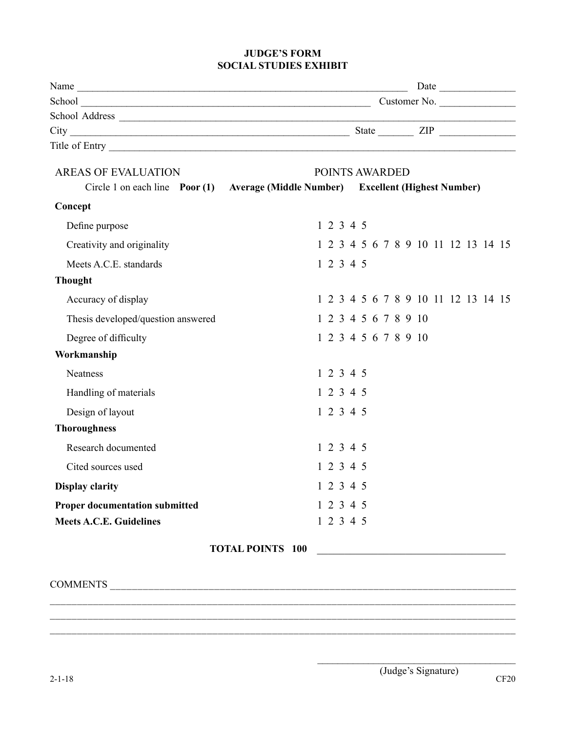# JUDGE'S FORM
## SOCIAL STUDIES EXHIBIT

Name ______________________________________________ Date ______________

School ____________________________________________ Customer No. ______________

School Address ______________________________________________________________

City ______________________________________ State _______ ZIP ______________

Title of Entry _______________________________________________________________

| AREAS OF EVALUATION | POINTS AWARDED |
|---|---|
| Circle 1 on each line **Poor (1)** | **Average (Middle Number)** **Excellent (Highest Number)** |
| **Concept** | |
| Define purpose | 1 2 3 4 5 |
| Creativity and originality | 1 2 3 4 5 6 7 8 9 10 11 12 13 14 15 |
| Meets A.C.E. standards | 1 2 3 4 5 |
| **Thought** | |
| Accuracy of display | 1 2 3 4 5 6 7 8 9 10 11 12 13 14 15 |
| Thesis developed/question answered | 1 2 3 4 5 6 7 8 9 10 |
| Degree of difficulty | 1 2 3 4 5 6 7 8 9 10 |
| **Workmanship** | |
| Neatness | 1 2 3 4 5 |
| Handling of materials | 1 2 3 4 5 |
| Design of layout | 1 2 3 4 5 |
| **Thoroughness** | |
| Research documented | 1 2 3 4 5 |
| Cited sources used | 1 2 3 4 5 |
| **Display clarity** | 1 2 3 4 5 |
| **Proper documentation submitted** | 1 2 3 4 5 |
| **Meets A.C.E. Guidelines** | 1 2 3 4 5 |

**TOTAL POINTS 100** ____________________________________

COMMENTS ____________________________________________________________________

______________________________________________________________________________

______________________________________________________________________________

______________________________________________________________________________

______________________________________
(Judge's Signature)

2-1-18 CF20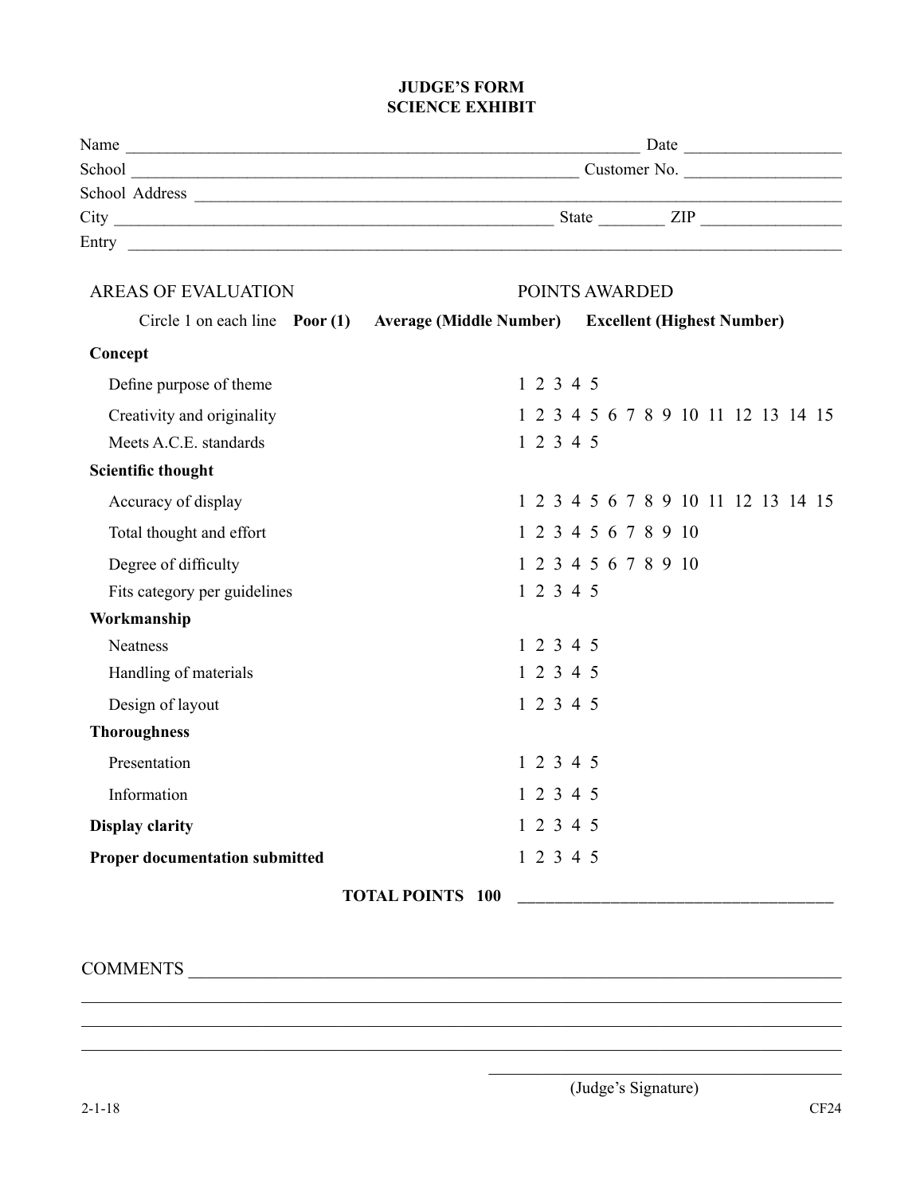# JUDGE'S FORM
## SCIENCE EXHIBIT

Name ______________________________ Date ______________

School ______________________________ Customer No. ______________

School Address ______________________________

City ______________________________ State ________ ZIP ______________

Entry ______________________________

| AREAS OF EVALUATION | POINTS AWARDED |
|---|---|
| Circle 1 on each line **Poor (1)** **Average (Middle Number)** **Excellent (Highest Number)** | |
| **Concept** | |
| Define purpose of theme | 1 2 3 4 5 |
| Creativity and originality | 1 2 3 4 5 6 7 8 9 10 11 12 13 14 15 |
| Meets A.C.E. standards | 1 2 3 4 5 |
| **Scientific thought** | |
| Accuracy of display | 1 2 3 4 5 6 7 8 9 10 11 12 13 14 15 |
| Total thought and effort | 1 2 3 4 5 6 7 8 9 10 |
| Degree of difficulty | 1 2 3 4 5 6 7 8 9 10 |
| Fits category per guidelines | 1 2 3 4 5 |
| **Workmanship** | |
| Neatness | 1 2 3 4 5 |
| Handling of materials | 1 2 3 4 5 |
| Design of layout | 1 2 3 4 5 |
| **Thoroughness** | |
| Presentation | 1 2 3 4 5 |
| Information | 1 2 3 4 5 |
| **Display clarity** | 1 2 3 4 5 |
| **Proper documentation submitted** | 1 2 3 4 5 |
| **TOTAL POINTS 100** | ______________________________ |

COMMENTS ______________________________

______________________________

______________________________

______________________________

______________________________
(Judge's Signature)

2-1-18 CF24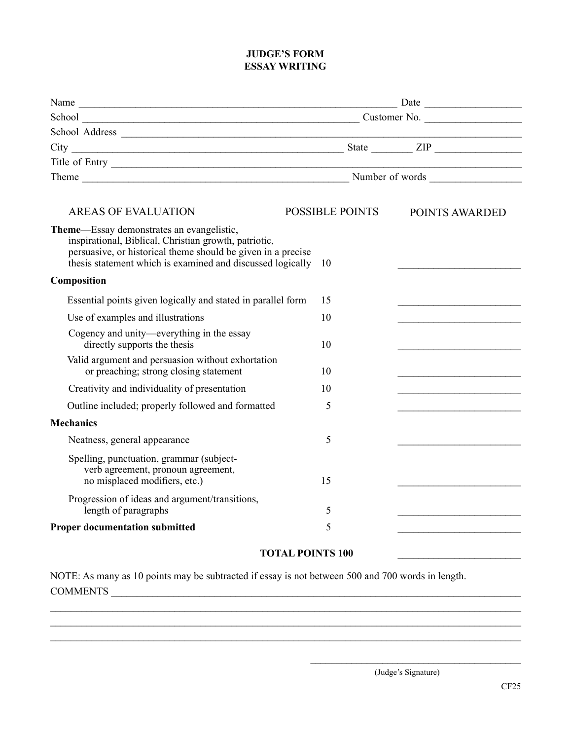# JUDGE'S FORM
# ESSAY WRITING

Name ______________________________________________ Date ________________

School ____________________________________________ Customer No. ________________

School Address ______________________________________________________________

City ______________________________________ State ________ ZIP ________________

Title of Entry ______________________________________________________________

Theme ____________________________________________ Number of words ________________

| AREAS OF EVALUATION | POSSIBLE POINTS | POINTS AWARDED |
|---|---|---|
| **Theme**—Essay demonstrates an evangelistic, inspirational, Biblical, Christian growth, patriotic, persuasive, or historical theme should be given in a precise thesis statement which is examined and discussed logically | 10 | ________________ |
| **Composition** | | |
| Essential points given logically and stated in parallel form | 15 | ________________ |
| Use of examples and illustrations | 10 | ________________ |
| Cogency and unity—everything in the essay directly supports the thesis | 10 | ________________ |
| Valid argument and persuasion without exhortation or preaching; strong closing statement | 10 | ________________ |
| Creativity and individuality of presentation | 10 | ________________ |
| Outline included; properly followed and formatted | 5 | ________________ |
| **Mechanics** | | |
| Neatness, general appearance | 5 | ________________ |
| Spelling, punctuation, grammar (subject-verb agreement, pronoun agreement, no misplaced modifiers, etc.) | 15 | ________________ |
| Progression of ideas and argument/transitions, length of paragraphs | 5 | ________________ |
| **Proper documentation submitted** | 5 | ________________ |
| **TOTAL POINTS 100** | | ________________ |

NOTE: As many as 10 points may be subtracted if essay is not between 500 and 700 words in length.

COMMENTS ______________________________________________________________

______________________________________________________________________

______________________________________________________________________

______________________________________________________________________

______________________________________
(Judge's Signature)

CF25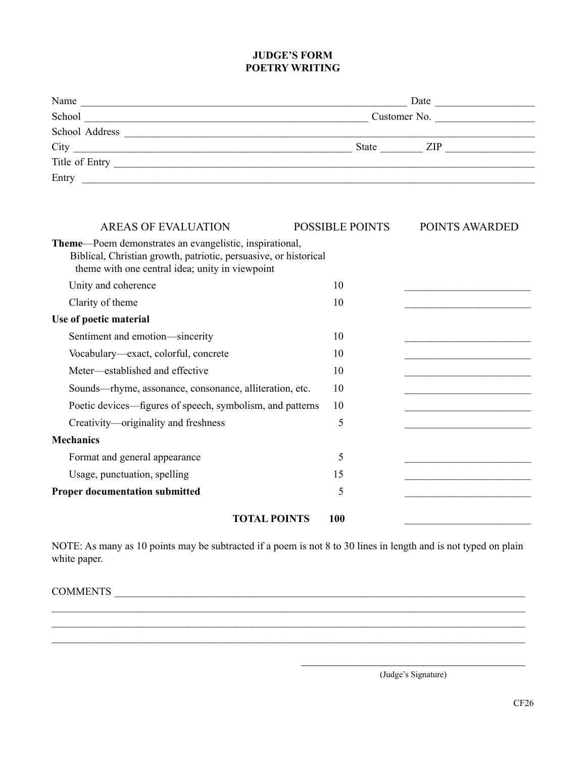# JUDGE'S FORM
## POETRY WRITING

Name ______________________________ Date ______________

School ______________________________ Customer No. ______________

School Address ______________________________________________

City ______________________________ State ________ ZIP ______________

Title of Entry ______________________________________________

Entry ______________________________________________

| AREAS OF EVALUATION | POSSIBLE POINTS | POINTS AWARDED |
|---|---|---|
| **Theme**—Poem demonstrates an evangelistic, inspirational, Biblical, Christian growth, patriotic, persuasive, or historical theme with one central idea; unity in viewpoint | | |
| Unity and coherence | 10 | ______________ |
| Clarity of theme | 10 | ______________ |
| **Use of poetic material** | | |
| Sentiment and emotion—sincerity | 10 | ______________ |
| Vocabulary—exact, colorful, concrete | 10 | ______________ |
| Meter—established and effective | 10 | ______________ |
| Sounds—rhyme, assonance, consonance, alliteration, etc. | 10 | ______________ |
| Poetic devices—figures of speech, symbolism, and patterns | 10 | ______________ |
| Creativity—originality and freshness | 5 | ______________ |
| **Mechanics** | | |
| Format and general appearance | 5 | ______________ |
| Usage, punctuation, spelling | 15 | ______________ |
| **Proper documentation submitted** | 5 | ______________ |
| **TOTAL POINTS** | **100** | ______________ |

NOTE: As many as 10 points may be subtracted if a poem is not 8 to 30 lines in length and is not typed on plain white paper.

COMMENTS ______________________________________________

______________________________________________

______________________________________________

______________________________________________

______________________________
(Judge's Signature)

CF26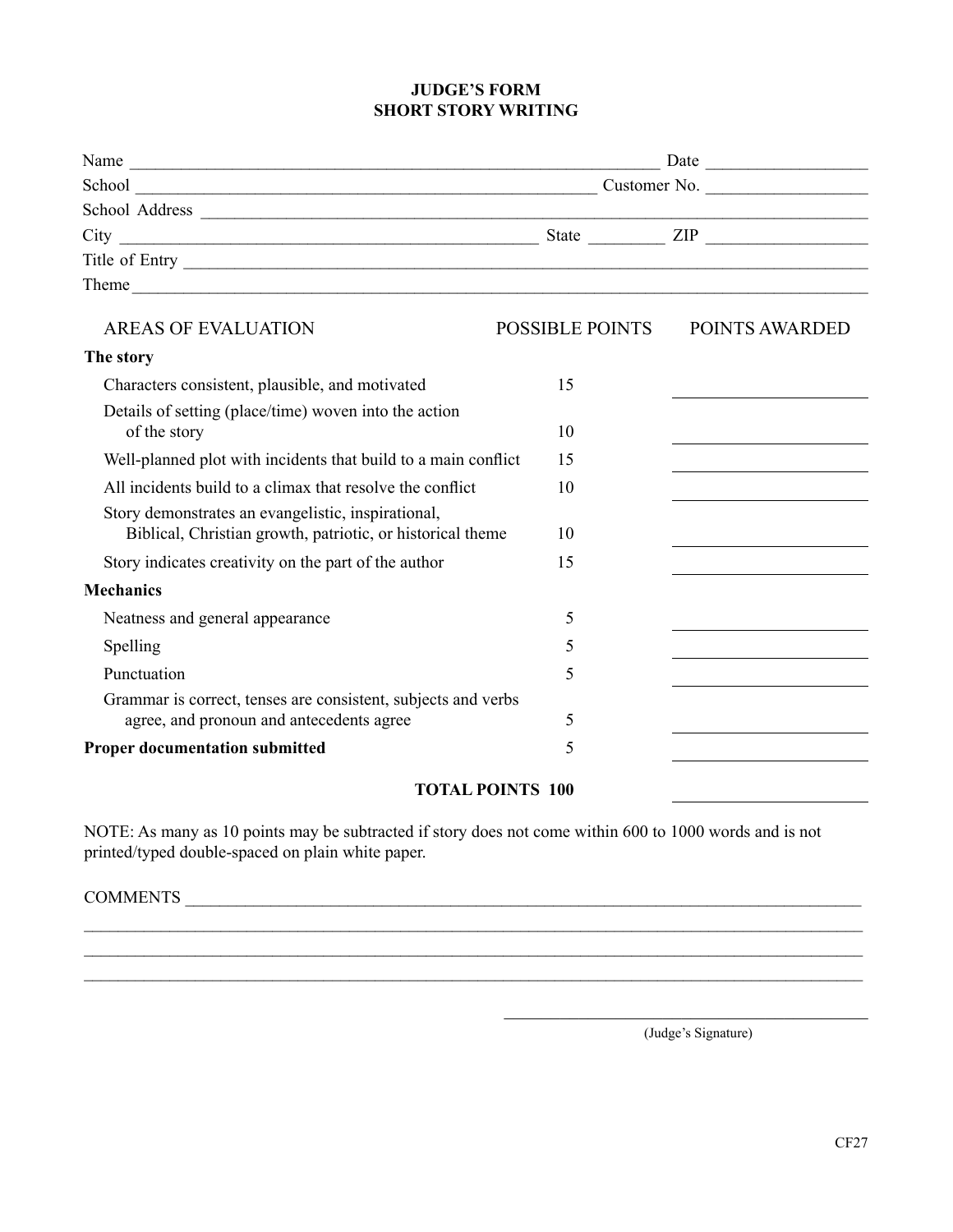# JUDGE'S FORM
## SHORT STORY WRITING

Name _______________________________________________ Date ________________

School _____________________________________________ Customer No. ________________

School Address ______________________________________________________________

City ______________________________________ State ________ ZIP ________________

Title of Entry _______________________________________________________________

Theme _____________________________________________________________________

| AREAS OF EVALUATION | POSSIBLE POINTS | POINTS AWARDED |
|---|---|---|
| **The story** | | |
| Characters consistent, plausible, and motivated | 15 | ________ |
| Details of setting (place/time) woven into the action of the story | 10 | ________ |
| Well-planned plot with incidents that build to a main conflict | 15 | ________ |
| All incidents build to a climax that resolve the conflict | 10 | ________ |
| Story demonstrates an evangelistic, inspirational, Biblical, Christian growth, patriotic, or historical theme | 10 | ________ |
| Story indicates creativity on the part of the author | 15 | ________ |
| **Mechanics** | | |
| Neatness and general appearance | 5 | ________ |
| Spelling | 5 | ________ |
| Punctuation | 5 | ________ |
| Grammar is correct, tenses are consistent, subjects and verbs agree, and pronoun and antecedents agree | 5 | ________ |
| **Proper documentation submitted** | 5 | ________ |
| **TOTAL POINTS** | **100** | ________ |

NOTE: As many as 10 points may be subtracted if story does not come within 600 to 1000 words and is not printed/typed double-spaced on plain white paper.

COMMENTS ___________________________________________________________________

_____________________________________________________________________________

_____________________________________________________________________________

_____________________________________________________________________________

_______________________________
(Judge's Signature)

CF27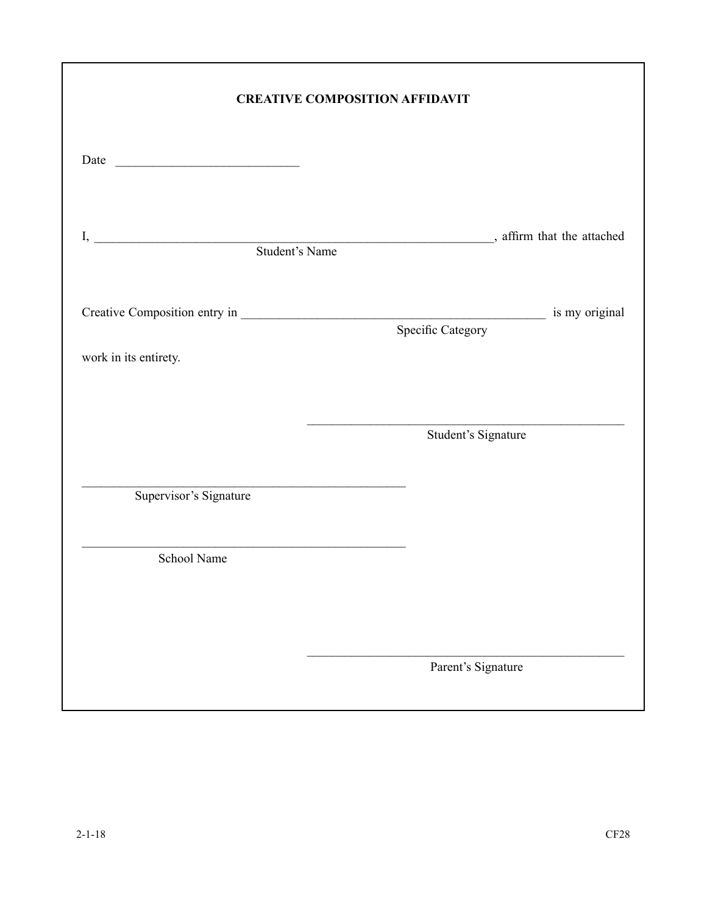## CREATIVE COMPOSITION AFFIDAVIT

Date ____________________________

I, ______________________________________________________________, affirm that the attached
Student's Name

Creative Composition entry in _______________________________________________ is my original
Specific Category

work in its entirety.

_________________________________________________
Student's Signature

_________________________________________________
Supervisor's Signature

_________________________________________________
School Name

_________________________________________________
Parent's Signature

2-1-18

CF28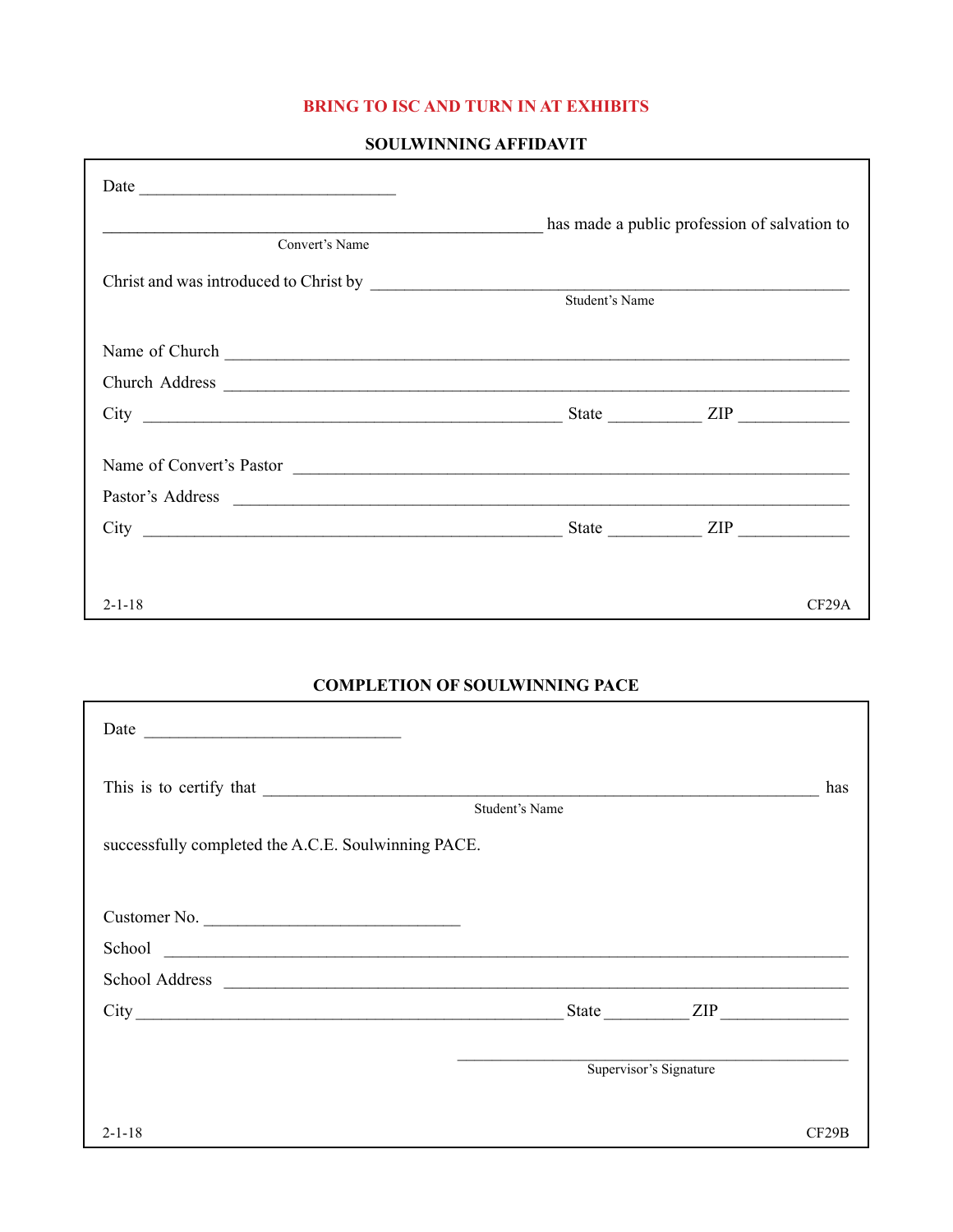**BRING TO ISC AND TURN IN AT EXHIBITS**

## SOULWINNING AFFIDAVIT

Date ______________________________

__________________________________________________ has made a public profession of salvation to
Convert's Name

Christ and was introduced to Christ by _______________________________________________
Student's Name

Name of Church _________________________________________________________________

Church Address _________________________________________________________________

City ______________________________________________ State __________ ZIP ____________

Name of Convert's Pastor ___________________________________________________________

Pastor's Address _________________________________________________________________

City ______________________________________________ State __________ ZIP ____________

2-1-18 CF29A

## COMPLETION OF SOULWINNING PACE

Date ______________________________

This is to certify that ______________________________________________________________ has
Student's Name

successfully completed the A.C.E. Soulwinning PACE.

Customer No. ____________________________

School __________________________________________________________________________

School Address ___________________________________________________________________

City ______________________________________________ State __________ ZIP ____________

______________________________________________
Supervisor's Signature

2-1-18 CF29B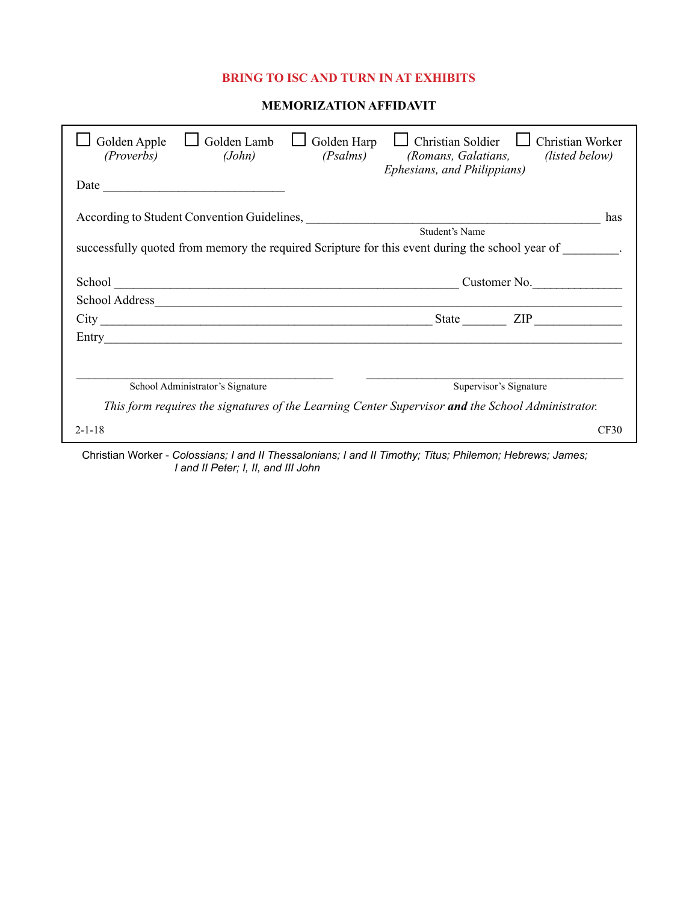**BRING TO ISC AND TURN IN AT EXHIBITS**

## MEMORIZATION AFFIDAVIT

☐ Golden Apple *(Proverbs)* ☐ Golden Lamb *(John)* ☐ Golden Harp *(Psalms)* ☐ Christian Soldier *(Romans, Galatians, Ephesians, and Philippians)* ☐ Christian Worker *(listed below)*

Date ____________________________

According to Student Convention Guidelines, ______________________________________________ has
Student's Name

successfully quoted from memory the required Scripture for this event during the school year of ________.

School ______________________________________________________ Customer No.______________

School Address_______________________________________________________________________

City ___________________________________________________ State _______ ZIP ______________

Entry_____________________________________________________________________________

________________________________________ ________________________________________
School Administrator's Signature Supervisor's Signature

*This form requires the signatures of the Learning Center Supervisor* ***and*** *the School Administrator.*

2-1-18 CF30

Christian Worker - *Colossians; I and II Thessalonians; I and II Timothy; Titus; Philemon; Hebrews; James; I and II Peter; I, II, and III John*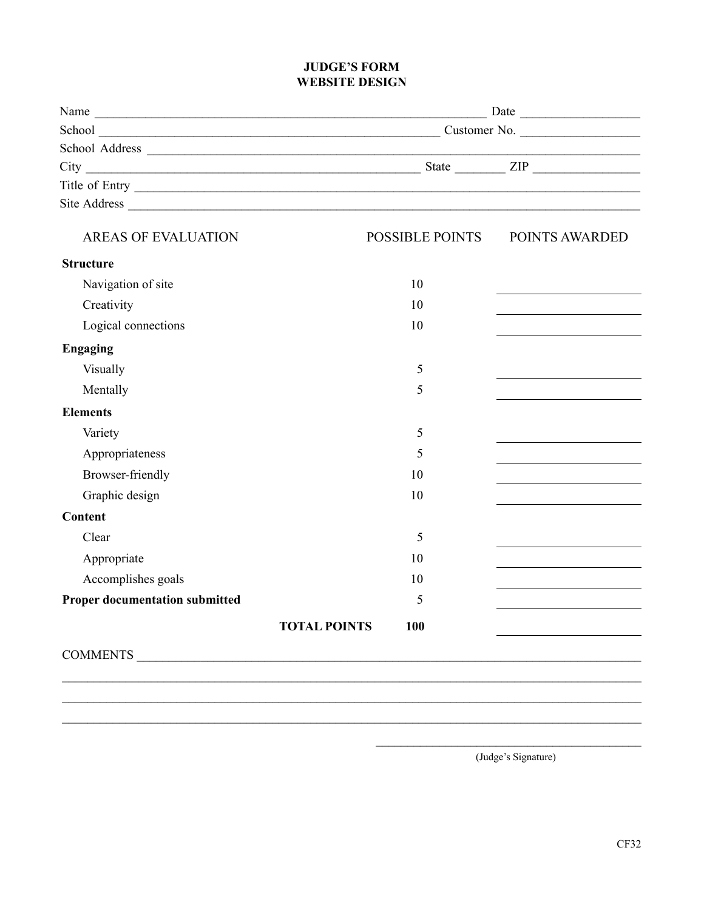# JUDGE'S FORM
## WEBSITE DESIGN

Name ____________________________________________ Date ______________

School ______________________________________ Customer No. ______________

School Address ______________________________________________________

City ____________________________________ State ______ ZIP ____________

Title of Entry ______________________________________________________

Site Address _______________________________________________________

| AREAS OF EVALUATION | POSSIBLE POINTS | POINTS AWARDED |
|---|---|---|
| **Structure** | | |
| Navigation of site | 10 | ________ |
| Creativity | 10 | ________ |
| Logical connections | 10 | ________ |
| **Engaging** | | |
| Visually | 5 | ________ |
| Mentally | 5 | ________ |
| **Elements** | | |
| Variety | 5 | ________ |
| Appropriateness | 5 | ________ |
| Browser-friendly | 10 | ________ |
| Graphic design | 10 | ________ |
| **Content** | | |
| Clear | 5 | ________ |
| Appropriate | 10 | ________ |
| Accomplishes goals | 10 | ________ |
| **Proper documentation submitted** | 5 | ________ |
| **TOTAL POINTS** | **100** | ________ |

COMMENTS ___________________________________________________________

____________________________________________________________________

____________________________________________________________________

____________________________________________________________________

________________________________

(Judge's Signature)

CF32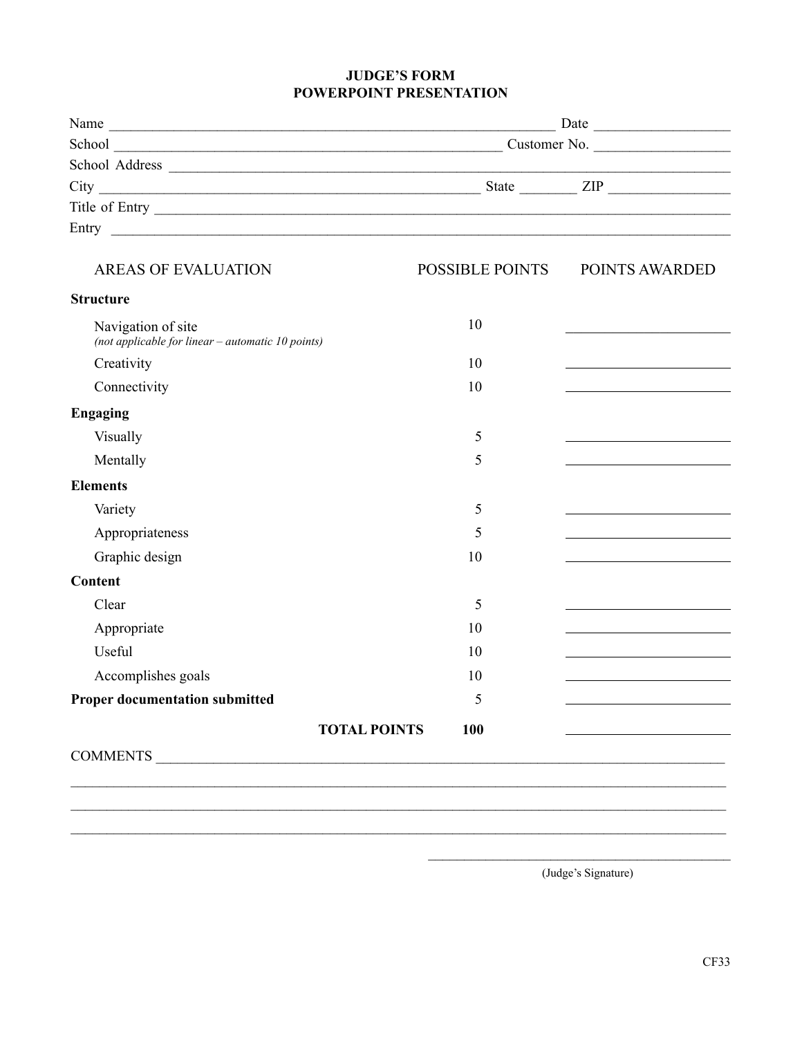# JUDGE'S FORM
## POWERPOINT PRESENTATION

Name ____________________________________________ Date ______________

School ______________________________________ Customer No. ______________

School Address ____________________________________________________________

City ____________________________________ State ______ ZIP ____________

Title of Entry ______________________________________________________________

Entry ____________________________________________________________________

| AREAS OF EVALUATION | POSSIBLE POINTS | POINTS AWARDED |
|---|---|---|
| **Structure** | | |
| Navigation of site *(not applicable for linear – automatic 10 points)* | 10 | ________ |
| Creativity | 10 | ________ |
| Connectivity | 10 | ________ |
| **Engaging** | | |
| Visually | 5 | ________ |
| Mentally | 5 | ________ |
| **Elements** | | |
| Variety | 5 | ________ |
| Appropriateness | 5 | ________ |
| Graphic design | 10 | ________ |
| **Content** | | |
| Clear | 5 | ________ |
| Appropriate | 10 | ________ |
| Useful | 10 | ________ |
| Accomplishes goals | 10 | ________ |
| **Proper documentation submitted** | 5 | ________ |
| **TOTAL POINTS** | **100** | ________ |

COMMENTS ______________________________________________________________

__________________________________________________________________________

__________________________________________________________________________

__________________________________________________________________________

______________________________

(Judge's Signature)

CF33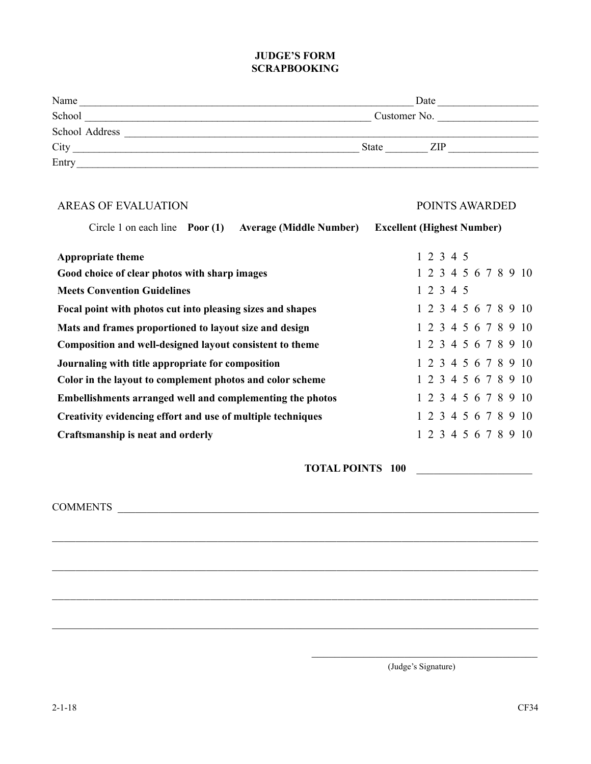# JUDGE'S FORM
# SCRAPBOOKING

Name ______________________________ Date ______________

School ______________________________ Customer No. ______________

School Address ______________________________

City ______________________________ State ________ ZIP ______________

Entry ______________________________

| AREAS OF EVALUATION | POINTS AWARDED |
|---|---|
| Circle 1 on each line **Poor (1)** **Average (Middle Number)** | **Excellent (Highest Number)** |
| **Appropriate theme** | 1 2 3 4 5 |
| **Good choice of clear photos with sharp images** | 1 2 3 4 5 6 7 8 9 10 |
| **Meets Convention Guidelines** | 1 2 3 4 5 |
| **Focal point with photos cut into pleasing sizes and shapes** | 1 2 3 4 5 6 7 8 9 10 |
| **Mats and frames proportioned to layout size and design** | 1 2 3 4 5 6 7 8 9 10 |
| **Composition and well-designed layout consistent to theme** | 1 2 3 4 5 6 7 8 9 10 |
| **Journaling with title appropriate for composition** | 1 2 3 4 5 6 7 8 9 10 |
| **Color in the layout to complement photos and color scheme** | 1 2 3 4 5 6 7 8 9 10 |
| **Embellishments arranged well and complementing the photos** | 1 2 3 4 5 6 7 8 9 10 |
| **Creativity evidencing effort and use of multiple techniques** | 1 2 3 4 5 6 7 8 9 10 |
| **Craftsmanship is neat and orderly** | 1 2 3 4 5 6 7 8 9 10 |

**TOTAL POINTS 100** ______________________

COMMENTS ______________________________________________________________

______________________________________________________________

______________________________________________________________

______________________________________________________________

______________________________________________________________

______________________________
(Judge's Signature)

2-1-18 CF34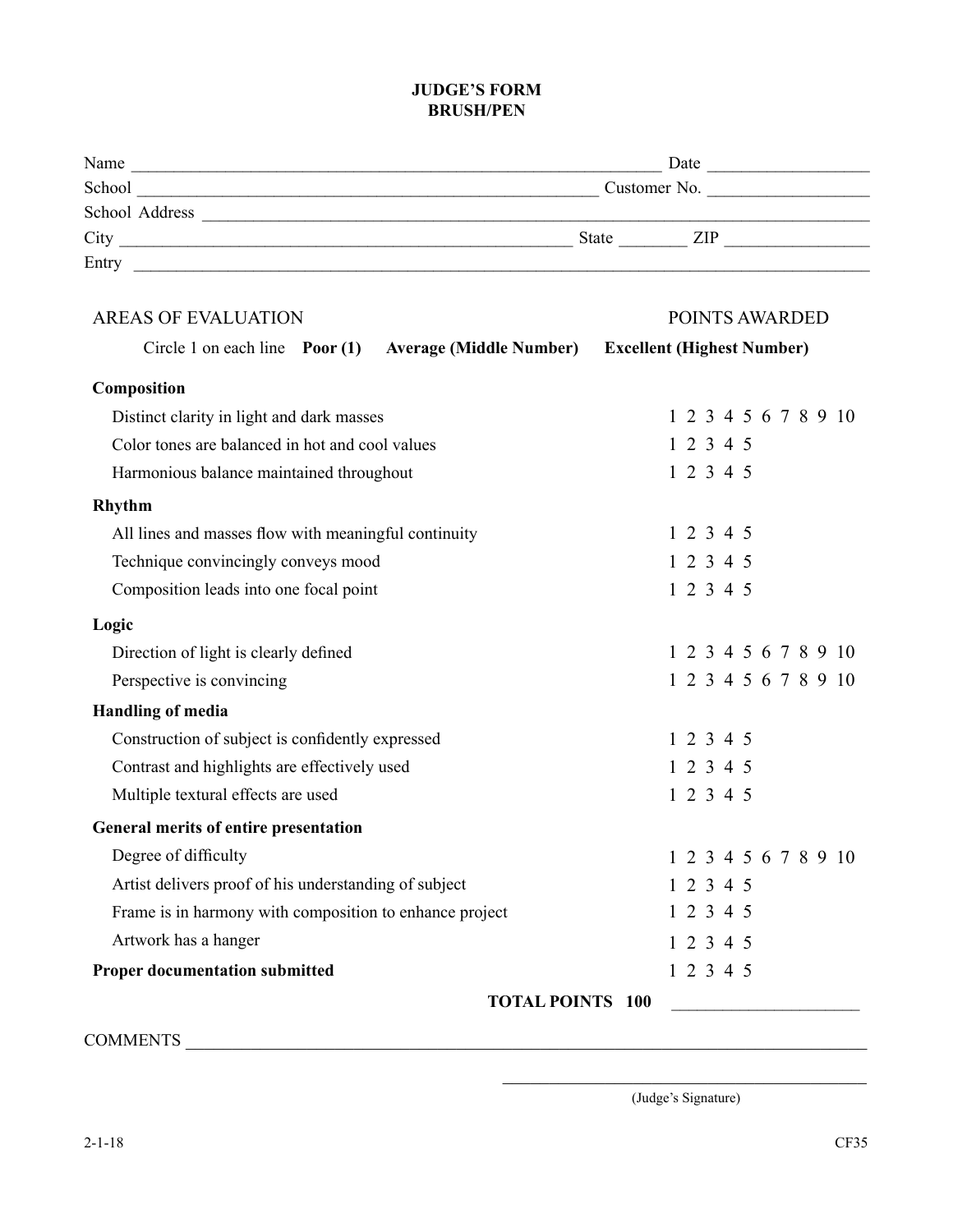# JUDGE'S FORM
## BRUSH/PEN

Name ______________________________ Date ______________
School ______________________________ Customer No. ______________
School Address ______________________________
City ______________________________ State ________ ZIP ______________
Entry ______________________________

| AREAS OF EVALUATION | POINTS AWARDED |
|---|---|
| Circle 1 on each line **Poor (1)** **Average (Middle Number)** | **Excellent (Highest Number)** |
| **Composition** | |
| Distinct clarity in light and dark masses | 1 2 3 4 5 6 7 8 9 10 |
| Color tones are balanced in hot and cool values | 1 2 3 4 5 |
| Harmonious balance maintained throughout | 1 2 3 4 5 |
| **Rhythm** | |
| All lines and masses flow with meaningful continuity | 1 2 3 4 5 |
| Technique convincingly conveys mood | 1 2 3 4 5 |
| Composition leads into one focal point | 1 2 3 4 5 |
| **Logic** | |
| Direction of light is clearly defined | 1 2 3 4 5 6 7 8 9 10 |
| Perspective is convincing | 1 2 3 4 5 6 7 8 9 10 |
| **Handling of media** | |
| Construction of subject is confidently expressed | 1 2 3 4 5 |
| Contrast and highlights are effectively used | 1 2 3 4 5 |
| Multiple textural effects are used | 1 2 3 4 5 |
| **General merits of entire presentation** | |
| Degree of difficulty | 1 2 3 4 5 6 7 8 9 10 |
| Artist delivers proof of his understanding of subject | 1 2 3 4 5 |
| Frame is in harmony with composition to enhance project | 1 2 3 4 5 |
| Artwork has a hanger | 1 2 3 4 5 |
| **Proper documentation submitted** | 1 2 3 4 5 |
| **TOTAL POINTS 100** | ______________ |

COMMENTS ______________________________

______________________________
(Judge's Signature)

2-1-18 CF35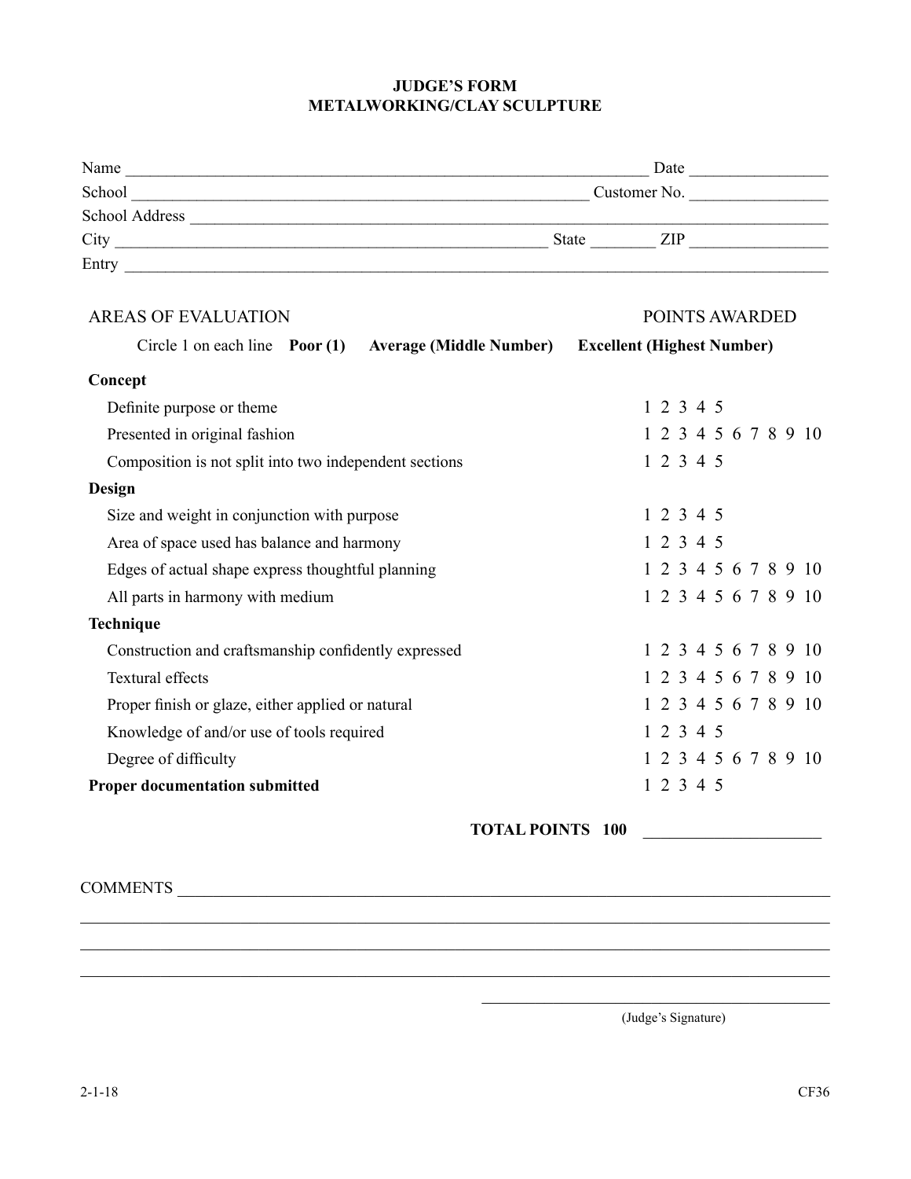# JUDGE'S FORM
# METALWORKING/CLAY SCULPTURE

Name ________________________________________________ Date ______________

School ______________________________________________ Customer No. ______________

School Address ________________________________________________________________

City ________________________________________ State ________ ZIP ______________

Entry ________________________________________________________________________

| AREAS OF EVALUATION | POINTS AWARDED |
|---|---|
| Circle 1 on each line **Poor (1)** **Average (Middle Number)** | **Excellent (Highest Number)** |
| **Concept** | |
| Definite purpose or theme | 1 2 3 4 5 |
| Presented in original fashion | 1 2 3 4 5 6 7 8 9 10 |
| Composition is not split into two independent sections | 1 2 3 4 5 |
| **Design** | |
| Size and weight in conjunction with purpose | 1 2 3 4 5 |
| Area of space used has balance and harmony | 1 2 3 4 5 |
| Edges of actual shape express thoughtful planning | 1 2 3 4 5 6 7 8 9 10 |
| All parts in harmony with medium | 1 2 3 4 5 6 7 8 9 10 |
| **Technique** | |
| Construction and craftsmanship confidently expressed | 1 2 3 4 5 6 7 8 9 10 |
| Textural effects | 1 2 3 4 5 6 7 8 9 10 |
| Proper finish or glaze, either applied or natural | 1 2 3 4 5 6 7 8 9 10 |
| Knowledge of and/or use of tools required | 1 2 3 4 5 |
| Degree of difficulty | 1 2 3 4 5 6 7 8 9 10 |
| **Proper documentation submitted** | 1 2 3 4 5 |

**TOTAL POINTS 100** ______________________

COMMENTS ______________________________________________________________________

_______________________________________________________________________________

_______________________________________________________________________________

_______________________________________________________________________________

______________________________________

(Judge's Signature)

2-1-18 CF36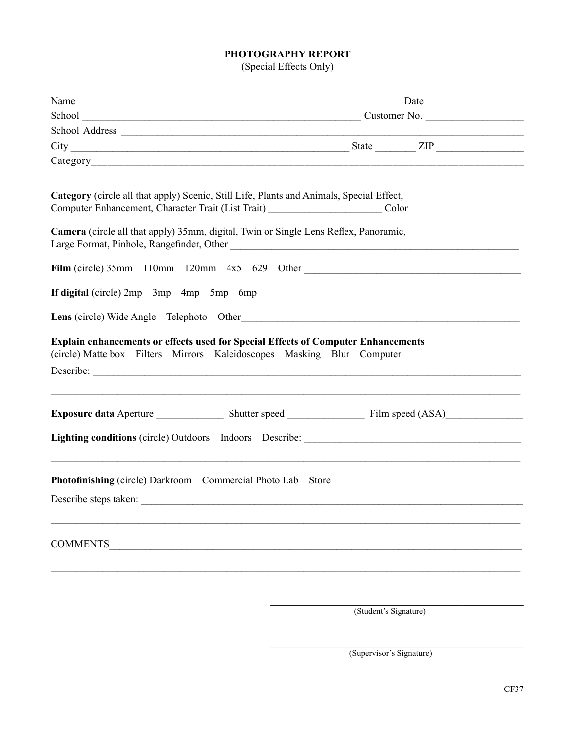# PHOTOGRAPHY REPORT

(Special Effects Only)

Name ______________________________________________________________ Date __________________

School ______________________________________________________ Customer No. __________________

School Address ____________________________________________________________________________

City ____________________________________________________ State ________ ZIP ________________

Category__________________________________________________________________________________

**Category** (circle all that apply) Scenic, Still Life, Plants and Animals, Special Effect, Computer Enhancement, Character Trait (List Trait) _____________________ Color

**Camera** (circle all that apply) 35mm, digital, Twin or Single Lens Reflex, Panoramic, Large Format, Pinhole, Rangefinder, Other ___________________________________________________________

**Film** (circle) 35mm 110mm 120mm 4x5 629 Other __________________________________________

**If digital** (circle) 2mp 3mp 4mp 5mp 6mp

**Lens** (circle) Wide Angle Telephoto Other______________________________________________________

**Explain enhancements or effects used for Special Effects of Computer Enhancements**
(circle) Matte box Filters Mirrors Kaleidoscopes Masking Blur Computer

Describe: __________________________________________________________________________________

___________________________________________________________________________________________

**Exposure data** Aperture _____________ Shutter speed _______________ Film speed (ASA)_______________

**Lighting conditions** (circle) Outdoors Indoors Describe: __________________________________________

___________________________________________________________________________________________

**Photofinishing** (circle) Darkroom Commercial Photo Lab Store

Describe steps taken: _________________________________________________________________________

___________________________________________________________________________________________

COMMENTS_________________________________________________________________________________

___________________________________________________________________________________________

_______________________________________
(Student's Signature)

_______________________________________
(Supervisor's Signature)

CF37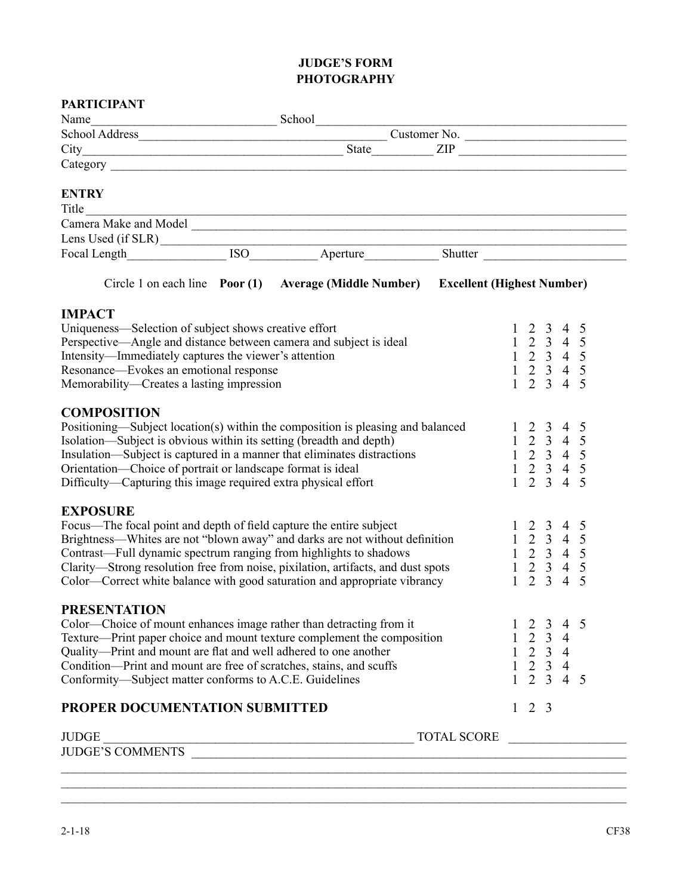# JUDGE'S FORM
# PHOTOGRAPHY

**PARTICIPANT**

Name\_\_\_\_\_\_\_\_\_\_\_\_\_\_\_\_\_\_\_\_\_\_\_\_\_\_\_\_\_\_ School\_\_\_\_\_\_\_\_\_\_\_\_\_\_\_\_\_\_\_\_\_\_\_\_\_\_\_\_\_\_\_\_\_\_\_\_\_\_\_\_\_\_\_\_\_\_\_\_

School Address\_\_\_\_\_\_\_\_\_\_\_\_\_\_\_\_\_\_\_\_\_\_\_\_\_\_\_\_\_\_\_\_\_\_\_\_\_\_\_ Customer No. \_\_\_\_\_\_\_\_\_\_\_\_\_\_\_\_\_\_\_\_\_\_\_\_\_

City\_\_\_\_\_\_\_\_\_\_\_\_\_\_\_\_\_\_\_\_\_\_\_\_\_\_\_\_\_\_\_\_\_\_\_\_\_\_\_\_\_\_ State\_\_\_\_\_\_\_\_\_ ZIP \_\_\_\_\_\_\_\_\_\_\_\_\_\_\_\_\_\_\_\_\_\_\_\_\_\_

Category \_\_\_\_\_\_\_\_\_\_\_\_\_\_\_\_\_\_\_\_\_\_\_\_\_\_\_\_\_\_\_\_\_\_\_\_\_\_\_\_\_\_\_\_\_\_\_\_\_\_\_\_\_\_\_\_\_\_\_\_\_\_\_\_\_\_\_\_\_\_\_\_\_\_\_\_\_\_\_\_\_\_\_

**ENTRY**

Title\_\_\_\_\_\_\_\_\_\_\_\_\_\_\_\_\_\_\_\_\_\_\_\_\_\_\_\_\_\_\_\_\_\_\_\_\_\_\_\_\_\_\_\_\_\_\_\_\_\_\_\_\_\_\_\_\_\_\_\_\_\_\_\_\_\_\_\_\_\_\_\_\_\_\_\_\_\_\_\_\_\_\_\_\_\_

Camera Make and Model \_\_\_\_\_\_\_\_\_\_\_\_\_\_\_\_\_\_\_\_\_\_\_\_\_\_\_\_\_\_\_\_\_\_\_\_\_\_\_\_\_\_\_\_\_\_\_\_\_\_\_\_\_\_\_\_\_\_\_\_\_\_\_\_\_\_\_\_

Lens Used (if SLR)\_\_\_\_\_\_\_\_\_\_\_\_\_\_\_\_\_\_\_\_\_\_\_\_\_\_\_\_\_\_\_\_\_\_\_\_\_\_\_\_\_\_\_\_\_\_\_\_\_\_\_\_\_\_\_\_\_\_\_\_\_\_\_\_\_\_\_\_\_\_\_\_\_

Focal Length\_\_\_\_\_\_\_\_\_\_\_\_\_\_\_ ISO\_\_\_\_\_\_\_\_\_\_ Aperture\_\_\_\_\_\_\_\_\_\_\_ Shutter \_\_\_\_\_\_\_\_\_\_\_\_\_\_\_\_\_\_\_\_\_\_

Circle 1 on each line **Poor (1)** **Average (Middle Number)** **Excellent (Highest Number)**

## IMPACT

| | |
|---|---|
| Uniqueness—Selection of subject shows creative effort | 1 2 3 4 5 |
| Perspective—Angle and distance between camera and subject is ideal | 1 2 3 4 5 |
| Intensity—Immediately captures the viewer's attention | 1 2 3 4 5 |
| Resonance—Evokes an emotional response | 1 2 3 4 5 |
| Memorability—Creates a lasting impression | 1 2 3 4 5 |

## COMPOSITION

| | |
|---|---|
| Positioning—Subject location(s) within the composition is pleasing and balanced | 1 2 3 4 5 |
| Isolation—Subject is obvious within its setting (breadth and depth) | 1 2 3 4 5 |
| Insulation—Subject is captured in a manner that eliminates distractions | 1 2 3 4 5 |
| Orientation—Choice of portrait or landscape format is ideal | 1 2 3 4 5 |
| Difficulty—Capturing this image required extra physical effort | 1 2 3 4 5 |

## EXPOSURE

| | |
|---|---|
| Focus—The focal point and depth of field capture the entire subject | 1 2 3 4 5 |
| Brightness—Whites are not "blown away" and darks are not without definition | 1 2 3 4 5 |
| Contrast—Full dynamic spectrum ranging from highlights to shadows | 1 2 3 4 5 |
| Clarity—Strong resolution free from noise, pixilation, artifacts, and dust spots | 1 2 3 4 5 |
| Color—Correct white balance with good saturation and appropriate vibrancy | 1 2 3 4 5 |

## PRESENTATION

| | |
|---|---|
| Color—Choice of mount enhances image rather than detracting from it | 1 2 3 4 5 |
| Texture—Print paper choice and mount texture complement the composition | 1 2 3 4 |
| Quality—Print and mount are flat and well adhered to one another | 1 2 3 4 |
| Condition—Print and mount are free of scratches, stains, and scuffs | 1 2 3 4 |
| Conformity—Subject matter conforms to A.C.E. Guidelines | 1 2 3 4 5 |

## PROPER DOCUMENTATION SUBMITTED

1 2 3

JUDGE \_\_\_\_\_\_\_\_\_\_\_\_\_\_\_\_\_\_\_\_\_\_\_\_\_\_\_\_\_\_\_\_\_\_\_\_\_\_\_\_\_\_\_\_\_\_\_\_\_ TOTAL SCORE \_\_\_\_\_\_\_\_\_\_\_\_\_\_\_\_\_\_

JUDGE'S COMMENTS \_\_\_\_\_\_\_\_\_\_\_\_\_\_\_\_\_\_\_\_\_\_\_\_\_\_\_\_\_\_\_\_\_\_\_\_\_\_\_\_\_\_\_\_\_\_\_\_\_\_\_\_\_\_\_\_\_\_\_\_\_\_\_\_\_\_\_\_\_\_

\_\_\_\_\_\_\_\_\_\_\_\_\_\_\_\_\_\_\_\_\_\_\_\_\_\_\_\_\_\_\_\_\_\_\_\_\_\_\_\_\_\_\_\_\_\_\_\_\_\_\_\_\_\_\_\_\_\_\_\_\_\_\_\_\_\_\_\_\_\_\_\_\_\_\_\_\_\_\_\_\_\_\_\_\_\_\_\_\_

\_\_\_\_\_\_\_\_\_\_\_\_\_\_\_\_\_\_\_\_\_\_\_\_\_\_\_\_\_\_\_\_\_\_\_\_\_\_\_\_\_\_\_\_\_\_\_\_\_\_\_\_\_\_\_\_\_\_\_\_\_\_\_\_\_\_\_\_\_\_\_\_\_\_\_\_\_\_\_\_\_\_\_\_\_\_\_\_\_

\_\_\_\_\_\_\_\_\_\_\_\_\_\_\_\_\_\_\_\_\_\_\_\_\_\_\_\_\_\_\_\_\_\_\_\_\_\_\_\_\_\_\_\_\_\_\_\_\_\_\_\_\_\_\_\_\_\_\_\_\_\_\_\_\_\_\_\_\_\_\_\_\_\_\_\_\_\_\_\_\_\_\_\_\_\_\_\_\_

2-1-18 CF38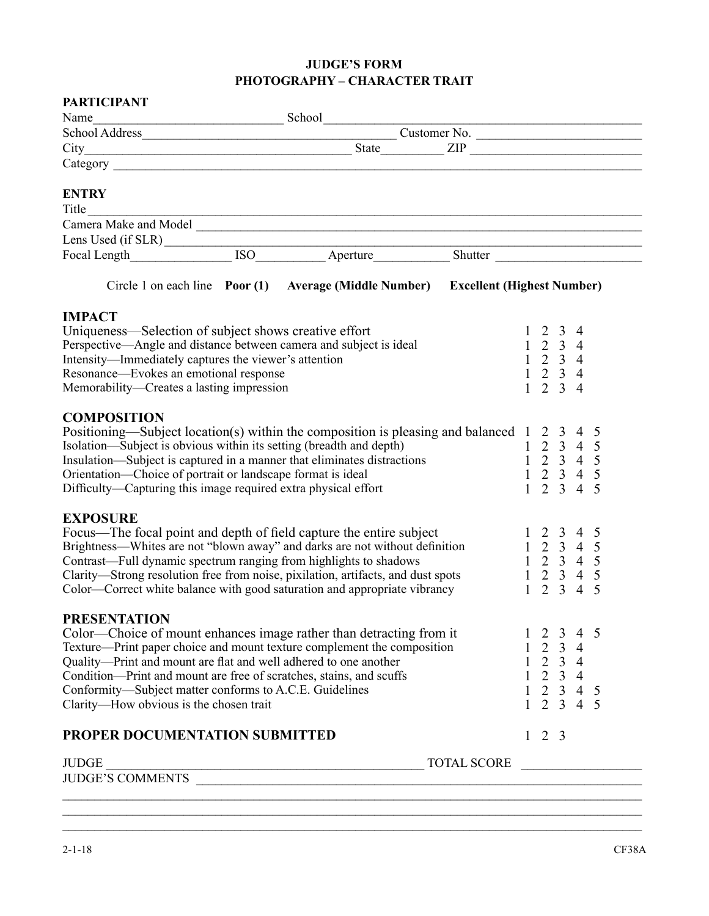# JUDGE'S FORM
## PHOTOGRAPHY – CHARACTER TRAIT

**PARTICIPANT**

Name______________________________ School__________________________________________________

School Address________________________________________ Customer No. ___________________________

City___________________________________________ State__________ ZIP ___________________________

Category ______________________________________________________________________________________

**ENTRY**

Title____________________________________________________________________________________________

Camera Make and Model ___________________________________________________________________________

Lens Used (if SLR)_________________________________________________________________________________

Focal Length________________ ISO___________ Aperture___________ Shutter _______________________

Circle 1 on each line **Poor (1)** **Average (Middle Number)** **Excellent (Highest Number)**

**IMPACT**

| | |
|---|---|
| Uniqueness—Selection of subject shows creative effort | 1 2 3 4 |
| Perspective—Angle and distance between camera and subject is ideal | 1 2 3 4 |
| Intensity—Immediately captures the viewer's attention | 1 2 3 4 |
| Resonance—Evokes an emotional response | 1 2 3 4 |
| Memorability—Creates a lasting impression | 1 2 3 4 |

**COMPOSITION**

| | |
|---|---|
| Positioning—Subject location(s) within the composition is pleasing and balanced | 1 2 3 4 5 |
| Isolation—Subject is obvious within its setting (breadth and depth) | 1 2 3 4 5 |
| Insulation—Subject is captured in a manner that eliminates distractions | 1 2 3 4 5 |
| Orientation—Choice of portrait or landscape format is ideal | 1 2 3 4 5 |
| Difficulty—Capturing this image required extra physical effort | 1 2 3 4 5 |

**EXPOSURE**

| | |
|---|---|
| Focus—The focal point and depth of field capture the entire subject | 1 2 3 4 5 |
| Brightness—Whites are not "blown away" and darks are not without definition | 1 2 3 4 5 |
| Contrast—Full dynamic spectrum ranging from highlights to shadows | 1 2 3 4 5 |
| Clarity—Strong resolution free from noise, pixilation, artifacts, and dust spots | 1 2 3 4 5 |
| Color—Correct white balance with good saturation and appropriate vibrancy | 1 2 3 4 5 |

**PRESENTATION**

| | |
|---|---|
| Color—Choice of mount enhances image rather than detracting from it | 1 2 3 4 5 |
| Texture—Print paper choice and mount texture complement the composition | 1 2 3 4 |
| Quality—Print and mount are flat and well adhered to one another | 1 2 3 4 |
| Condition—Print and mount are free of scratches, stains, and scuffs | 1 2 3 4 |
| Conformity—Subject matter conforms to A.C.E. Guidelines | 1 2 3 4 5 |
| Clarity—How obvious is the chosen trait | 1 2 3 4 5 |

**PROPER DOCUMENTATION SUBMITTED** 1 2 3

JUDGE ____________________________________________________ TOTAL SCORE __________________

JUDGE'S COMMENTS ___________________________________________________________________________

_____________________________________________________________________________________________

_____________________________________________________________________________________________

_____________________________________________________________________________________________

2-1-18 CF38A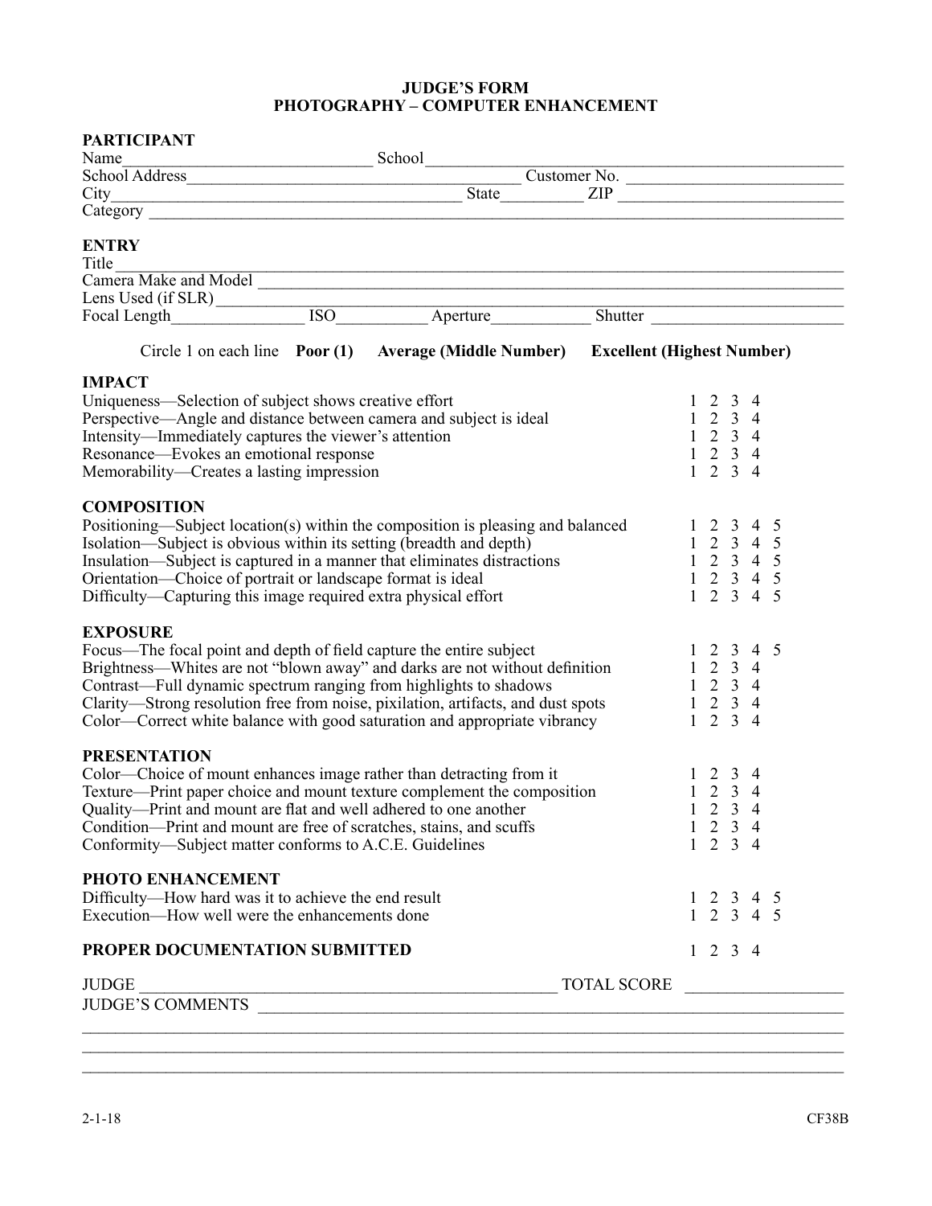# JUDGE'S FORM
# PHOTOGRAPHY – COMPUTER ENHANCEMENT

**PARTICIPANT**

Name_____________________________ School_______________________________________________

School Address_______________________________________ Customer No. __________________________

City_______________________________________ State_________ ZIP __________________________

Category ____________________________________________________________________________

**ENTRY**

Title_______________________________________________________________________________

Camera Make and Model ______________________________________________________________

Lens Used (if SLR)___________________________________________________________________

Focal Length_______________ ISO__________ Aperture___________ Shutter ______________________

Circle 1 on each line **Poor (1)** **Average (Middle Number)** **Excellent (Highest Number)**

**IMPACT**

| | |
|---|---|
| Uniqueness—Selection of subject shows creative effort | 1 2 3 4 |
| Perspective—Angle and distance between camera and subject is ideal | 1 2 3 4 |
| Intensity—Immediately captures the viewer's attention | 1 2 3 4 |
| Resonance—Evokes an emotional response | 1 2 3 4 |
| Memorability—Creates a lasting impression | 1 2 3 4 |

**COMPOSITION**

| | |
|---|---|
| Positioning—Subject location(s) within the composition is pleasing and balanced | 1 2 3 4 5 |
| Isolation—Subject is obvious within its setting (breadth and depth) | 1 2 3 4 5 |
| Insulation—Subject is captured in a manner that eliminates distractions | 1 2 3 4 5 |
| Orientation—Choice of portrait or landscape format is ideal | 1 2 3 4 5 |
| Difficulty—Capturing this image required extra physical effort | 1 2 3 4 5 |

**EXPOSURE**

| | |
|---|---|
| Focus—The focal point and depth of field capture the entire subject | 1 2 3 4 5 |
| Brightness—Whites are not "blown away" and darks are not without definition | 1 2 3 4 |
| Contrast—Full dynamic spectrum ranging from highlights to shadows | 1 2 3 4 |
| Clarity—Strong resolution free from noise, pixilation, artifacts, and dust spots | 1 2 3 4 |
| Color—Correct white balance with good saturation and appropriate vibrancy | 1 2 3 4 |

**PRESENTATION**

| | |
|---|---|
| Color—Choice of mount enhances image rather than detracting from it | 1 2 3 4 |
| Texture—Print paper choice and mount texture complement the composition | 1 2 3 4 |
| Quality—Print and mount are flat and well adhered to one another | 1 2 3 4 |
| Condition—Print and mount are free of scratches, stains, and scuffs | 1 2 3 4 |
| Conformity—Subject matter conforms to A.C.E. Guidelines | 1 2 3 4 |

**PHOTO ENHANCEMENT**

| | |
|---|---|
| Difficulty—How hard was it to achieve the end result | 1 2 3 4 5 |
| Execution—How well were the enhancements done | 1 2 3 4 5 |

**PROPER DOCUMENTATION SUBMITTED** 1 2 3 4

JUDGE ___________________________________________ TOTAL SCORE __________________

JUDGE'S COMMENTS __________________________________________________________________

_____________________________________________________________________________________

_____________________________________________________________________________________

_____________________________________________________________________________________

2-1-18 CF38B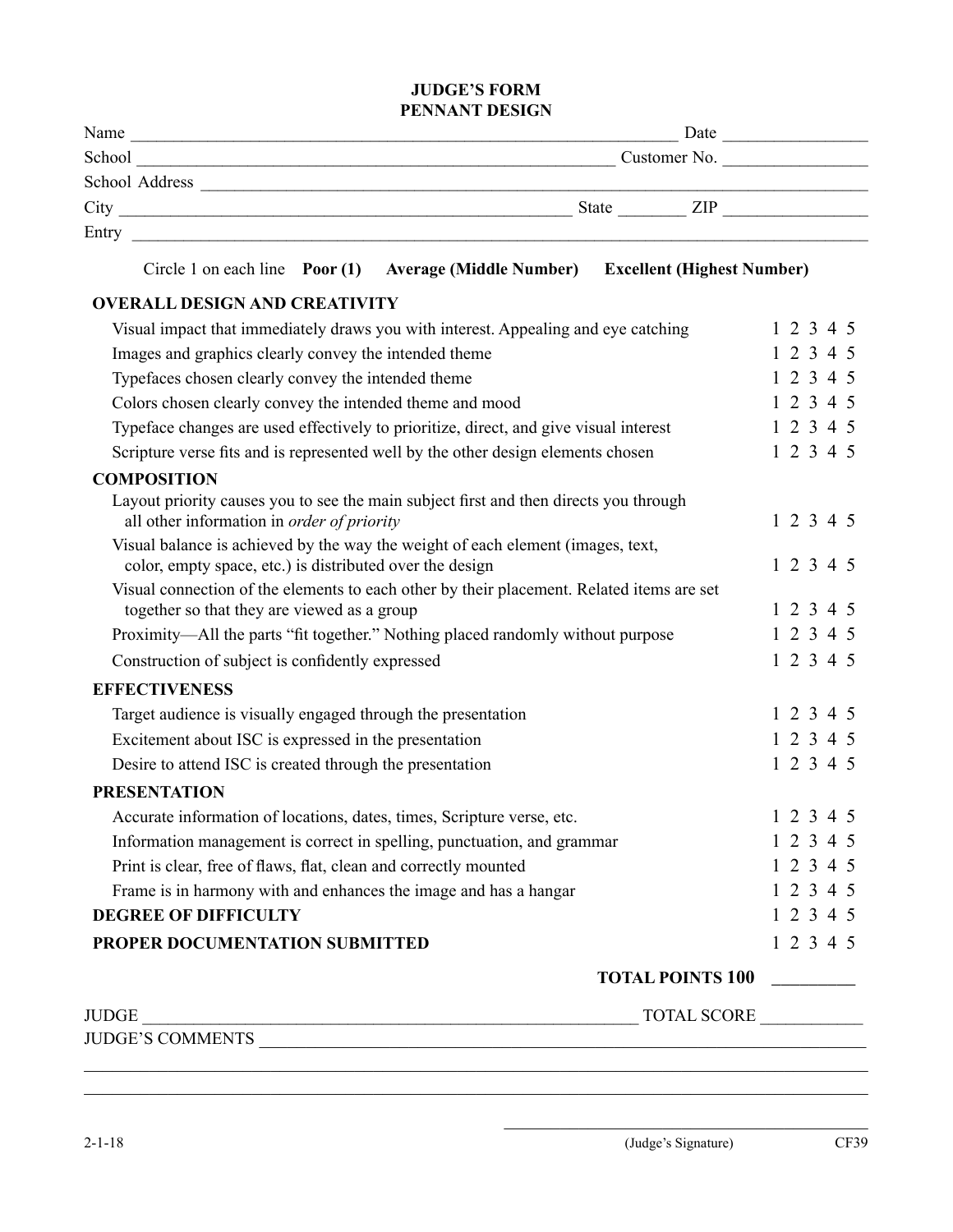# JUDGE'S FORM
## PENNANT DESIGN

Name ______________________________ Date ____________

School ______________________________ Customer No. ____________

School Address ______________________________

City ______________________________ State ________ ZIP ____________

Entry ______________________________

Circle 1 on each line **Poor (1)** **Average (Middle Number)** **Excellent (Highest Number)**

| | |
|---|---|
| **OVERALL DESIGN AND CREATIVITY** | |
| Visual impact that immediately draws you with interest. Appealing and eye catching | 1 2 3 4 5 |
| Images and graphics clearly convey the intended theme | 1 2 3 4 5 |
| Typefaces chosen clearly convey the intended theme | 1 2 3 4 5 |
| Colors chosen clearly convey the intended theme and mood | 1 2 3 4 5 |
| Typeface changes are used effectively to prioritize, direct, and give visual interest | 1 2 3 4 5 |
| Scripture verse fits and is represented well by the other design elements chosen | 1 2 3 4 5 |
| **COMPOSITION** | |
| Layout priority causes you to see the main subject first and then directs you through all other information in *order of priority* | 1 2 3 4 5 |
| Visual balance is achieved by the way the weight of each element (images, text, color, empty space, etc.) is distributed over the design | 1 2 3 4 5 |
| Visual connection of the elements to each other by their placement. Related items are set together so that they are viewed as a group | 1 2 3 4 5 |
| Proximity—All the parts "fit together." Nothing placed randomly without purpose | 1 2 3 4 5 |
| Construction of subject is confidently expressed | 1 2 3 4 5 |
| **EFFECTIVENESS** | |
| Target audience is visually engaged through the presentation | 1 2 3 4 5 |
| Excitement about ISC is expressed in the presentation | 1 2 3 4 5 |
| Desire to attend ISC is created through the presentation | 1 2 3 4 5 |
| **PRESENTATION** | |
| Accurate information of locations, dates, times, Scripture verse, etc. | 1 2 3 4 5 |
| Information management is correct in spelling, punctuation, and grammar | 1 2 3 4 5 |
| Print is clear, free of flaws, flat, clean and correctly mounted | 1 2 3 4 5 |
| Frame is in harmony with and enhances the image and has a hangar | 1 2 3 4 5 |
| **DEGREE OF DIFFICULTY** | 1 2 3 4 5 |
| **PROPER DOCUMENTATION SUBMITTED** | 1 2 3 4 5 |

**TOTAL POINTS 100** __________

JUDGE ______________________________ TOTAL SCORE ____________

JUDGE'S COMMENTS ______________________________

______________________________

______________________________

______________________________
(Judge's Signature)

2-1-18 CF39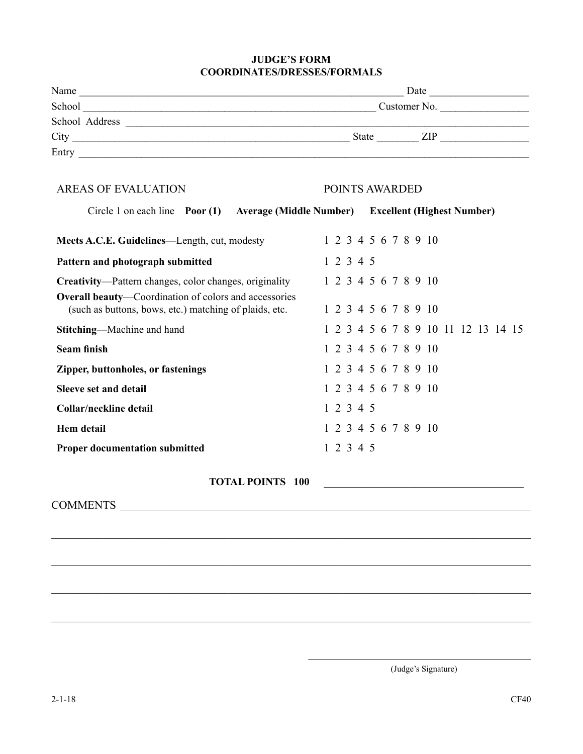# JUDGE'S FORM
## COORDINATES/DRESSES/FORMALS

Name ______________________________________________ Date ________________

School ____________________________________________ Customer No. _______________

School Address _____________________________________________________________

City ______________________________________ State _______ ZIP _______________

Entry _____________________________________________________________________

| AREAS OF EVALUATION | POINTS AWARDED |
|---|---|
| Circle 1 on each line **Poor (1)** **Average (Middle Number)** **Excellent (Highest Number)** | |
| **Meets A.C.E. Guidelines**—Length, cut, modesty | 1 2 3 4 5 6 7 8 9 10 |
| **Pattern and photograph submitted** | 1 2 3 4 5 |
| **Creativity**—Pattern changes, color changes, originality | 1 2 3 4 5 6 7 8 9 10 |
| **Overall beauty**—Coordination of colors and accessories (such as buttons, bows, etc.) matching of plaids, etc. | 1 2 3 4 5 6 7 8 9 10 |
| **Stitching**—Machine and hand | 1 2 3 4 5 6 7 8 9 10 11 12 13 14 15 |
| **Seam finish** | 1 2 3 4 5 6 7 8 9 10 |
| **Zipper, buttonholes, or fastenings** | 1 2 3 4 5 6 7 8 9 10 |
| **Sleeve set and detail** | 1 2 3 4 5 6 7 8 9 10 |
| **Collar/neckline detail** | 1 2 3 4 5 |
| **Hem detail** | 1 2 3 4 5 6 7 8 9 10 |
| **Proper documentation submitted** | 1 2 3 4 5 |

**TOTAL POINTS 100** ______________________________

COMMENTS ____________________________________________________________________

_____________________________________________________________________________

_____________________________________________________________________________

_____________________________________________________________________________

_____________________________________________________________________________

______________________________________

(Judge's Signature)

2-1-18

CF40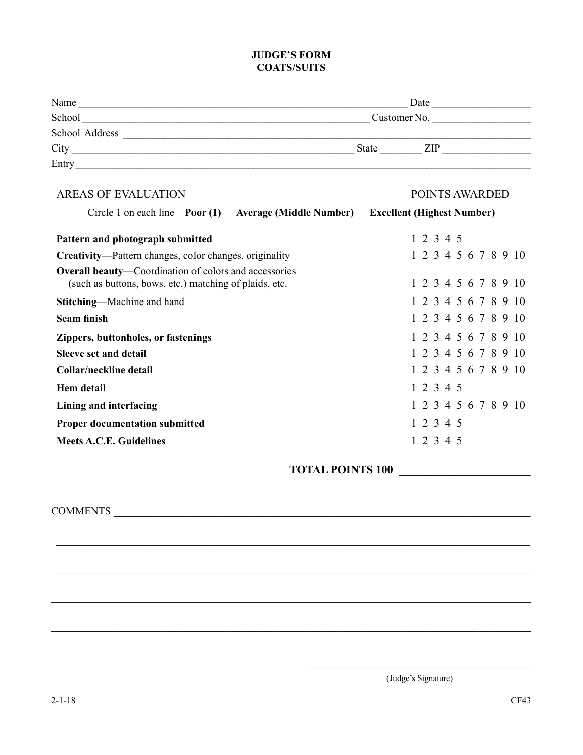# JUDGE'S FORM
## COATS/SUITS

Name ______________________________________________ Date ______________

School ____________________________________________ Customer No. ______________

School Address ______________________________________________________________

City ______________________________________ State ________ ZIP ______________

Entry ______________________________________________________________________

| AREAS OF EVALUATION | POINTS AWARDED |
|---|---|
| Circle 1 on each line **Poor (1)** **Average (Middle Number)** | **Excellent (Highest Number)** |
| **Pattern and photograph submitted** | 1 2 3 4 5 |
| **Creativity**—Pattern changes, color changes, originality | 1 2 3 4 5 6 7 8 9 10 |
| **Overall beauty**—Coordination of colors and accessories (such as buttons, bows, etc.) matching of plaids, etc. | 1 2 3 4 5 6 7 8 9 10 |
| **Stitching**—Machine and hand | 1 2 3 4 5 6 7 8 9 10 |
| **Seam finish** | 1 2 3 4 5 6 7 8 9 10 |
| **Zippers, buttonholes, or fastenings** | 1 2 3 4 5 6 7 8 9 10 |
| **Sleeve set and detail** | 1 2 3 4 5 6 7 8 9 10 |
| **Collar/neckline detail** | 1 2 3 4 5 6 7 8 9 10 |
| **Hem detail** | 1 2 3 4 5 |
| **Lining and interfacing** | 1 2 3 4 5 6 7 8 9 10 |
| **Proper documentation submitted** | 1 2 3 4 5 |
| **Meets A.C.E. Guidelines** | 1 2 3 4 5 |

**TOTAL POINTS 100** ______________________

COMMENTS ____________________________________________________________________

_____________________________________________________________________________

_____________________________________________________________________________

_____________________________________________________________________________

_____________________________________________________________________________

______________________________________

(Judge's Signature)

2-1-18 CF43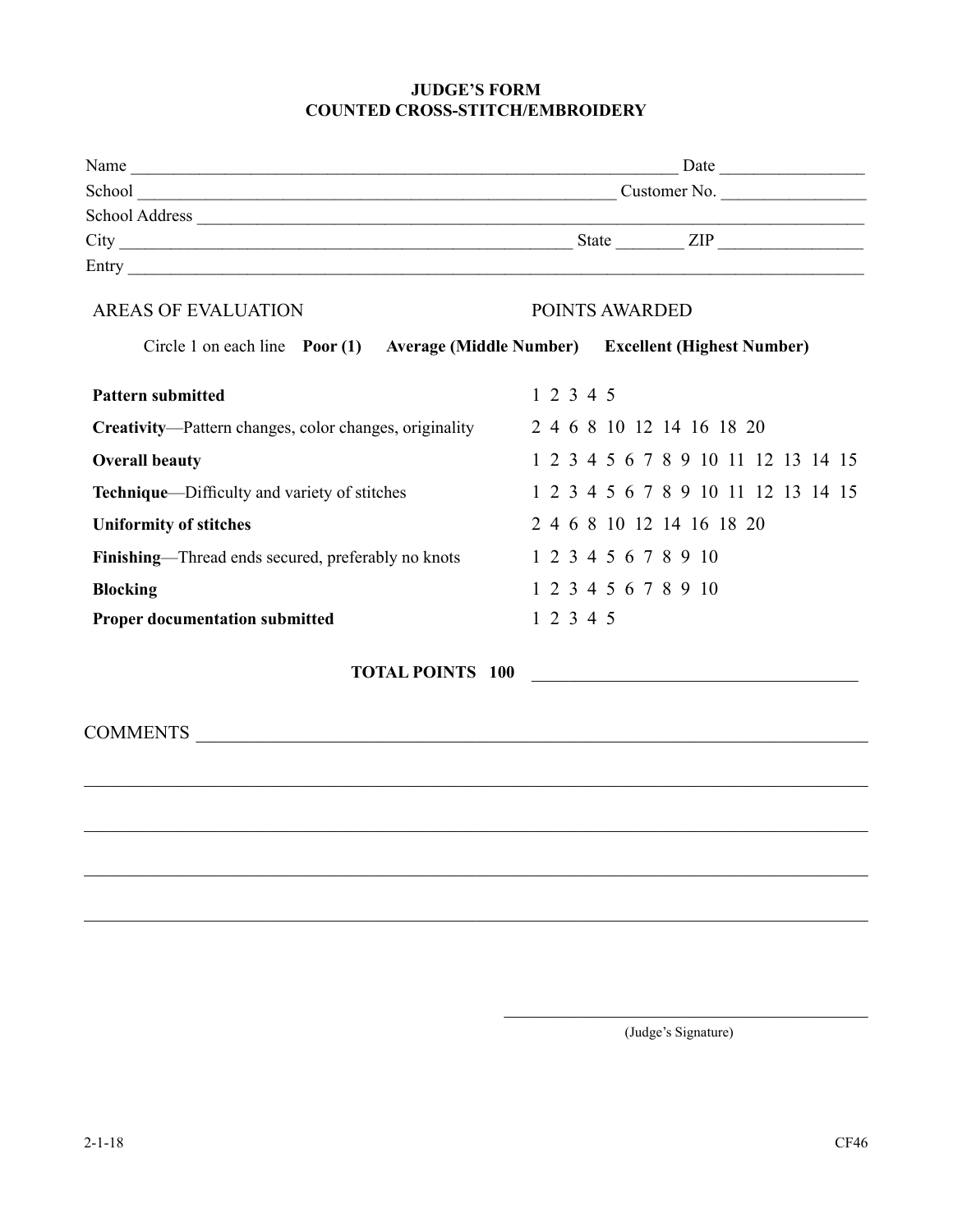# JUDGE'S FORM
## COUNTED CROSS-STITCH/EMBROIDERY

Name ________________________________________________ Date ______________

School ______________________________________________ Customer No. ______________

School Address ________________________________________________________________

City ________________________________________ State ________ ZIP ______________

Entry ________________________________________________________________________

| AREAS OF EVALUATION | POINTS AWARDED |
|---|---|
| Circle 1 on each line **Poor (1)** **Average (Middle Number)** **Excellent (Highest Number)** | |
| **Pattern submitted** | 1 2 3 4 5 |
| **Creativity**—Pattern changes, color changes, originality | 2 4 6 8 10 12 14 16 18 20 |
| **Overall beauty** | 1 2 3 4 5 6 7 8 9 10 11 12 13 14 15 |
| **Technique**—Difficulty and variety of stitches | 1 2 3 4 5 6 7 8 9 10 11 12 13 14 15 |
| **Uniformity of stitches** | 2 4 6 8 10 12 14 16 18 20 |
| **Finishing**—Thread ends secured, preferably no knots | 1 2 3 4 5 6 7 8 9 10 |
| **Blocking** | 1 2 3 4 5 6 7 8 9 10 |
| **Proper documentation submitted** | 1 2 3 4 5 |

**TOTAL POINTS 100** ______________________________

COMMENTS ______________________________________________________________

________________________________________________________________________

________________________________________________________________________

________________________________________________________________________

________________________________________________________________________

______________________________
(Judge's Signature)

2-1-18 CF46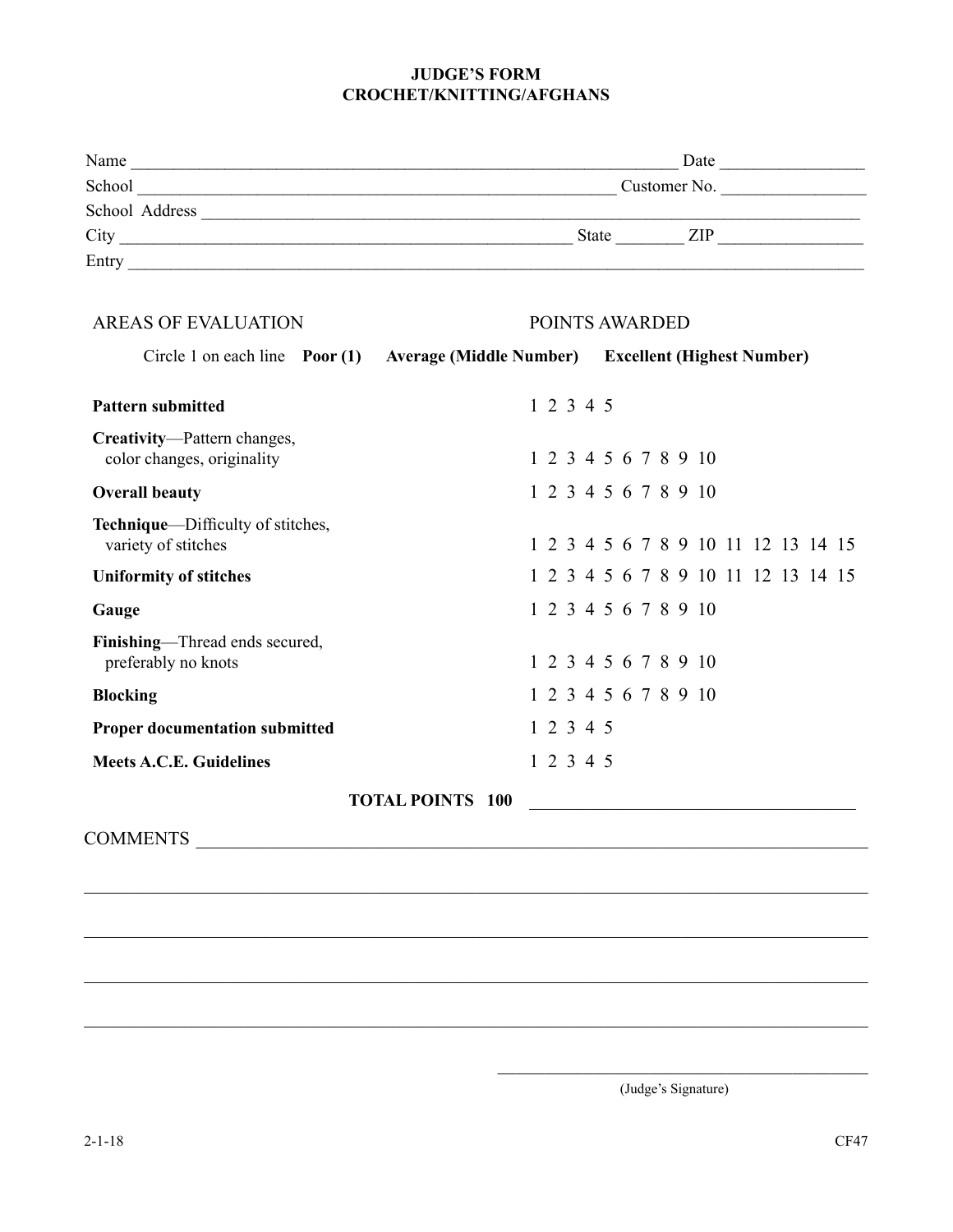# JUDGE'S FORM
## CROCHET/KNITTING/AFGHANS

Name ______________________________________________ Date ______________

School ______________________________________________ Customer No. ______________

School Address ______________________________________________

City ______________________________________ State ________ ZIP ______________

Entry ______________________________________________

| AREAS OF EVALUATION | POINTS AWARDED |
|---|---|
| Circle 1 on each line **Poor (1)** | **Average (Middle Number)** **Excellent (Highest Number)** |
| **Pattern submitted** | 1 2 3 4 5 |
| **Creativity**—Pattern changes, color changes, originality | 1 2 3 4 5 6 7 8 9 10 |
| **Overall beauty** | 1 2 3 4 5 6 7 8 9 10 |
| **Technique**—Difficulty of stitches, variety of stitches | 1 2 3 4 5 6 7 8 9 10 11 12 13 14 15 |
| **Uniformity of stitches** | 1 2 3 4 5 6 7 8 9 10 11 12 13 14 15 |
| **Gauge** | 1 2 3 4 5 6 7 8 9 10 |
| **Finishing**—Thread ends secured, preferably no knots | 1 2 3 4 5 6 7 8 9 10 |
| **Blocking** | 1 2 3 4 5 6 7 8 9 10 |
| **Proper documentation submitted** | 1 2 3 4 5 |
| **Meets A.C.E. Guidelines** | 1 2 3 4 5 |
| **TOTAL POINTS 100** | ______________________________ |

COMMENTS ______________________________________________

______________________________________________

______________________________________________

______________________________________________

______________________________________________

______________________________

(Judge's Signature)

2-1-18

CF47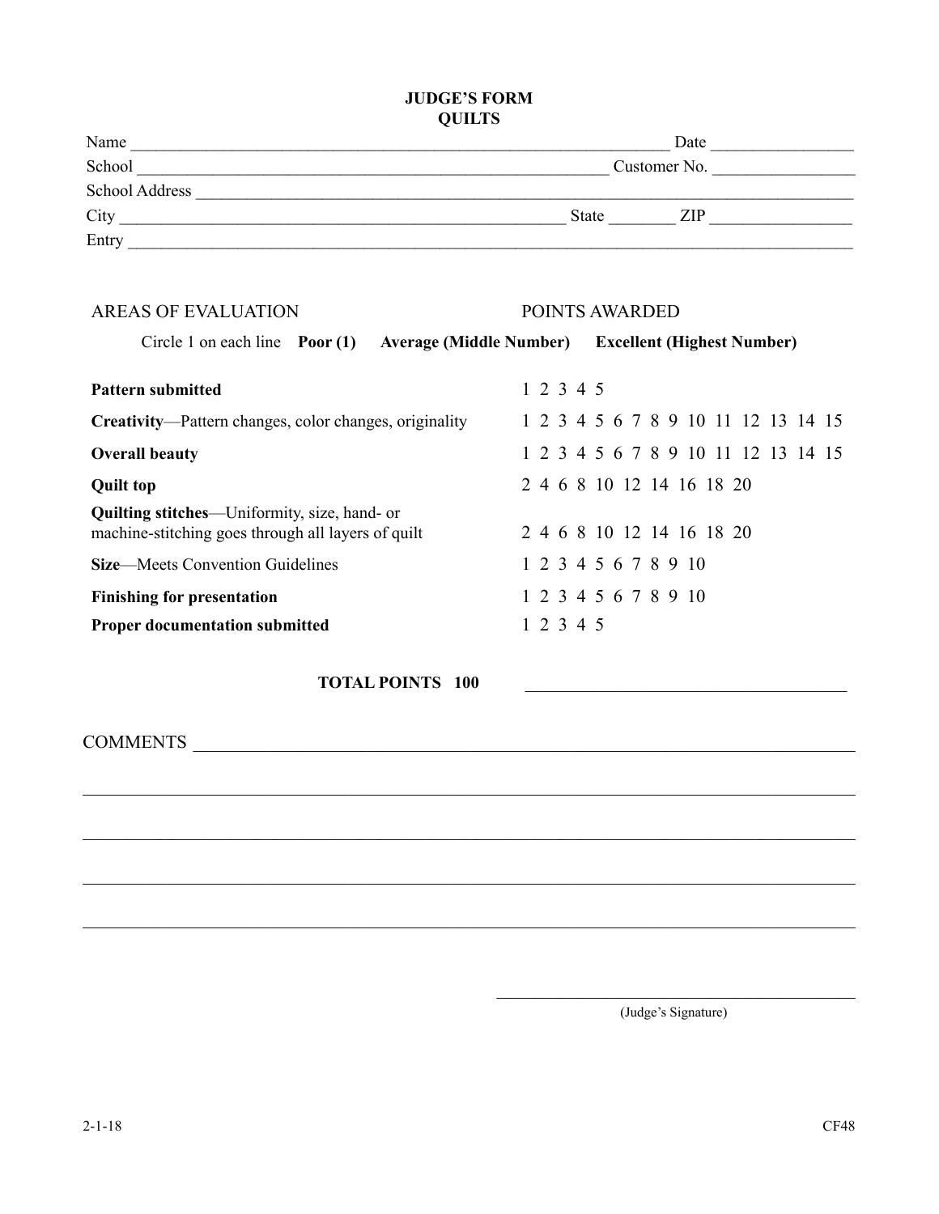# JUDGE'S FORM
## QUILTS

Name ____________________________________________ Date ______________

School __________________________________________ Customer No. ______________

School Address ____________________________________________________________

City ____________________________________ State ________ ZIP ______________

Entry ____________________________________________________________________

| AREAS OF EVALUATION | POINTS AWARDED |
|---|---|
| Circle 1 on each line **Poor (1)** | **Average (Middle Number)** **Excellent (Highest Number)** |
| **Pattern submitted** | 1 2 3 4 5 |
| **Creativity**—Pattern changes, color changes, originality | 1 2 3 4 5 6 7 8 9 10 11 12 13 14 15 |
| **Overall beauty** | 1 2 3 4 5 6 7 8 9 10 11 12 13 14 15 |
| **Quilt top** | 2 4 6 8 10 12 14 16 18 20 |
| **Quilting stitches**—Uniformity, size, hand- or machine-stitching goes through all layers of quilt | 2 4 6 8 10 12 14 16 18 20 |
| **Size**—Meets Convention Guidelines | 1 2 3 4 5 6 7 8 9 10 |
| **Finishing for presentation** | 1 2 3 4 5 6 7 8 9 10 |
| **Proper documentation submitted** | 1 2 3 4 5 |

**TOTAL POINTS 100** ______________________________

COMMENTS __________________________________________________________________

___________________________________________________________________________

___________________________________________________________________________

___________________________________________________________________________

___________________________________________________________________________

______________________________
(Judge's Signature)

2-1-18 CF48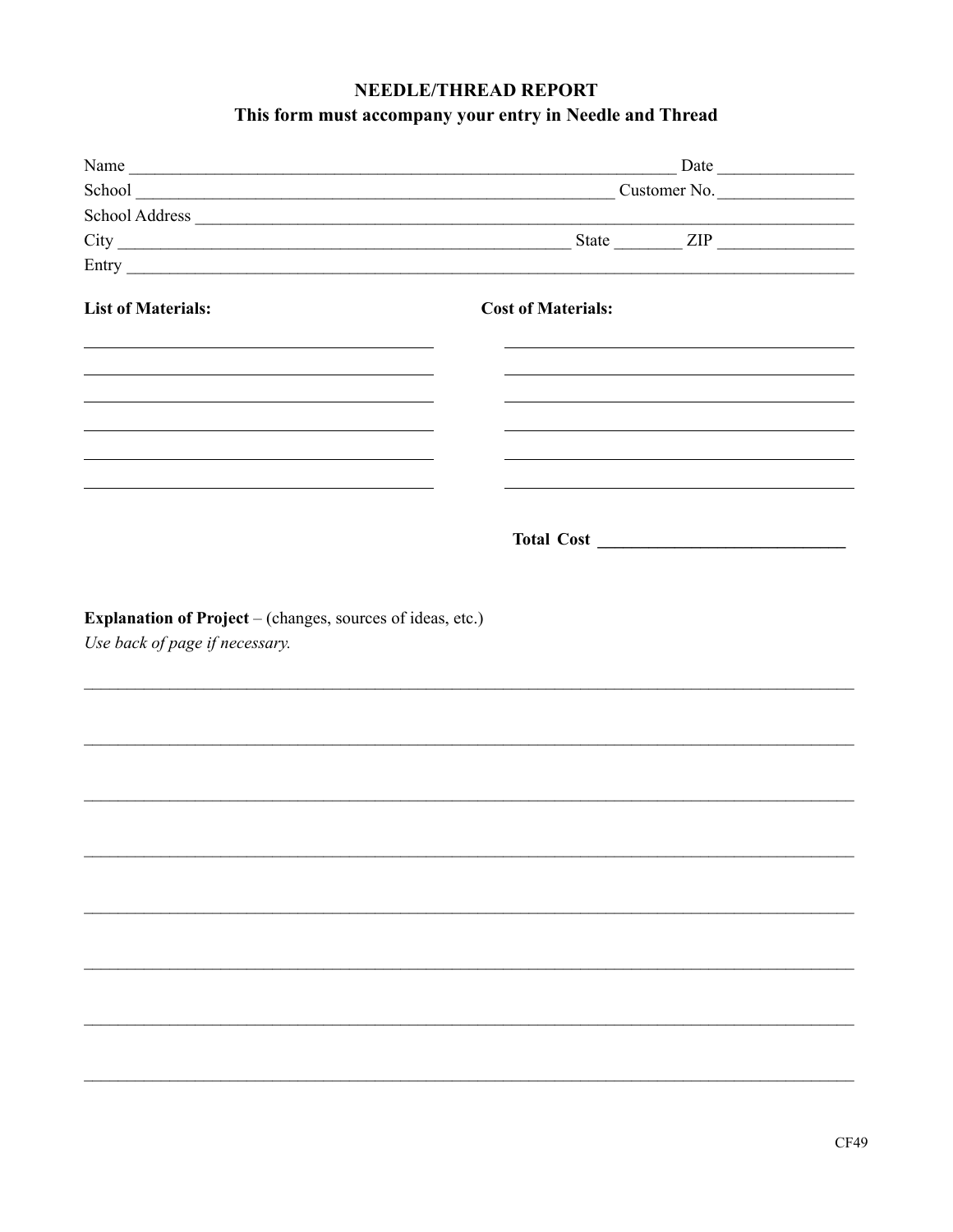**NEEDLE/THREAD REPORT**

**This form must accompany your entry in Needle and Thread**

Name ____________________________________________ Date ______________

School __________________________________________ Customer No. ______________

School Address ____________________________________________________________

City ____________________________________ State ________ ZIP ______________

Entry ____________________________________________________________________

| **List of Materials:** | **Cost of Materials:** |
|---|---|
| ______________________ | ______________________ |
| ______________________ | ______________________ |
| ______________________ | ______________________ |
| ______________________ | ______________________ |
| ______________________ | ______________________ |
| ______________________ | ______________________ |
| | **Total Cost** ______________________ |

**Explanation of Project** – (changes, sources of ideas, etc.)

*Use back of page if necessary.*

__________________________________________________________________________

__________________________________________________________________________

__________________________________________________________________________

__________________________________________________________________________

__________________________________________________________________________

__________________________________________________________________________

__________________________________________________________________________

__________________________________________________________________________

CF49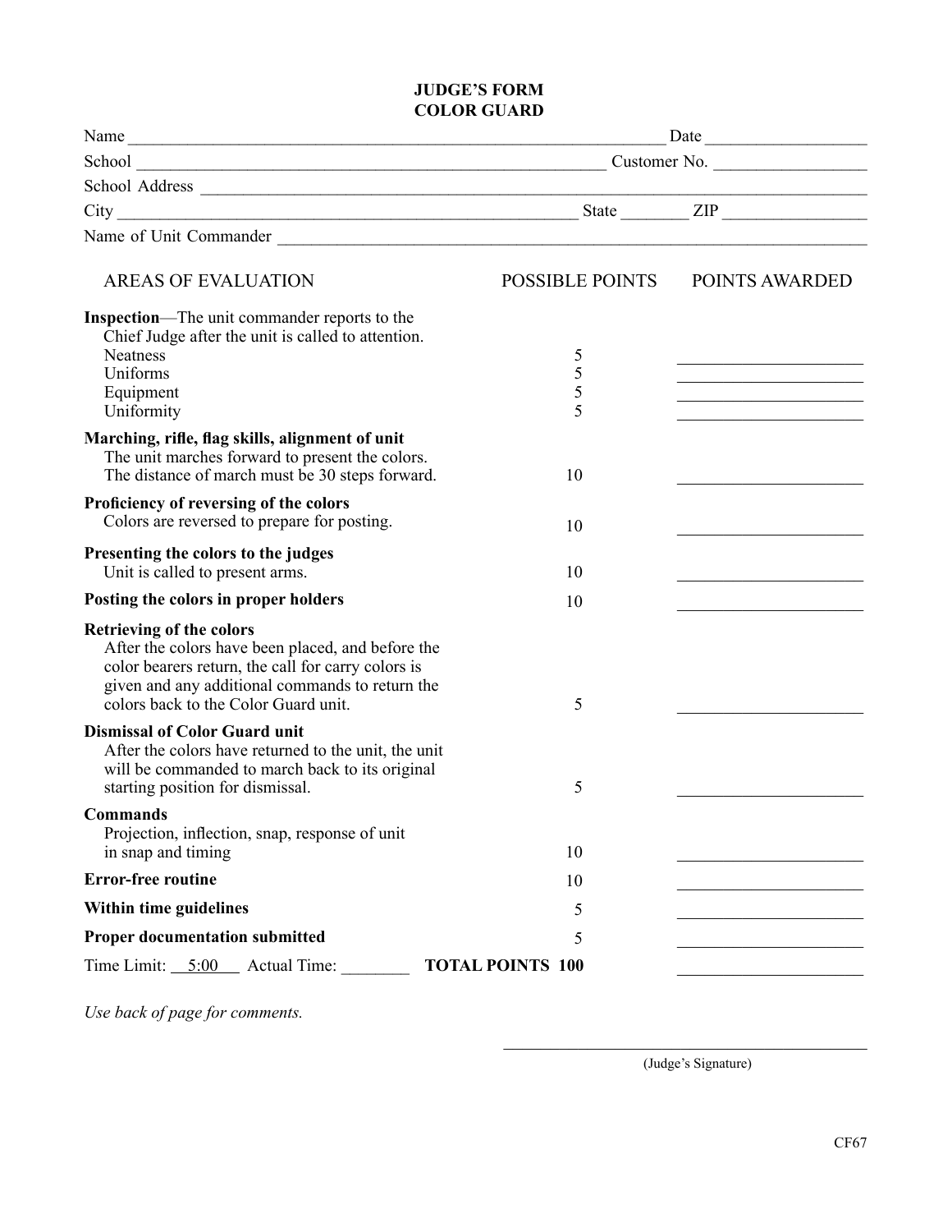# JUDGE'S FORM
# COLOR GUARD

Name ______________________________________________ Date ______________

School ____________________________________ Customer No. ______________

School Address ______________________________________________________

City ____________________________________ State ________ ZIP ____________

Name of Unit Commander _______________________________________________

| AREAS OF EVALUATION | POSSIBLE POINTS | POINTS AWARDED |
|---|---|---|
| **Inspection**—The unit commander reports to the Chief Judge after the unit is called to attention. | | |
| Neatness | 5 | ____________ |
| Uniforms | 5 | ____________ |
| Equipment | 5 | ____________ |
| Uniformity | 5 | ____________ |
| **Marching, rifle, flag skills, alignment of unit** The unit marches forward to present the colors. The distance of march must be 30 steps forward. | 10 | ____________ |
| **Proficiency of reversing of the colors** Colors are reversed to prepare for posting. | 10 | ____________ |
| **Presenting the colors to the judges** Unit is called to present arms. | 10 | ____________ |
| **Posting the colors in proper holders** | 10 | ____________ |
| **Retrieving of the colors** After the colors have been placed, and before the color bearers return, the call for carry colors is given and any additional commands to return the colors back to the Color Guard unit. | 5 | ____________ |
| **Dismissal of Color Guard unit** After the colors have returned to the unit, the unit will be commanded to march back to its original starting position for dismissal. | 5 | ____________ |
| **Commands** Projection, inflection, snap, response of unit in snap and timing | 10 | ____________ |
| **Error-free routine** | 10 | ____________ |
| **Within time guidelines** | 5 | ____________ |
| **Proper documentation submitted** | 5 | ____________ |
| Time Limit: 5:00 Actual Time: ________ | **TOTAL POINTS 100** | ____________ |

*Use back of page for comments.*

______________________________________

(Judge's Signature)

CF67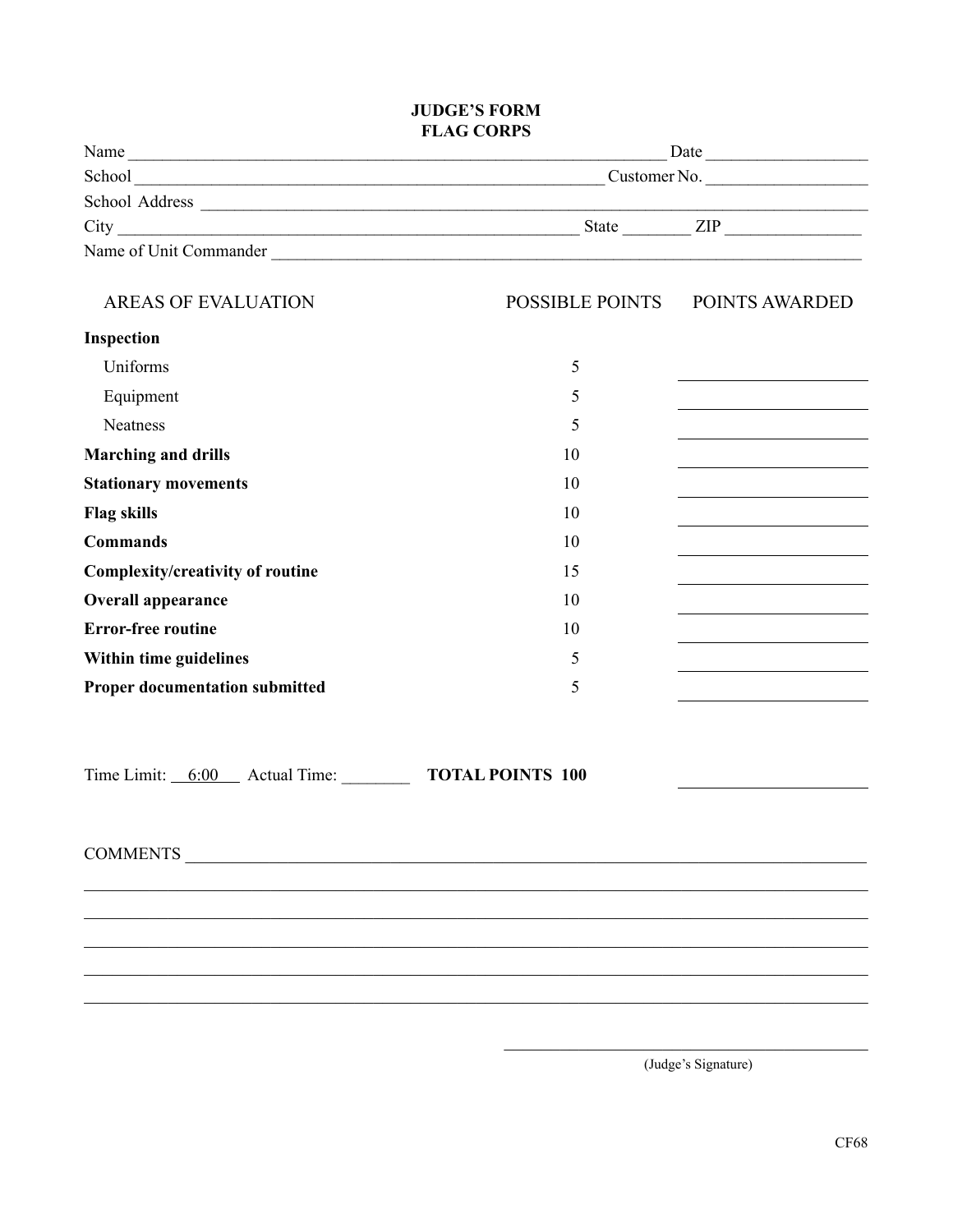**JUDGE'S FORM**
**FLAG CORPS**

Name ______________________________________________ Date ________________

School ____________________________________________ Customer No. ________________

School Address ______________________________________________________________

City ______________________________________ State ________ ZIP ________________

Name of Unit Commander ______________________________________________________

| AREAS OF EVALUATION | POSSIBLE POINTS | POINTS AWARDED |
|---|---|---|
| **Inspection** | | |
| Uniforms | 5 | ________ |
| Equipment | 5 | ________ |
| Neatness | 5 | ________ |
| **Marching and drills** | 10 | ________ |
| **Stationary movements** | 10 | ________ |
| **Flag skills** | 10 | ________ |
| **Commands** | 10 | ________ |
| **Complexity/creativity of routine** | 15 | ________ |
| **Overall appearance** | 10 | ________ |
| **Error-free routine** | 10 | ________ |
| **Within time guidelines** | 5 | ________ |
| **Proper documentation submitted** | 5 | ________ |

Time Limit: 6:00 Actual Time: ________ **TOTAL POINTS 100** ________

COMMENTS ____________________________________________________________

______________________________________________________________________

______________________________________________________________________

______________________________________________________________________

______________________________________________________________________

______________________________________________________________________

______________________________
(Judge's Signature)

CF68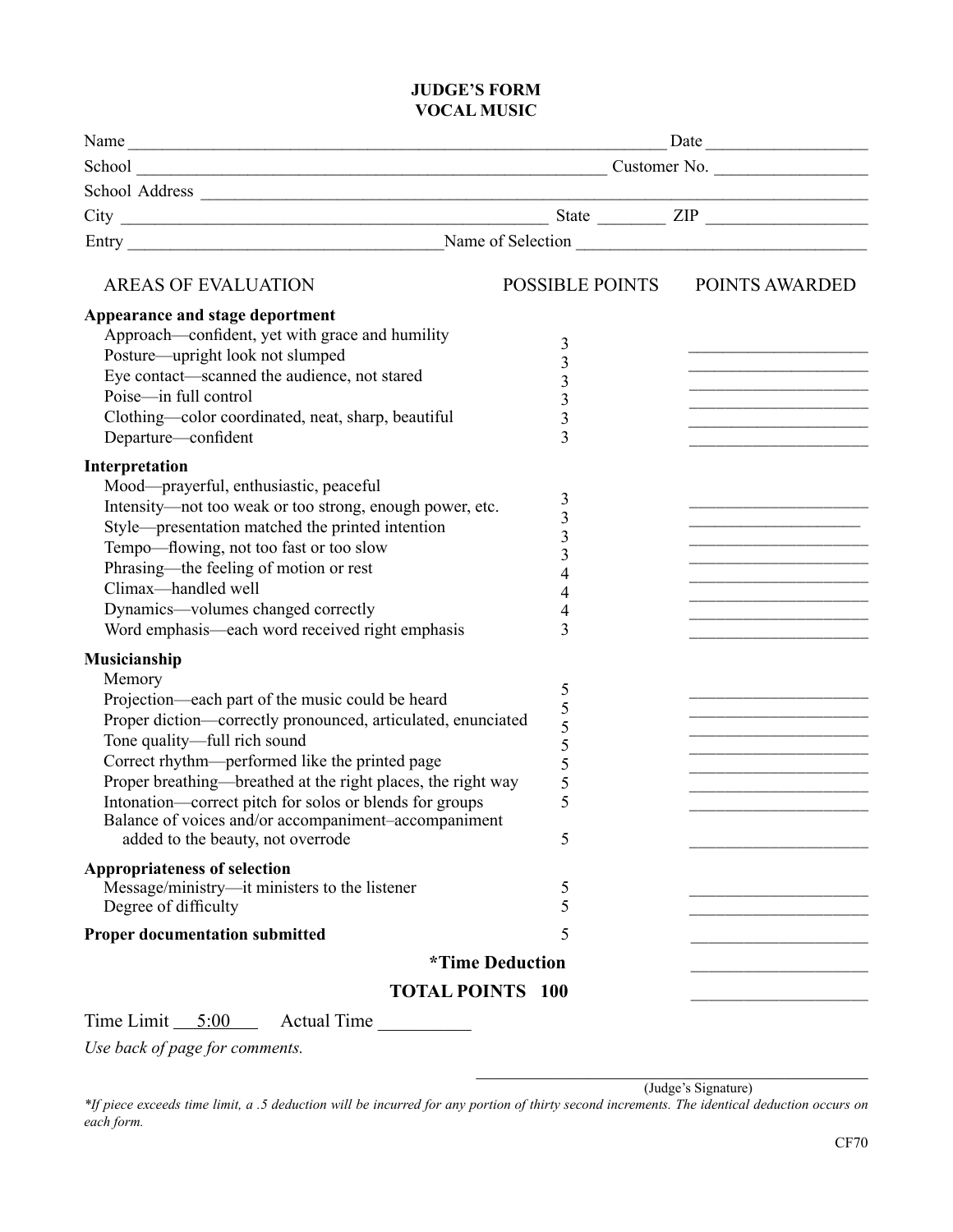**JUDGE'S FORM**
**VOCAL MUSIC**

Name ______________________________________________ Date ______________

School ____________________________________ Customer No. ______________

School Address ____________________________________________________________

City ___________________________________ State ________ ZIP ______________

Entry ___________________________ Name of Selection ________________________

| AREAS OF EVALUATION | POSSIBLE POINTS | POINTS AWARDED |
|---|---|---|
| **Appearance and stage deportment** | | |
| Approach—confident, yet with grace and humility | 3 | ________ |
| Posture—upright look not slumped | 3 | ________ |
| Eye contact—scanned the audience, not stared | 3 | ________ |
| Poise—in full control | 3 | ________ |
| Clothing—color coordinated, neat, sharp, beautiful | 3 | ________ |
| Departure—confident | 3 | ________ |
| **Interpretation** | | |
| Mood—prayerful, enthusiastic, peaceful | 3 | ________ |
| Intensity—not too weak or too strong, enough power, etc. | 3 | ________ |
| Style—presentation matched the printed intention | 3 | ________ |
| Tempo—flowing, not too fast or too slow | 3 | ________ |
| Phrasing—the feeling of motion or rest | 4 | ________ |
| Climax—handled well | 4 | ________ |
| Dynamics—volumes changed correctly | 4 | ________ |
| Word emphasis—each word received right emphasis | 3 | ________ |
| **Musicianship** | | |
| Memory | 5 | ________ |
| Projection—each part of the music could be heard | 5 | ________ |
| Proper diction—correctly pronounced, articulated, enunciated | 5 | ________ |
| Tone quality—full rich sound | 5 | ________ |
| Correct rhythm—performed like the printed page | 5 | ________ |
| Proper breathing—breathed at the right places, the right way | 5 | ________ |
| Intonation—correct pitch for solos or blends for groups | 5 | ________ |
| Balance of voices and/or accompaniment–accompaniment added to the beauty, not overrode | 5 | ________ |
| **Appropriateness of selection** | | |
| Message/ministry—it ministers to the listener | 5 | ________ |
| Degree of difficulty | 5 | ________ |
| **Proper documentation submitted** | 5 | ________ |
| **\*Time Deduction** | | ________ |
| **TOTAL POINTS** | **100** | ________ |

Time Limit 5:00 Actual Time __________

*Use back of page for comments.*

_________________________________
(Judge's Signature)

*\*If piece exceeds time limit, a .5 deduction will be incurred for any portion of thirty second increments. The identical deduction occurs on each form.*

CF70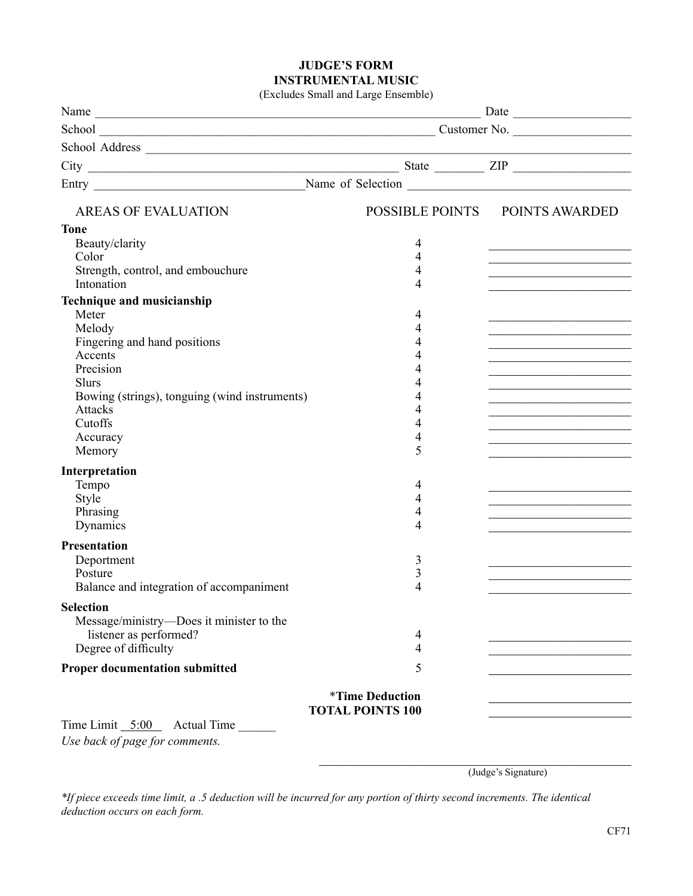# JUDGE'S FORM
## INSTRUMENTAL MUSIC

(Excludes Small and Large Ensemble)

Name ____________________________________________ Date ________________

School ____________________________________________ Customer No. ________________

School Address ____________________________________________

City ______________________________ State ________ ZIP ________________

Entry ______________________________ Name of Selection ______________________________

| AREAS OF EVALUATION | POSSIBLE POINTS | POINTS AWARDED |
|---|---|---|
| **Tone** | | |
| Beauty/clarity | 4 | ________ |
| Color | 4 | ________ |
| Strength, control, and embouchure | 4 | ________ |
| Intonation | 4 | ________ |
| **Technique and musicianship** | | |
| Meter | 4 | ________ |
| Melody | 4 | ________ |
| Fingering and hand positions | 4 | ________ |
| Accents | 4 | ________ |
| Precision | 4 | ________ |
| Slurs | 4 | ________ |
| Bowing (strings), tonguing (wind instruments) | 4 | ________ |
| Attacks | 4 | ________ |
| Cutoffs | 4 | ________ |
| Accuracy | 4 | ________ |
| Memory | 5 | ________ |
| **Interpretation** | | |
| Tempo | 4 | ________ |
| Style | 4 | ________ |
| Phrasing | 4 | ________ |
| Dynamics | 4 | ________ |
| **Presentation** | | |
| Deportment | 3 | ________ |
| Posture | 3 | ________ |
| Balance and integration of accompaniment | 4 | ________ |
| **Selection** | | |
| Message/ministry—Does it minister to the listener as performed? | 4 | ________ |
| Degree of difficulty | 4 | ________ |
| **Proper documentation submitted** | 5 | ________ |
| | ***Time Deduction** | ________ |
| | **TOTAL POINTS 100** | ________ |

Time Limit 5:00 Actual Time ______

*Use back of page for comments.*

______________________________
(Judge's Signature)

**If piece exceeds time limit, a .5 deduction will be incurred for any portion of thirty second increments. The identical deduction occurs on each form.*

CF71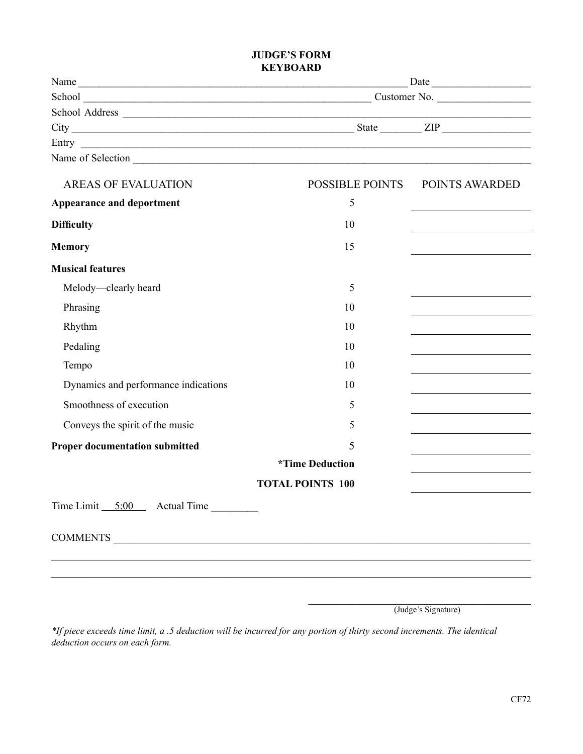# JUDGE'S FORM
## KEYBOARD

Name ________________________________________________________________ Date __________________

School ______________________________________________________ Customer No. _________________

School Address ______________________________________________________________________________

City ______________________________________________________ State ________ ZIP ________________

Entry ______________________________________________________________________________________

Name of Selection ____________________________________________________________________________

| AREAS OF EVALUATION | POSSIBLE POINTS | POINTS AWARDED |
|---|---|---|
| **Appearance and deportment** | 5 | ________ |
| **Difficulty** | 10 | ________ |
| **Memory** | 15 | ________ |
| **Musical features** | | |
| Melody—clearly heard | 5 | ________ |
| Phrasing | 10 | ________ |
| Rhythm | 10 | ________ |
| Pedaling | 10 | ________ |
| Tempo | 10 | ________ |
| Dynamics and performance indications | 10 | ________ |
| Smoothness of execution | 5 | ________ |
| Conveys the spirit of the music | 5 | ________ |
| **Proper documentation submitted** | 5 | ________ |
| | **\*Time Deduction** | ________ |
| | **TOTAL POINTS 100** | ________ |

Time Limit 5:00 Actual Time _________

COMMENTS ___________________________________________________________________________________

____________________________________________________________________________________________

____________________________________________________________________________________________

______________________________________
(Judge's Signature)

*\*If piece exceeds time limit, a .5 deduction will be incurred for any portion of thirty second increments. The identical deduction occurs on each form.*

CF72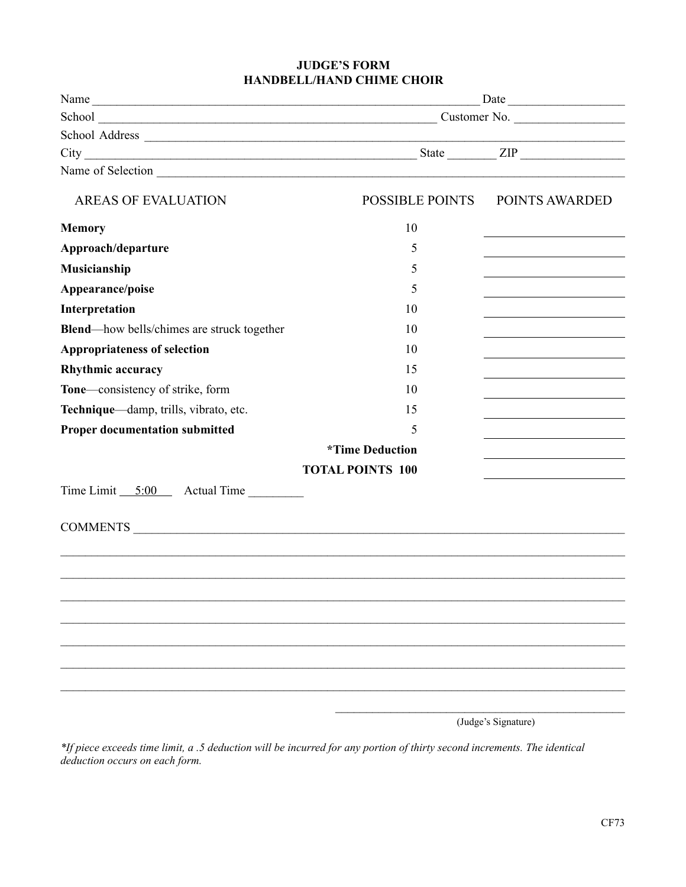# JUDGE'S FORM
## HANDBELL/HAND CHIME CHOIR

Name ______________________________ Date ______________

School ______________________________ Customer No. ______________

School Address ______________________________

City ______________________________ State ________ ZIP ______________

Name of Selection ______________________________

| AREAS OF EVALUATION | POSSIBLE POINTS | POINTS AWARDED |
|---|---|---|
| **Memory** | 10 | ________ |
| **Approach/departure** | 5 | ________ |
| **Musicianship** | 5 | ________ |
| **Appearance/poise** | 5 | ________ |
| **Interpretation** | 10 | ________ |
| **Blend**—how bells/chimes are struck together | 10 | ________ |
| **Appropriateness of selection** | 10 | ________ |
| **Rhythmic accuracy** | 15 | ________ |
| **Tone**—consistency of strike, form | 10 | ________ |
| **Technique**—damp, trills, vibrato, etc. | 15 | ________ |
| **Proper documentation submitted** | 5 | ________ |
| | **\*Time Deduction** | ________ |
| | **TOTAL POINTS 100** | ________ |

Time Limit 5:00 Actual Time ________

COMMENTS ______________________________

______________________________

______________________________

______________________________

______________________________

______________________________

______________________________

______________________________

______________________________
(Judge's Signature)

*\*If piece exceeds time limit, a .5 deduction will be incurred for any portion of thirty second increments. The identical deduction occurs on each form.*

CF73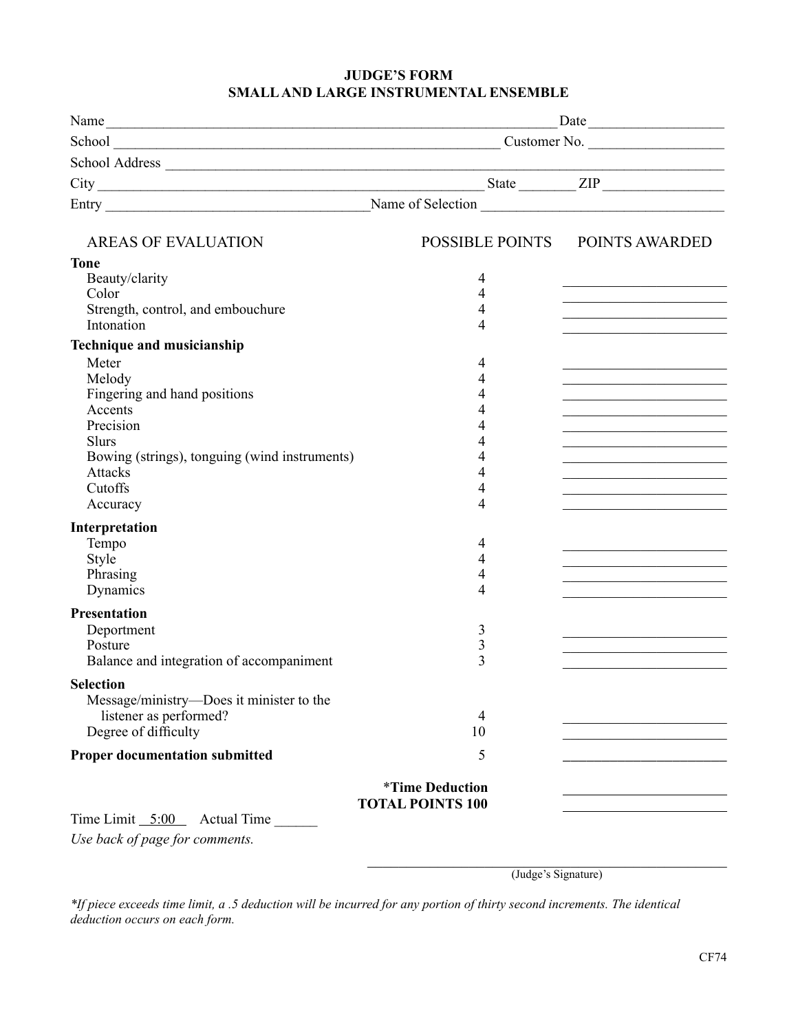# JUDGE'S FORM
## SMALL AND LARGE INSTRUMENTAL ENSEMBLE

Name ____________________ Date ____________________

School ____________________ Customer No. ____________________

School Address ____________________

City ____________________ State ________ ZIP ____________________

Entry ____________________ Name of Selection ____________________

| AREAS OF EVALUATION | POSSIBLE POINTS | POINTS AWARDED |
|---|---|---|
| **Tone** | | |
| Beauty/clarity | 4 | ______ |
| Color | 4 | ______ |
| Strength, control, and embouchure | 4 | ______ |
| Intonation | 4 | ______ |
| **Technique and musicianship** | | |
| Meter | 4 | ______ |
| Melody | 4 | ______ |
| Fingering and hand positions | 4 | ______ |
| Accents | 4 | ______ |
| Precision | 4 | ______ |
| Slurs | 4 | ______ |
| Bowing (strings), tonguing (wind instruments) | 4 | ______ |
| Attacks | 4 | ______ |
| Cutoffs | 4 | ______ |
| Accuracy | 4 | ______ |
| **Interpretation** | | |
| Tempo | 4 | ______ |
| Style | 4 | ______ |
| Phrasing | 4 | ______ |
| Dynamics | 4 | ______ |
| **Presentation** | | |
| Deportment | 3 | ______ |
| Posture | 3 | ______ |
| Balance and integration of accompaniment | 3 | ______ |
| **Selection** | | |
| Message/ministry—Does it minister to the listener as performed? | 4 | ______ |
| Degree of difficulty | 10 | ______ |
| **Proper documentation submitted** | 5 | ______ |
| | **\*Time Deduction** | ______ |
| | **TOTAL POINTS 100** | ______ |

Time Limit 5:00 Actual Time ______

*Use back of page for comments.*

____________________
(Judge's Signature)

*\*If piece exceeds time limit, a .5 deduction will be incurred for any portion of thirty second increments. The identical deduction occurs on each form.*

CF74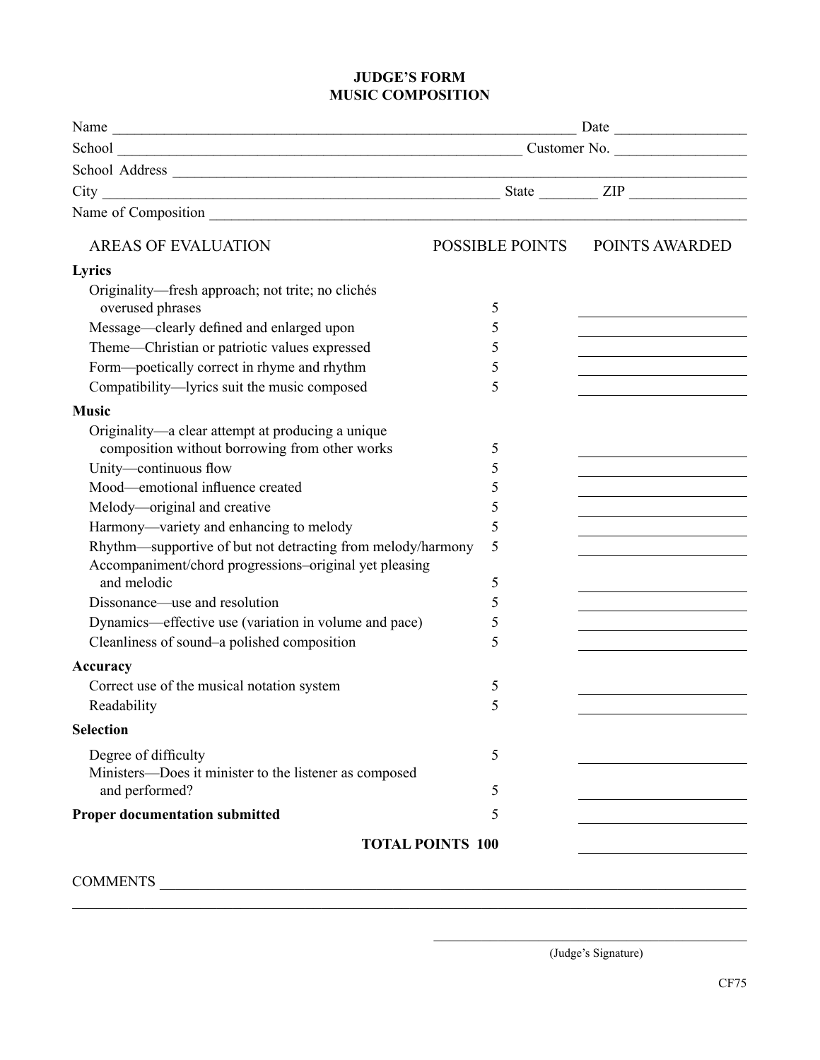# JUDGE'S FORM
## MUSIC COMPOSITION

Name ______________________________________________ Date ______________

School ____________________________________________ Customer No. ______________

School Address ______________________________________________________________

City ______________________________________ State ________ ZIP ______________

Name of Composition __________________________________________________________

| AREAS OF EVALUATION | POSSIBLE POINTS | POINTS AWARDED |
|---|---|---|
| **Lyrics** | | |
| Originality—fresh approach; not trite; no clichés overused phrases | 5 | ________ |
| Message—clearly defined and enlarged upon | 5 | ________ |
| Theme—Christian or patriotic values expressed | 5 | ________ |
| Form—poetically correct in rhyme and rhythm | 5 | ________ |
| Compatibility—lyrics suit the music composed | 5 | ________ |
| **Music** | | |
| Originality—a clear attempt at producing a unique composition without borrowing from other works | 5 | ________ |
| Unity—continuous flow | 5 | ________ |
| Mood—emotional influence created | 5 | ________ |
| Melody—original and creative | 5 | ________ |
| Harmony—variety and enhancing to melody | 5 | ________ |
| Rhythm—supportive of but not detracting from melody/harmony | 5 | ________ |
| Accompaniment/chord progressions–original yet pleasing and melodic | 5 | ________ |
| Dissonance—use and resolution | 5 | ________ |
| Dynamics—effective use (variation in volume and pace) | 5 | ________ |
| Cleanliness of sound–a polished composition | 5 | ________ |
| **Accuracy** | | |
| Correct use of the musical notation system | 5 | ________ |
| Readability | 5 | ________ |
| **Selection** | | |
| Degree of difficulty | 5 | ________ |
| Ministers—Does it minister to the listener as composed and performed? | 5 | ________ |
| **Proper documentation submitted** | 5 | ________ |
| **TOTAL POINTS** | **100** | ________ |

COMMENTS ______________________________________________________________________

_______________________________________________________________________________

_______________________________________
(Judge's Signature)

CF75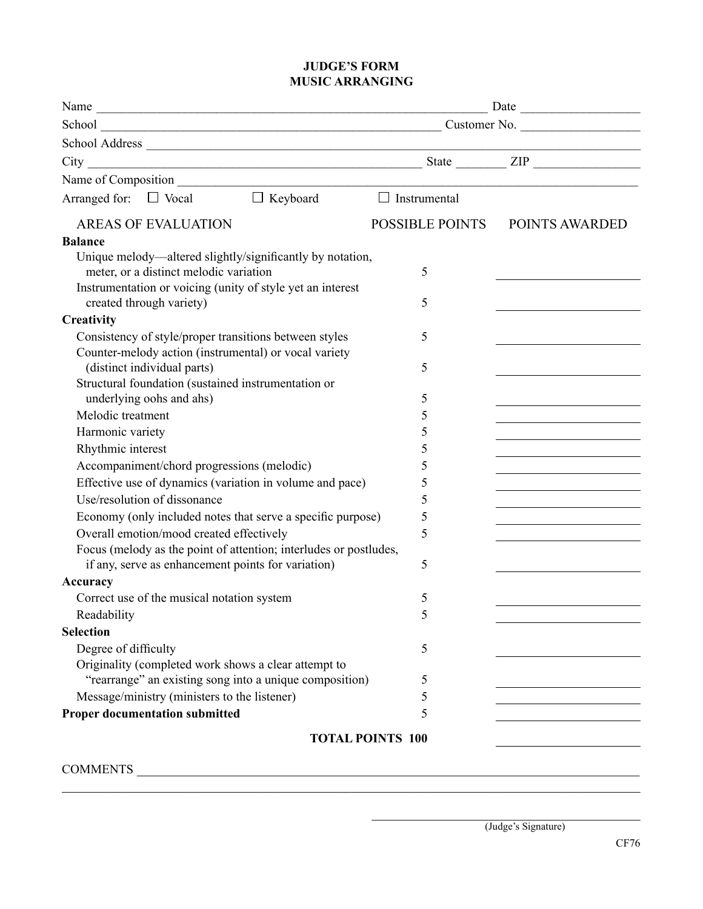# JUDGE'S FORM
# MUSIC ARRANGING

Name ______________________________ Date ______________

School ______________________________ Customer No. ______________

School Address ______________________________

City ______________________________ State ________ ZIP ______________

Name of Composition ______________________________

Arranged for: ☐ Vocal ☐ Keyboard ☐ Instrumental

| AREAS OF EVALUATION | POSSIBLE POINTS | POINTS AWARDED |
|---|---|---|
| **Balance** | | |
| Unique melody—altered slightly/significantly by notation, meter, or a distinct melodic variation | 5 | ______ |
| Instrumentation or voicing (unity of style yet an interest created through variety) | 5 | ______ |
| **Creativity** | | |
| Consistency of style/proper transitions between styles | 5 | ______ |
| Counter-melody action (instrumental) or vocal variety (distinct individual parts) | 5 | ______ |
| Structural foundation (sustained instrumentation or underlying oohs and ahs) | 5 | ______ |
| Melodic treatment | 5 | ______ |
| Harmonic variety | 5 | ______ |
| Rhythmic interest | 5 | ______ |
| Accompaniment/chord progressions (melodic) | 5 | ______ |
| Effective use of dynamics (variation in volume and pace) | 5 | ______ |
| Use/resolution of dissonance | 5 | ______ |
| Economy (only included notes that serve a specific purpose) | 5 | ______ |
| Overall emotion/mood created effectively | 5 | ______ |
| Focus (melody as the point of attention; interludes or postludes, if any, serve as enhancement points for variation) | 5 | ______ |
| **Accuracy** | | |
| Correct use of the musical notation system | 5 | ______ |
| Readability | 5 | ______ |
| **Selection** | | |
| Degree of difficulty | 5 | ______ |
| Originality (completed work shows a clear attempt to "rearrange" an existing song into a unique composition) | 5 | ______ |
| Message/ministry (ministers to the listener) | 5 | ______ |
| **Proper documentation submitted** | 5 | ______ |
| **TOTAL POINTS** | **100** | ______ |

COMMENTS ______________________________

______________________________

______________________________
(Judge's Signature)

CF76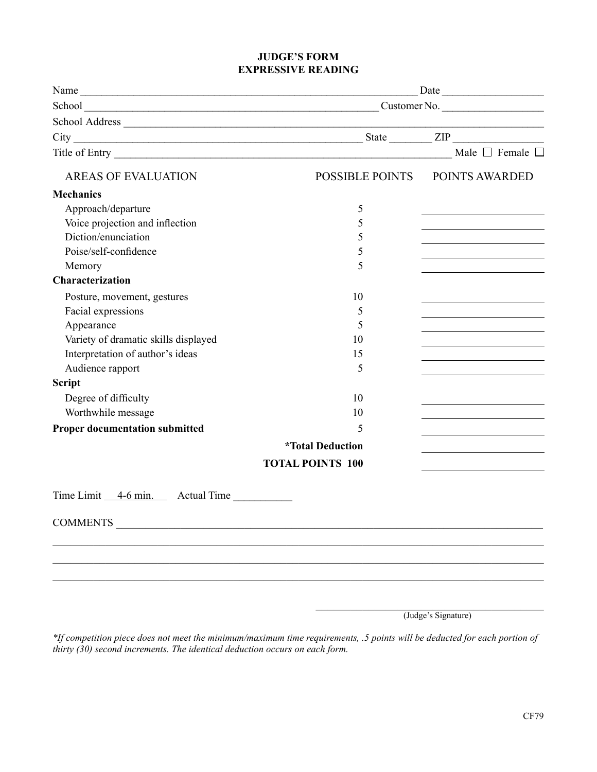# JUDGE'S FORM
## EXPRESSIVE READING

Name ______________________________ Date ______________

School ______________________________ Customer No. ______________

School Address ______________________________

City ______________________________ State ________ ZIP ______________

Title of Entry ______________________________ Male ☐ Female ☐

| AREAS OF EVALUATION | POSSIBLE POINTS | POINTS AWARDED |
|---|---|---|
| **Mechanics** | | |
| Approach/departure | 5 | ________ |
| Voice projection and inflection | 5 | ________ |
| Diction/enunciation | 5 | ________ |
| Poise/self-confidence | 5 | ________ |
| Memory | 5 | ________ |
| **Characterization** | | |
| Posture, movement, gestures | 10 | ________ |
| Facial expressions | 5 | ________ |
| Appearance | 5 | ________ |
| Variety of dramatic skills displayed | 10 | ________ |
| Interpretation of author's ideas | 15 | ________ |
| Audience rapport | 5 | ________ |
| **Script** | | |
| Degree of difficulty | 10 | ________ |
| Worthwhile message | 10 | ________ |
| **Proper documentation submitted** | 5 | ________ |
| | **\*Total Deduction** | ________ |
| | **TOTAL POINTS 100** | ________ |

Time Limit 4-6 min. Actual Time __________

COMMENTS ______________________________

______________________________

______________________________

______________________________

______________________________
(Judge's Signature)

*\*If competition piece does not meet the minimum/maximum time requirements, .5 points will be deducted for each portion of thirty (30) second increments. The identical deduction occurs on each form.*

CF79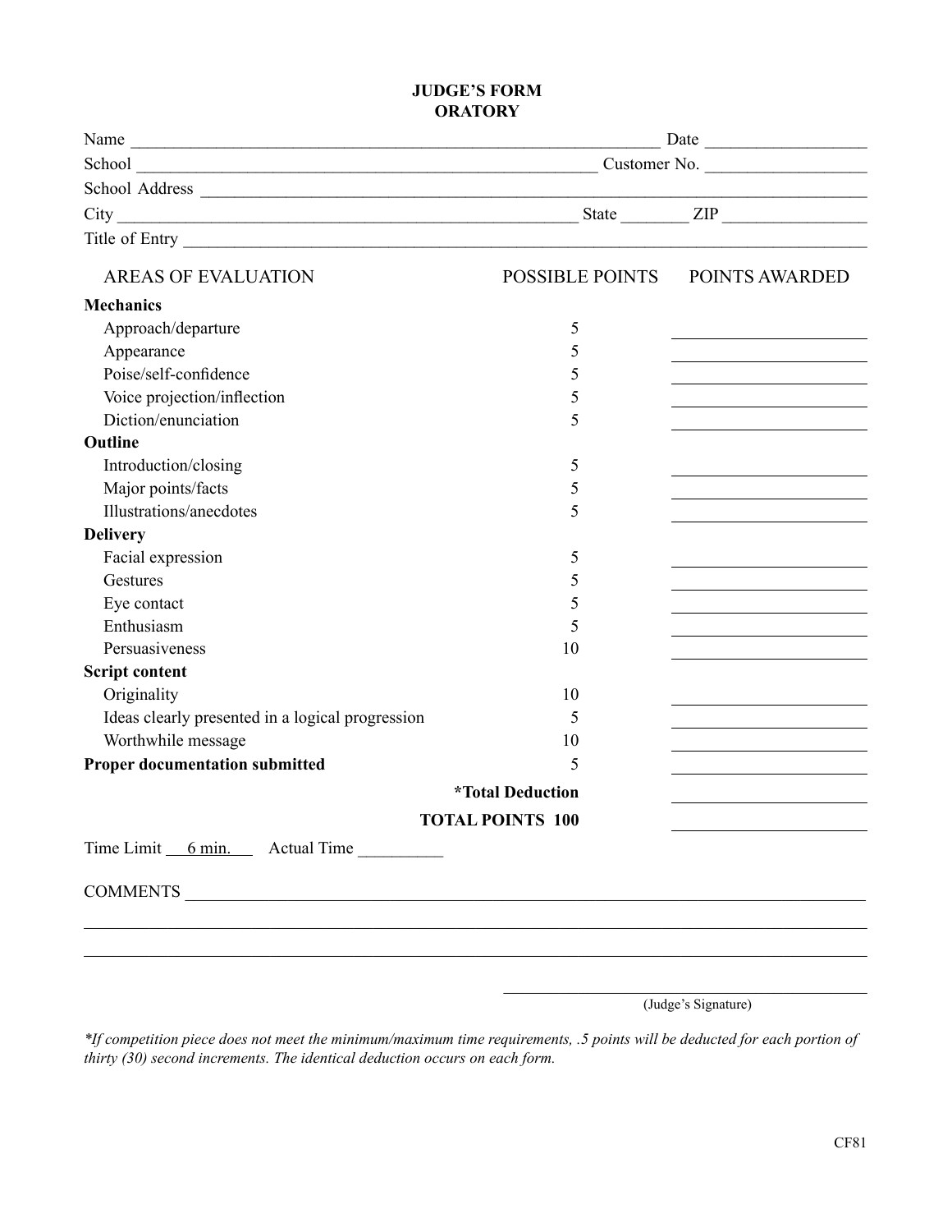# JUDGE'S FORM
## ORATORY

Name ______________________________ Date ______________

School ______________________________ Customer No. ______________

School Address ______________________________________________

City ______________________________ State ________ ZIP ______________

Title of Entry ______________________________________________

| AREAS OF EVALUATION | POSSIBLE POINTS | POINTS AWARDED |
|---|---|---|
| **Mechanics** | | |
| Approach/departure | 5 | ______ |
| Appearance | 5 | ______ |
| Poise/self-confidence | 5 | ______ |
| Voice projection/inflection | 5 | ______ |
| Diction/enunciation | 5 | ______ |
| **Outline** | | |
| Introduction/closing | 5 | ______ |
| Major points/facts | 5 | ______ |
| Illustrations/anecdotes | 5 | ______ |
| **Delivery** | | |
| Facial expression | 5 | ______ |
| Gestures | 5 | ______ |
| Eye contact | 5 | ______ |
| Enthusiasm | 5 | ______ |
| Persuasiveness | 10 | ______ |
| **Script content** | | |
| Originality | 10 | ______ |
| Ideas clearly presented in a logical progression | 5 | ______ |
| Worthwhile message | 10 | ______ |
| **Proper documentation submitted** | 5 | ______ |
| | **\*Total Deduction** | ______ |
| | **TOTAL POINTS 100** | ______ |

Time Limit 6 min. Actual Time __________

COMMENTS ______________________________________________

______________________________________________

______________________________________________

______________________________
(Judge's Signature)

*\*If competition piece does not meet the minimum/maximum time requirements, .5 points will be deducted for each portion of thirty (30) second increments. The identical deduction occurs on each form.*

CF81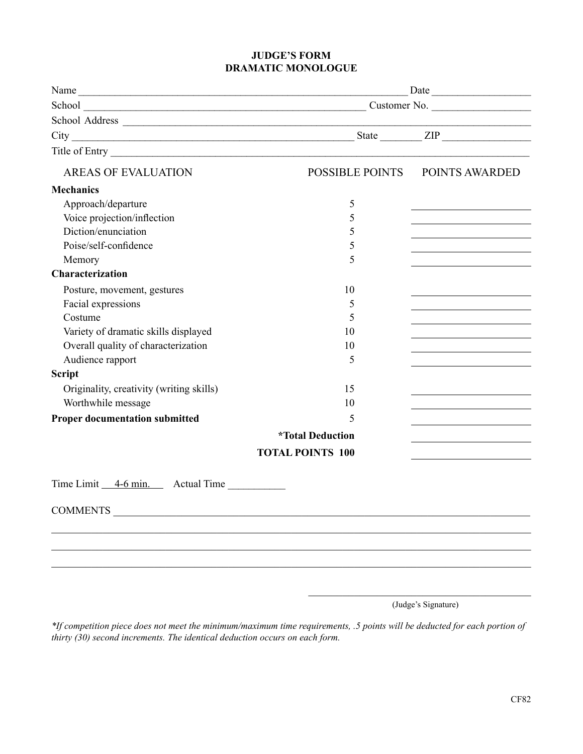# JUDGE'S FORM
## DRAMATIC MONOLOGUE

Name ______________________________ Date ______________

School ______________________________ Customer No. ______________

School Address ______________________________

City ______________________________ State ________ ZIP ______________

Title of Entry ______________________________

| AREAS OF EVALUATION | POSSIBLE POINTS | POINTS AWARDED |
|---|---|---|
| **Mechanics** | | |
| Approach/departure | 5 | ________ |
| Voice projection/inflection | 5 | ________ |
| Diction/enunciation | 5 | ________ |
| Poise/self-confidence | 5 | ________ |
| Memory | 5 | ________ |
| **Characterization** | | |
| Posture, movement, gestures | 10 | ________ |
| Facial expressions | 5 | ________ |
| Costume | 5 | ________ |
| Variety of dramatic skills displayed | 10 | ________ |
| Overall quality of characterization | 10 | ________ |
| Audience rapport | 5 | ________ |
| **Script** | | |
| Originality, creativity (writing skills) | 15 | ________ |
| Worthwhile message | 10 | ________ |
| **Proper documentation submitted** | 5 | ________ |
| | **\*Total Deduction** | ________ |
| | **TOTAL POINTS 100** | ________ |

Time Limit 4-6 min. Actual Time __________

COMMENTS ______________________________

______________________________

______________________________

______________________________

______________________________
(Judge's Signature)

*\*If competition piece does not meet the minimum/maximum time requirements, .5 points will be deducted for each portion of thirty (30) second increments. The identical deduction occurs on each form.*

CF82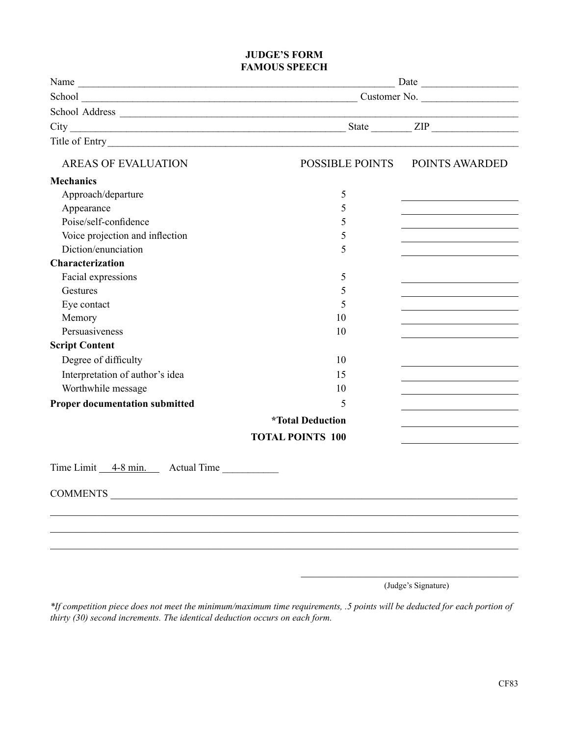# JUDGE'S FORM
## FAMOUS SPEECH

Name ____________________________________________________________ Date __________________

School ____________________________________________________ Customer No. __________________

School Address ____________________________________________________________________________

City ____________________________________________________ State ________ ZIP ________________

Title of Entry______________________________________________________________________________

| AREAS OF EVALUATION | POSSIBLE POINTS | POINTS AWARDED |
|---|---|---|
| **Mechanics** | | |
| Approach/departure | 5 | ____________ |
| Appearance | 5 | ____________ |
| Poise/self-confidence | 5 | ____________ |
| Voice projection and inflection | 5 | ____________ |
| Diction/enunciation | 5 | ____________ |
| **Characterization** | | |
| Facial expressions | 5 | ____________ |
| Gestures | 5 | ____________ |
| Eye contact | 5 | ____________ |
| Memory | 10 | ____________ |
| Persuasiveness | 10 | ____________ |
| **Script Content** | | |
| Degree of difficulty | 10 | ____________ |
| Interpretation of author's idea | 15 | ____________ |
| Worthwhile message | 10 | ____________ |
| **Proper documentation submitted** | 5 | ____________ |
| | ***Total Deduction** | ____________ |
| | **TOTAL POINTS 100** | ____________ |

Time Limit 4-8 min. Actual Time ___________

COMMENTS ________________________________________________________________________________

___________________________________________________________________________________________

___________________________________________________________________________________________

___________________________________________________________________________________________

_____________________________________________
(Judge's Signature)

*\*If competition piece does not meet the minimum/maximum time requirements, .5 points will be deducted for each portion of thirty (30) second increments. The identical deduction occurs on each form.*

CF83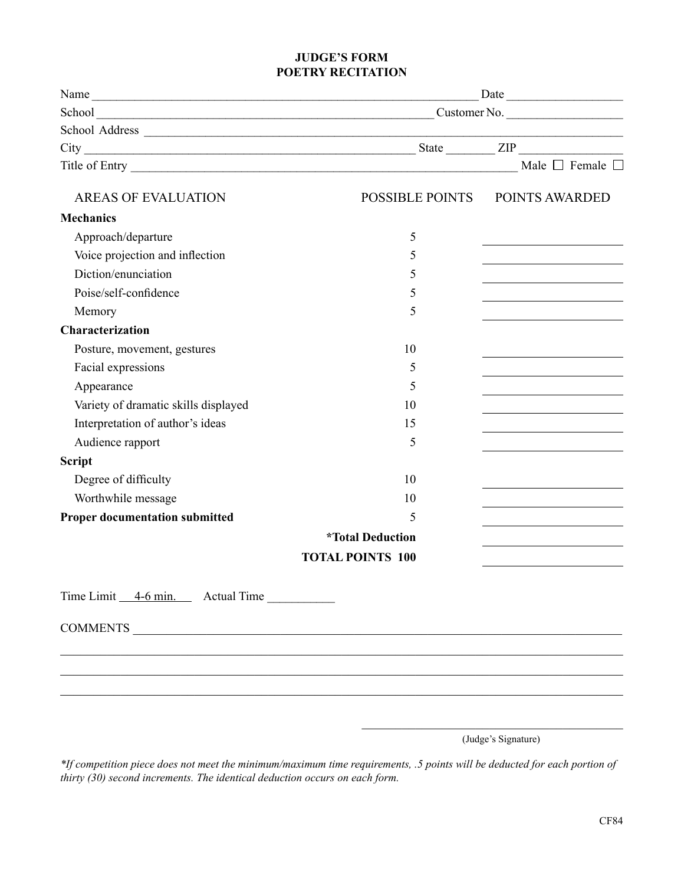# JUDGE'S FORM
## POETRY RECITATION

Name ______________________________ Date ______________

School ______________________________ Customer No. ______________

School Address ______________________________

City ______________________________ State ________ ZIP ______________

Title of Entry ______________________________ Male ☐ Female ☐

| AREAS OF EVALUATION | POSSIBLE POINTS | POINTS AWARDED |
|---|---|---|
| **Mechanics** | | |
| Approach/departure | 5 | ________ |
| Voice projection and inflection | 5 | ________ |
| Diction/enunciation | 5 | ________ |
| Poise/self-confidence | 5 | ________ |
| Memory | 5 | ________ |
| **Characterization** | | |
| Posture, movement, gestures | 10 | ________ |
| Facial expressions | 5 | ________ |
| Appearance | 5 | ________ |
| Variety of dramatic skills displayed | 10 | ________ |
| Interpretation of author's ideas | 15 | ________ |
| Audience rapport | 5 | ________ |
| **Script** | | |
| Degree of difficulty | 10 | ________ |
| Worthwhile message | 10 | ________ |
| **Proper documentation submitted** | 5 | ________ |
| | **\*Total Deduction** | ________ |
| | **TOTAL POINTS 100** | ________ |

Time Limit 4-6 min. Actual Time ___________

COMMENTS ______________________________

______________________________

______________________________

______________________________

______________________________
(Judge's Signature)

*\*If competition piece does not meet the minimum/maximum time requirements, .5 points will be deducted for each portion of thirty (30) second increments. The identical deduction occurs on each form.*

CF84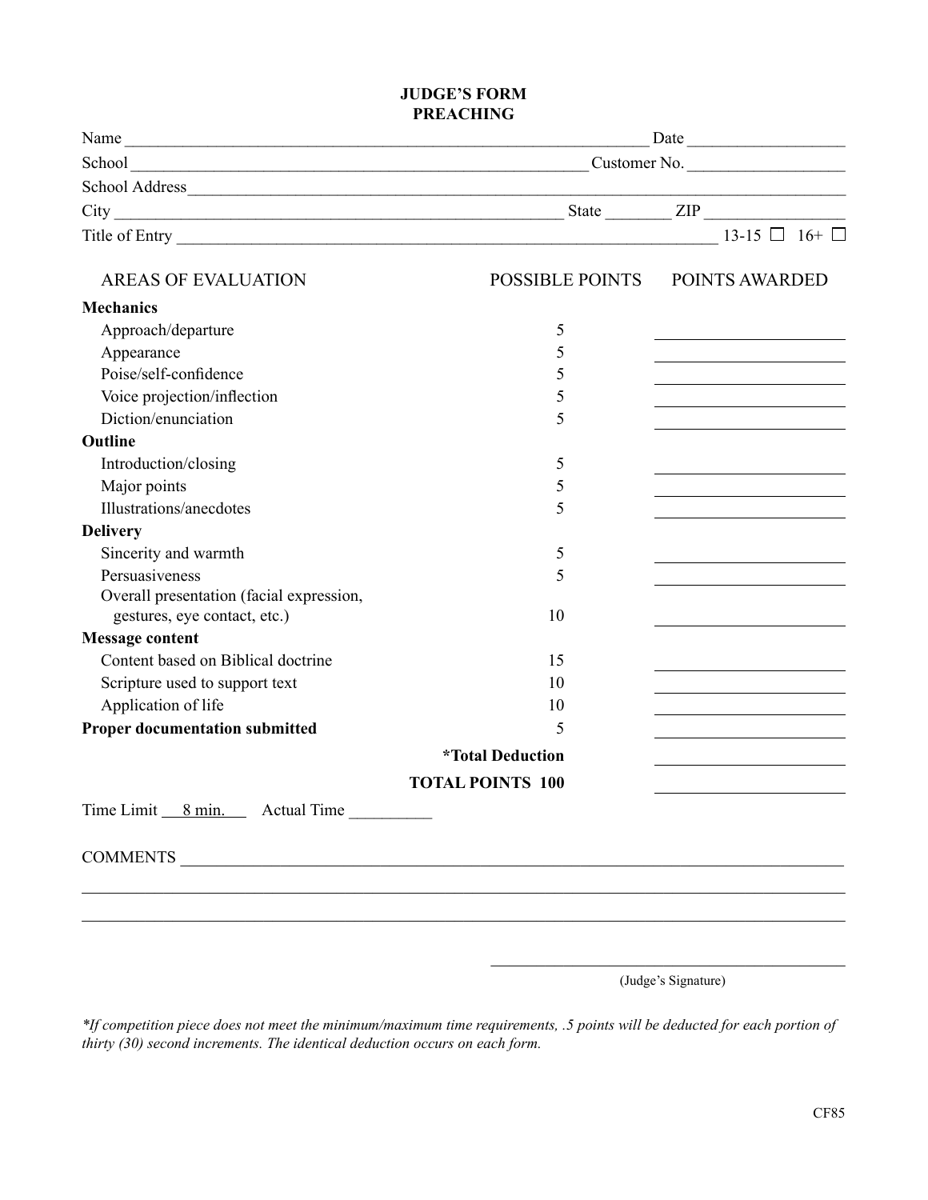# JUDGE'S FORM
## PREACHING

Name ______________________________ Date ______________

School ______________________________ Customer No. ______________

School Address ______________________________

City ______________________________ State ________ ZIP ______________

Title of Entry ______________________________ 13-15 ☐ 16+ ☐

| AREAS OF EVALUATION | POSSIBLE POINTS | POINTS AWARDED |
|---|---|---|
| **Mechanics** | | |
| Approach/departure | 5 | |
| Appearance | 5 | |
| Poise/self-confidence | 5 | |
| Voice projection/inflection | 5 | |
| Diction/enunciation | 5 | |
| **Outline** | | |
| Introduction/closing | 5 | |
| Major points | 5 | |
| Illustrations/anecdotes | 5 | |
| **Delivery** | | |
| Sincerity and warmth | 5 | |
| Persuasiveness | 5 | |
| Overall presentation (facial expression, gestures, eye contact, etc.) | 10 | |
| **Message content** | | |
| Content based on Biblical doctrine | 15 | |
| Scripture used to support text | 10 | |
| Application of life | 10 | |
| **Proper documentation submitted** | 5 | |
| | ***Total Deduction** | |
| | **TOTAL POINTS 100** | |

Time Limit 8 min. Actual Time __________

COMMENTS ______________________________

______________________________

______________________________

______________________________
(Judge's Signature)

*\*If competition piece does not meet the minimum/maximum time requirements, .5 points will be deducted for each portion of thirty (30) second increments. The identical deduction occurs on each form.*

CF85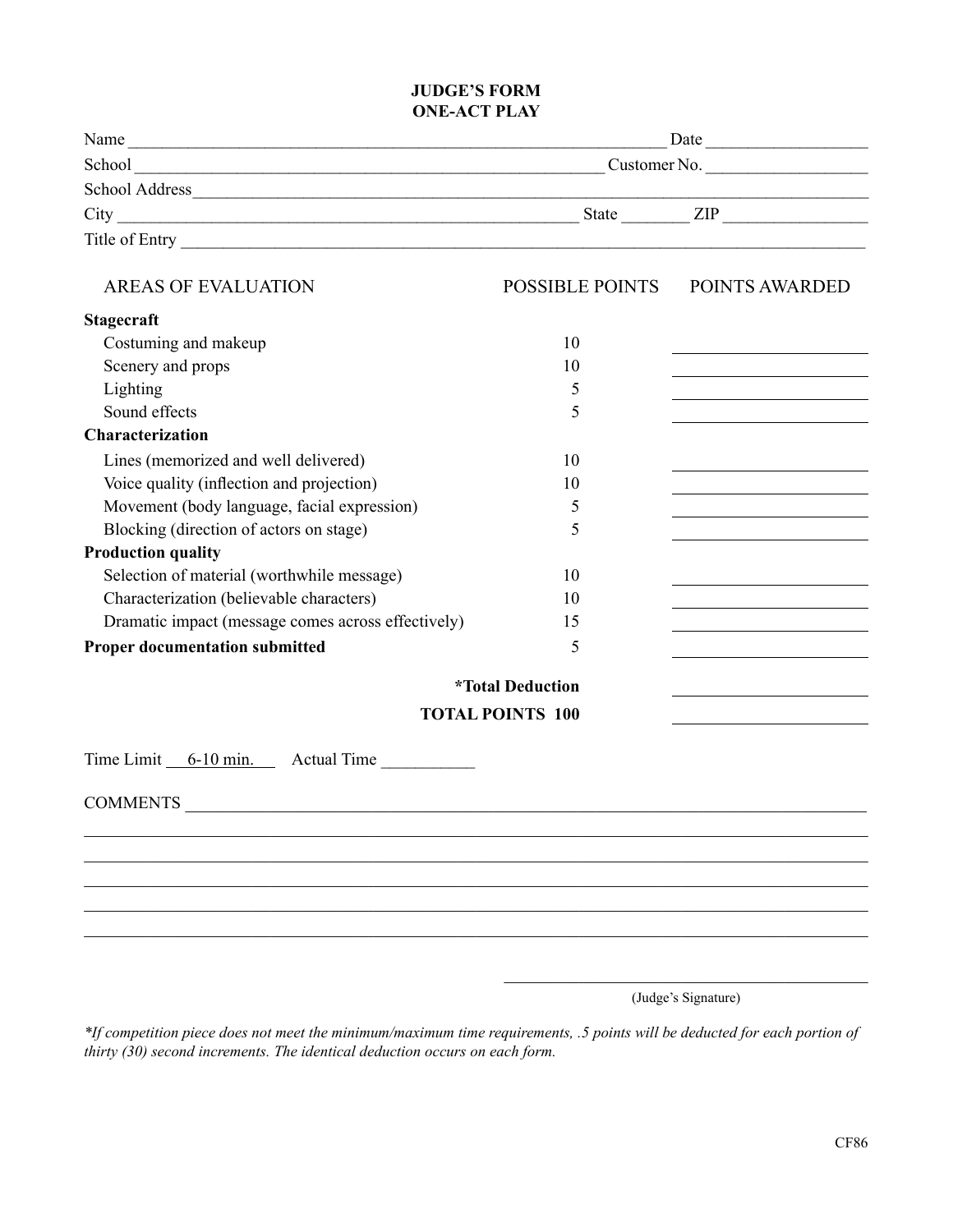# JUDGE'S FORM
## ONE-ACT PLAY

Name ______________________________ Date ______________

School ______________________________ Customer No. ______________

School Address ______________________________________________

City ______________________________ State ________ ZIP ______________

Title of Entry ______________________________________________

| AREAS OF EVALUATION | POSSIBLE POINTS | POINTS AWARDED |
|---|---|---|
| **Stagecraft** | | |
| Costuming and makeup | 10 | ______ |
| Scenery and props | 10 | ______ |
| Lighting | 5 | ______ |
| Sound effects | 5 | ______ |
| **Characterization** | | |
| Lines (memorized and well delivered) | 10 | ______ |
| Voice quality (inflection and projection) | 10 | ______ |
| Movement (body language, facial expression) | 5 | ______ |
| Blocking (direction of actors on stage) | 5 | ______ |
| **Production quality** | | |
| Selection of material (worthwhile message) | 10 | ______ |
| Characterization (believable characters) | 10 | ______ |
| Dramatic impact (message comes across effectively) | 15 | ______ |
| **Proper documentation submitted** | 5 | ______ |
| | **\*Total Deduction** | ______ |
| | **TOTAL POINTS 100** | ______ |

Time Limit 6-10 min. Actual Time __________

COMMENTS ______________________________________________

______________________________________________

______________________________________________

______________________________________________

______________________________________________

______________________________________________

______________________________
(Judge's Signature)

*\*If competition piece does not meet the minimum/maximum time requirements, .5 points will be deducted for each portion of thirty (30) second increments. The identical deduction occurs on each form.*

CF86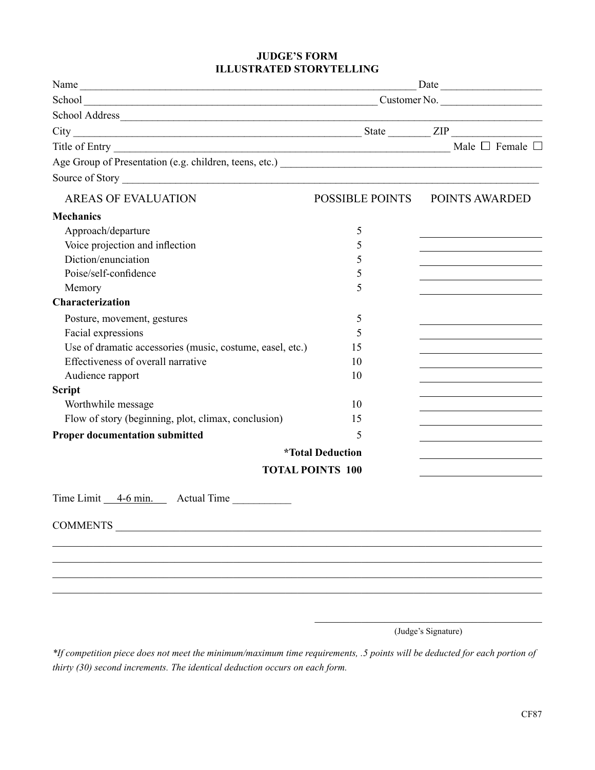# JUDGE'S FORM
## ILLUSTRATED STORYTELLING

Name ____________________ Date ____________________

School ____________________ Customer No. ____________________

School Address ____________________

City ____________________ State ________ ZIP ____________________

Title of Entry ____________________ Male ☐ Female ☐

Age Group of Presentation (e.g. children, teens, etc.) ____________________

Source of Story ____________________

| AREAS OF EVALUATION | POSSIBLE POINTS | POINTS AWARDED |
|---|---|---|
| **Mechanics** | | |
| Approach/departure | 5 | ________ |
| Voice projection and inflection | 5 | ________ |
| Diction/enunciation | 5 | ________ |
| Poise/self-confidence | 5 | ________ |
| Memory | 5 | ________ |
| **Characterization** | | |
| Posture, movement, gestures | 5 | ________ |
| Facial expressions | 5 | ________ |
| Use of dramatic accessories (music, costume, easel, etc.) | 15 | ________ |
| Effectiveness of overall narrative | 10 | ________ |
| Audience rapport | 10 | ________ |
| **Script** | | ________ |
| Worthwhile message | 10 | ________ |
| Flow of story (beginning, plot, climax, conclusion) | 15 | ________ |
| **Proper documentation submitted** | 5 | ________ |
| **\*Total Deduction** | | ________ |
| **TOTAL POINTS** | **100** | ________ |

Time Limit 4-6 min. Actual Time __________

COMMENTS ____________________

____________________

____________________

____________________

____________________

____________________
(Judge's Signature)

*\*If competition piece does not meet the minimum/maximum time requirements, .5 points will be deducted for each portion of thirty (30) second increments. The identical deduction occurs on each form.*

CF87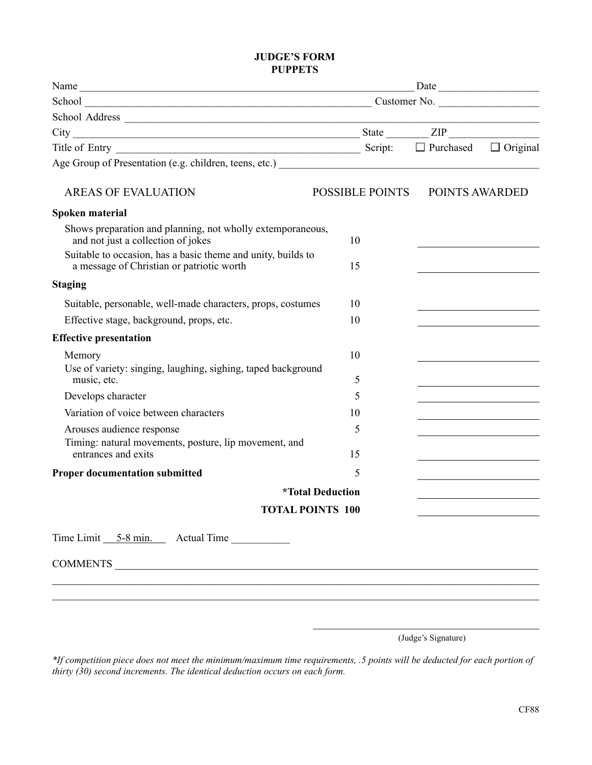# JUDGE'S FORM
## PUPPETS

Name ______________________________ Date ______________

School ______________________________ Customer No. ______________

School Address ______________________________

City ______________________________ State ________ ZIP ______________

Title of Entry ______________________________ Script: ☐ Purchased ☐ Original

Age Group of Presentation (e.g. children, teens, etc.) ______________________________

| AREAS OF EVALUATION | POSSIBLE POINTS | POINTS AWARDED |
|---|---|---|
| **Spoken material** | | |
| Shows preparation and planning, not wholly extemporaneous, and not just a collection of jokes | 10 | ______ |
| Suitable to occasion, has a basic theme and unity, builds to a message of Christian or patriotic worth | 15 | ______ |
| **Staging** | | |
| Suitable, personable, well-made characters, props, costumes | 10 | ______ |
| Effective stage, background, props, etc. | 10 | ______ |
| **Effective presentation** | | |
| Memory | 10 | ______ |
| Use of variety: singing, laughing, sighing, taped background music, etc. | 5 | ______ |
| Develops character | 5 | ______ |
| Variation of voice between characters | 10 | ______ |
| Arouses audience response | 5 | ______ |
| Timing: natural movements, posture, lip movement, and entrances and exits | 15 | ______ |
| **Proper documentation submitted** | 5 | ______ |
| **\*Total Deduction** | | ______ |
| **TOTAL POINTS** | **100** | ______ |

Time Limit 5-8 min. Actual Time ___________

COMMENTS ______________________________

______________________________

______________________________

______________________________
(Judge's Signature)

*\*If competition piece does not meet the minimum/maximum time requirements, .5 points will be deducted for each portion of thirty (30) second increments. The identical deduction occurs on each form.*

CF88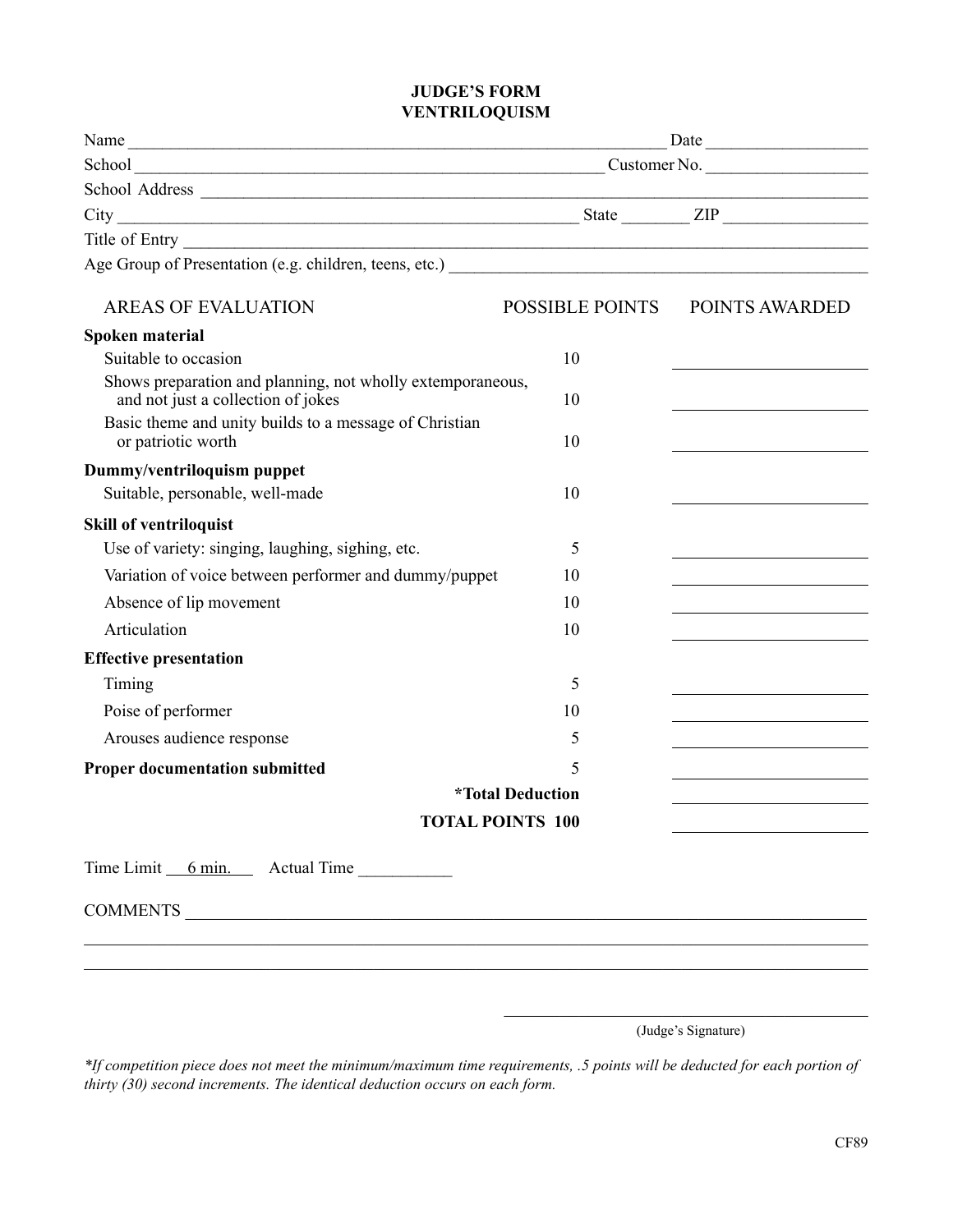# JUDGE'S FORM
# VENTRILOQUISM

Name ______________________________ Date ______________

School ______________________________ Customer No. ______________

School Address ______________________________

City ______________________________ State ________ ZIP ______________

Title of Entry ______________________________

Age Group of Presentation (e.g. children, teens, etc.) ______________________________

| AREAS OF EVALUATION | POSSIBLE POINTS | POINTS AWARDED |
|---|---|---|
| **Spoken material** | | |
| Suitable to occasion | 10 | ______ |
| Shows preparation and planning, not wholly extemporaneous, and not just a collection of jokes | 10 | ______ |
| Basic theme and unity builds to a message of Christian or patriotic worth | 10 | ______ |
| **Dummy/ventriloquism puppet** | | |
| Suitable, personable, well-made | 10 | ______ |
| **Skill of ventriloquist** | | |
| Use of variety: singing, laughing, sighing, etc. | 5 | ______ |
| Variation of voice between performer and dummy/puppet | 10 | ______ |
| Absence of lip movement | 10 | ______ |
| Articulation | 10 | ______ |
| **Effective presentation** | | |
| Timing | 5 | ______ |
| Poise of performer | 10 | ______ |
| Arouses audience response | 5 | ______ |
| **Proper documentation submitted** | 5 | ______ |
| **\*Total Deduction** | | ______ |
| **TOTAL POINTS** | **100** | ______ |

Time Limit 6 min. Actual Time __________

COMMENTS ______________________________

______________________________

______________________________

______________________________
(Judge's Signature)

*\*If competition piece does not meet the minimum/maximum time requirements, .5 points will be deducted for each portion of thirty (30) second increments. The identical deduction occurs on each form.*

CF89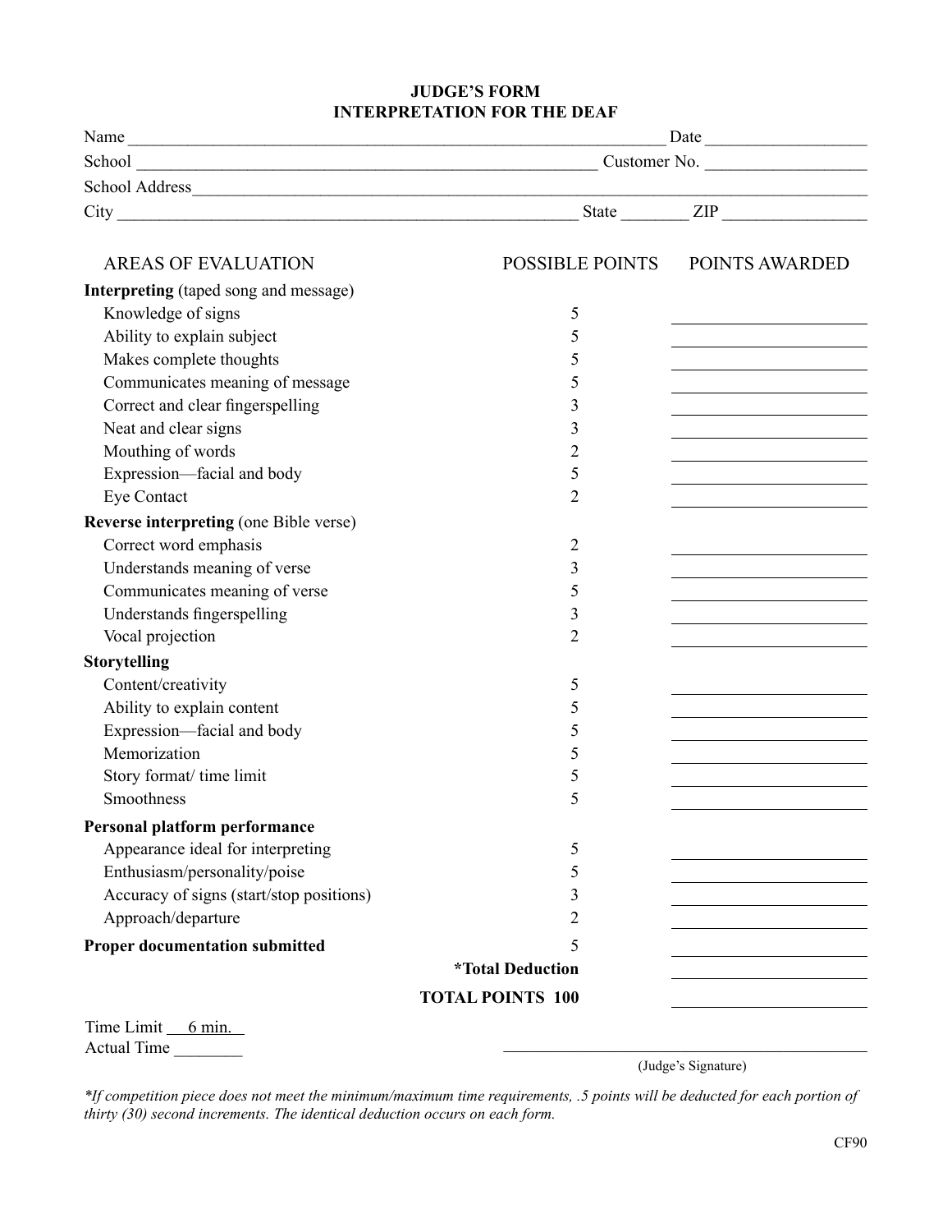# JUDGE'S FORM
## INTERPRETATION FOR THE DEAF

Name ______________________________ Date ______________

School ______________________________ Customer No. ______________

School Address ______________________________

City ______________________________ State ________ ZIP ______________

| AREAS OF EVALUATION | POSSIBLE POINTS | POINTS AWARDED |
|---|---|---|
| **Interpreting** (taped song and message) | | |
| Knowledge of signs | 5 | ________ |
| Ability to explain subject | 5 | ________ |
| Makes complete thoughts | 5 | ________ |
| Communicates meaning of message | 5 | ________ |
| Correct and clear fingerspelling | 3 | ________ |
| Neat and clear signs | 3 | ________ |
| Mouthing of words | 2 | ________ |
| Expression—facial and body | 5 | ________ |
| Eye Contact | 2 | ________ |
| **Reverse interpreting** (one Bible verse) | | |
| Correct word emphasis | 2 | ________ |
| Understands meaning of verse | 3 | ________ |
| Communicates meaning of verse | 5 | ________ |
| Understands fingerspelling | 3 | ________ |
| Vocal projection | 2 | ________ |
| **Storytelling** | | |
| Content/creativity | 5 | ________ |
| Ability to explain content | 5 | ________ |
| Expression—facial and body | 5 | ________ |
| Memorization | 5 | ________ |
| Story format/ time limit | 5 | ________ |
| Smoothness | 5 | ________ |
| **Personal platform performance** | | |
| Appearance ideal for interpreting | 5 | ________ |
| Enthusiasm/personality/poise | 5 | ________ |
| Accuracy of signs (start/stop positions) | 3 | ________ |
| Approach/departure | 2 | ________ |
| **Proper documentation submitted** | 5 | ________ |
| | **\*Total Deduction** | ________ |
| | **TOTAL POINTS 100** | ________ |

Time Limit 6 min.

Actual Time ________

______________________________
(Judge's Signature)

*\*If competition piece does not meet the minimum/maximum time requirements, .5 points will be deducted for each portion of thirty (30) second increments. The identical deduction occurs on each form.*

CF90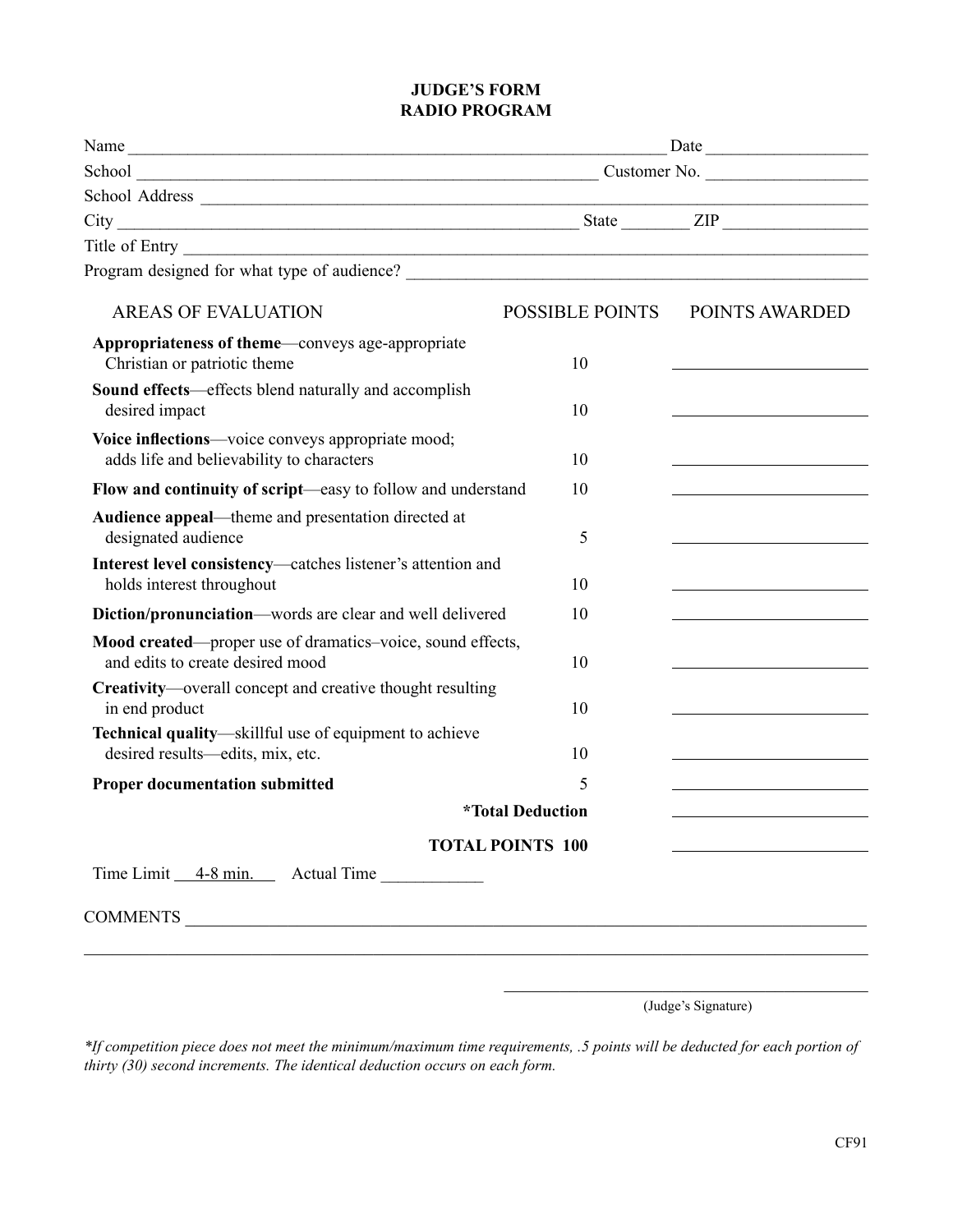# JUDGE'S FORM
## RADIO PROGRAM

Name ______________________________________________ Date ______________

School ____________________________________ Customer No. ______________

School Address ______________________________________________________

City ____________________________________ State ________ ZIP ____________

Title of Entry _______________________________________________________

Program designed for what type of audience? ____________________________

| AREAS OF EVALUATION | POSSIBLE POINTS | POINTS AWARDED |
|---|---|---|
| **Appropriateness of theme**—conveys age-appropriate Christian or patriotic theme | 10 | ______ |
| **Sound effects**—effects blend naturally and accomplish desired impact | 10 | ______ |
| **Voice inflections**—voice conveys appropriate mood; adds life and believability to characters | 10 | ______ |
| **Flow and continuity of script**—easy to follow and understand | 10 | ______ |
| **Audience appeal**—theme and presentation directed at designated audience | 5 | ______ |
| **Interest level consistency**—catches listener's attention and holds interest throughout | 10 | ______ |
| **Diction/pronunciation**—words are clear and well delivered | 10 | ______ |
| **Mood created**—proper use of dramatics–voice, sound effects, and edits to create desired mood | 10 | ______ |
| **Creativity**—overall concept and creative thought resulting in end product | 10 | ______ |
| **Technical quality**—skillful use of equipment to achieve desired results—edits, mix, etc. | 10 | ______ |
| **Proper documentation submitted** | 5 | ______ |
| | **\*Total Deduction** | ______ |
| | **TOTAL POINTS 100** | ______ |

Time Limit 4-8 min. Actual Time ___________

COMMENTS ____________________________________________________________

______________________________________________________________________

______________________________
(Judge's Signature)

*\*If competition piece does not meet the minimum/maximum time requirements, .5 points will be deducted for each portion of thirty (30) second increments. The identical deduction occurs on each form.*

CF91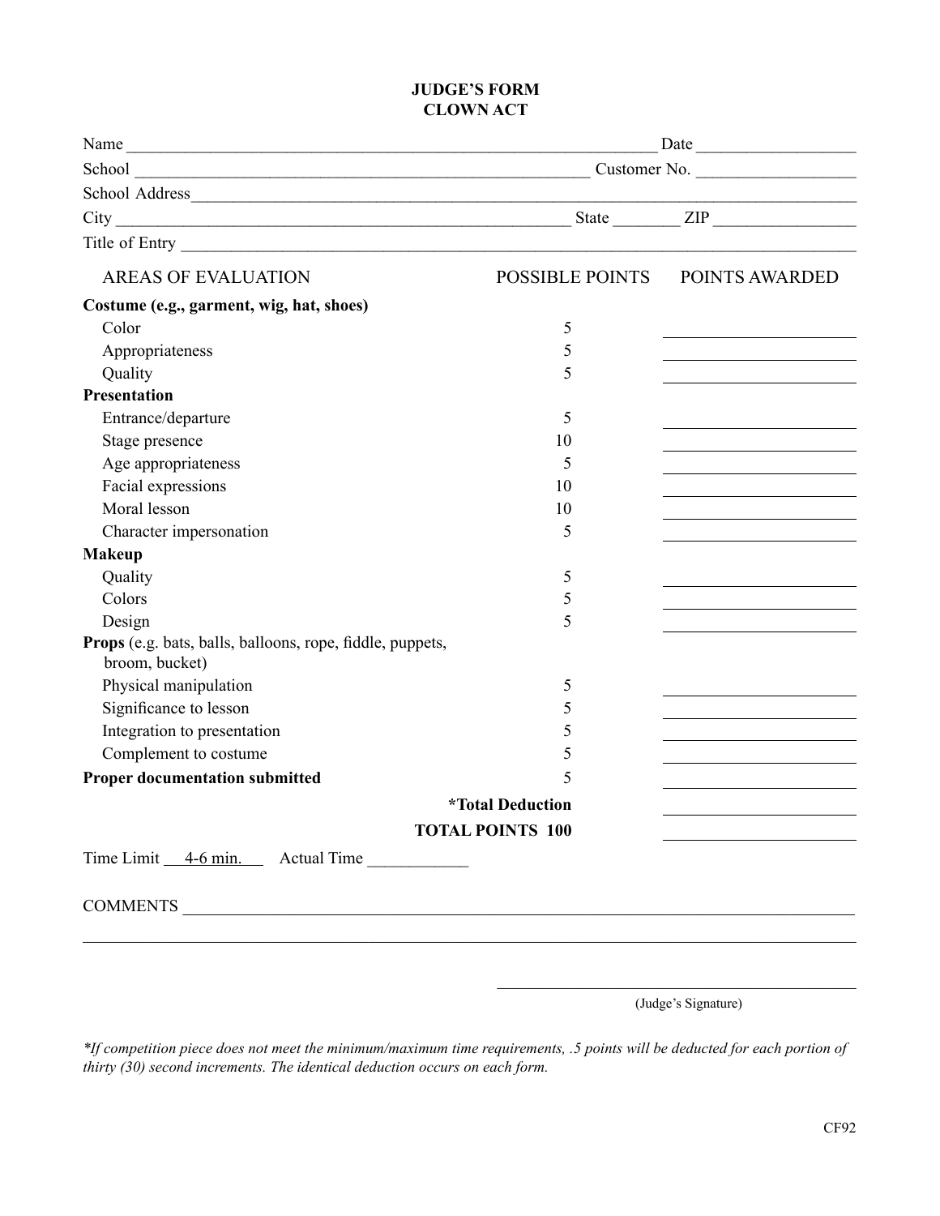# JUDGE'S FORM
# CLOWN ACT

Name ________________________________________________ Date ______________

School ________________________________________ Customer No. ______________

School Address_____________________________________________________________

City ______________________________________ State ________ ZIP ______________

Title of Entry _____________________________________________________________

| AREAS OF EVALUATION | POSSIBLE POINTS | POINTS AWARDED |
|---|---|---|
| **Costume** (e.g., garment, wig, hat, shoes) | | |
| Color | 5 | ________ |
| Appropriateness | 5 | ________ |
| Quality | 5 | ________ |
| **Presentation** | | |
| Entrance/departure | 5 | ________ |
| Stage presence | 10 | ________ |
| Age appropriateness | 5 | ________ |
| Facial expressions | 10 | ________ |
| Moral lesson | 10 | ________ |
| Character impersonation | 5 | ________ |
| **Makeup** | | |
| Quality | 5 | ________ |
| Colors | 5 | ________ |
| Design | 5 | ________ |
| **Props** (e.g. bats, balls, balloons, rope, fiddle, puppets, broom, bucket) | | |
| Physical manipulation | 5 | ________ |
| Significance to lesson | 5 | ________ |
| Integration to presentation | 5 | ________ |
| Complement to costume | 5 | ________ |
| **Proper documentation submitted** | 5 | ________ |
| | **\*Total Deduction** | ________ |
| | **TOTAL POINTS 100** | ________ |

Time Limit 4-6 min. Actual Time ___________

COMMENTS _____________________________________________________________________

______________________________________________________________________________

____________________________________

(Judge's Signature)

*\*If competition piece does not meet the minimum/maximum time requirements, .5 points will be deducted for each portion of thirty (30) second increments. The identical deduction occurs on each form.*

CF92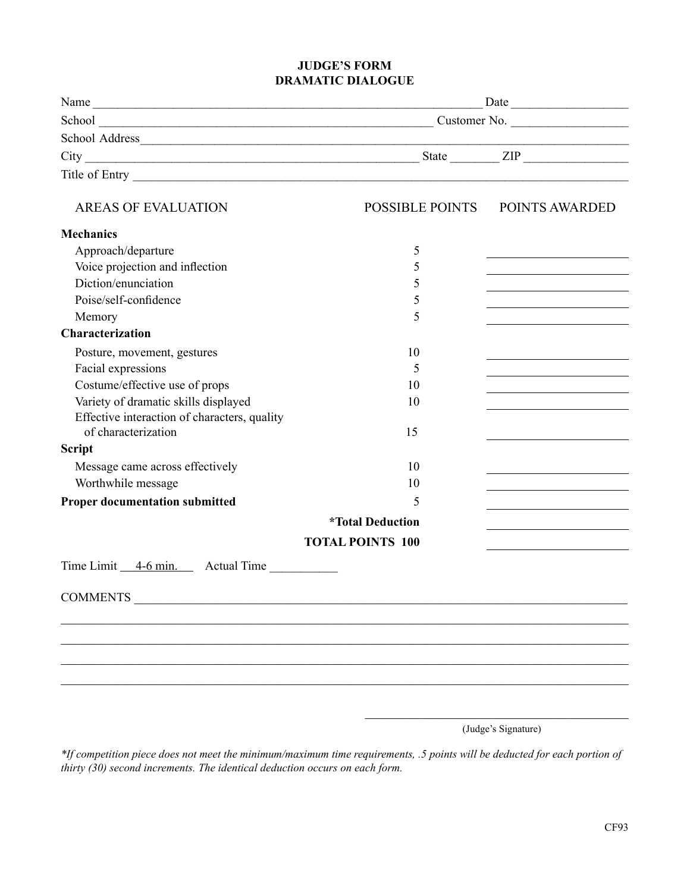# JUDGE'S FORM
## DRAMATIC DIALOGUE

Name ____________________________________________ Date ________________

School __________________________________________ Customer No. ________________

School Address ____________________________________________________________

City ____________________________________ State ________ ZIP ________________

Title of Entry _____________________________________________________________

| AREAS OF EVALUATION | POSSIBLE POINTS | POINTS AWARDED |
|---|---|---|
| **Mechanics** | | |
| Approach/departure | 5 | ________ |
| Voice projection and inflection | 5 | ________ |
| Diction/enunciation | 5 | ________ |
| Poise/self-confidence | 5 | ________ |
| Memory | 5 | ________ |
| **Characterization** | | |
| Posture, movement, gestures | 10 | ________ |
| Facial expressions | 5 | ________ |
| Costume/effective use of props | 10 | ________ |
| Variety of dramatic skills displayed | 10 | ________ |
| Effective interaction of characters, quality of characterization | 15 | ________ |
| **Script** | | |
| Message came across effectively | 10 | ________ |
| Worthwhile message | 10 | ________ |
| **Proper documentation submitted** | 5 | ________ |
| | ***Total Deduction** | ________ |
| | **TOTAL POINTS 100** | ________ |

Time Limit 4-6 min. Actual Time ___________

COMMENTS ________________________________________________________________

_________________________________________________________________________

_________________________________________________________________________

_________________________________________________________________________

_________________________________________________________________________

_______________________________
(Judge's Signature)

*\*If competition piece does not meet the minimum/maximum time requirements, .5 points will be deducted for each portion of thirty (30) second increments. The identical deduction occurs on each form.*

CF93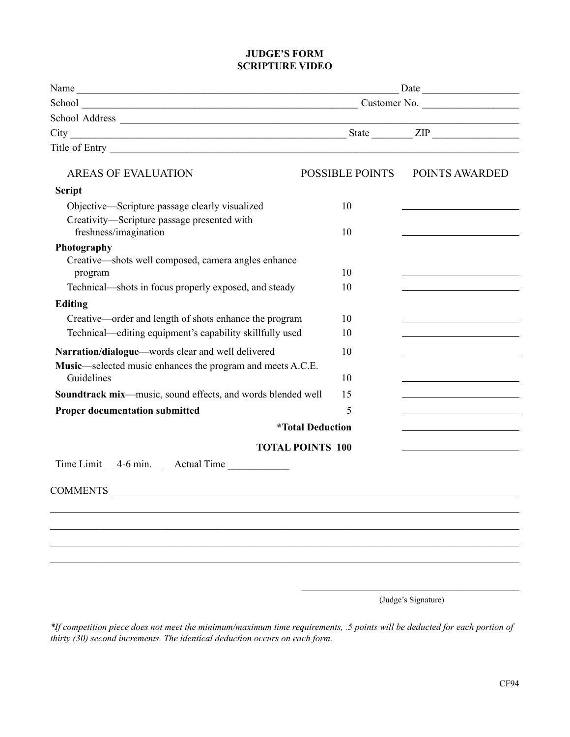# JUDGE'S FORM
# SCRIPTURE VIDEO

Name ______________________________________________ Date ________________

School ____________________________________________ Customer No. ________________

School Address ______________________________________________________________

City ______________________________________ State ________ ZIP ________________

Title of Entry ________________________________________________________________

| AREAS OF EVALUATION | POSSIBLE POINTS | POINTS AWARDED |
|---|---|---|
| **Script** | | |
| Objective—Scripture passage clearly visualized | 10 | ________ |
| Creativity—Scripture passage presented with freshness/imagination | 10 | ________ |
| **Photography** | | |
| Creative—shots well composed, camera angles enhance program | 10 | ________ |
| Technical—shots in focus properly exposed, and steady | 10 | ________ |
| **Editing** | | |
| Creative—order and length of shots enhance the program | 10 | ________ |
| Technical—editing equipment's capability skillfully used | 10 | ________ |
| **Narration/dialogue**—words clear and well delivered | 10 | ________ |
| **Music**—selected music enhances the program and meets A.C.E. Guidelines | 10 | ________ |
| **Soundtrack mix**—music, sound effects, and words blended well | 15 | ________ |
| **Proper documentation submitted** | 5 | ________ |
| **\*Total Deduction** | | ________ |
| **TOTAL POINTS** | **100** | ________ |

Time Limit 4-6 min. Actual Time ____________

COMMENTS ____________________________________________________________________

______________________________________________________________________________

______________________________________________________________________________

______________________________________________________________________________

______________________________________________________________________________

______________________________
(Judge's Signature)

*\*If competition piece does not meet the minimum/maximum time requirements, .5 points will be deducted for each portion of thirty (30) second increments. The identical deduction occurs on each form.*

CF94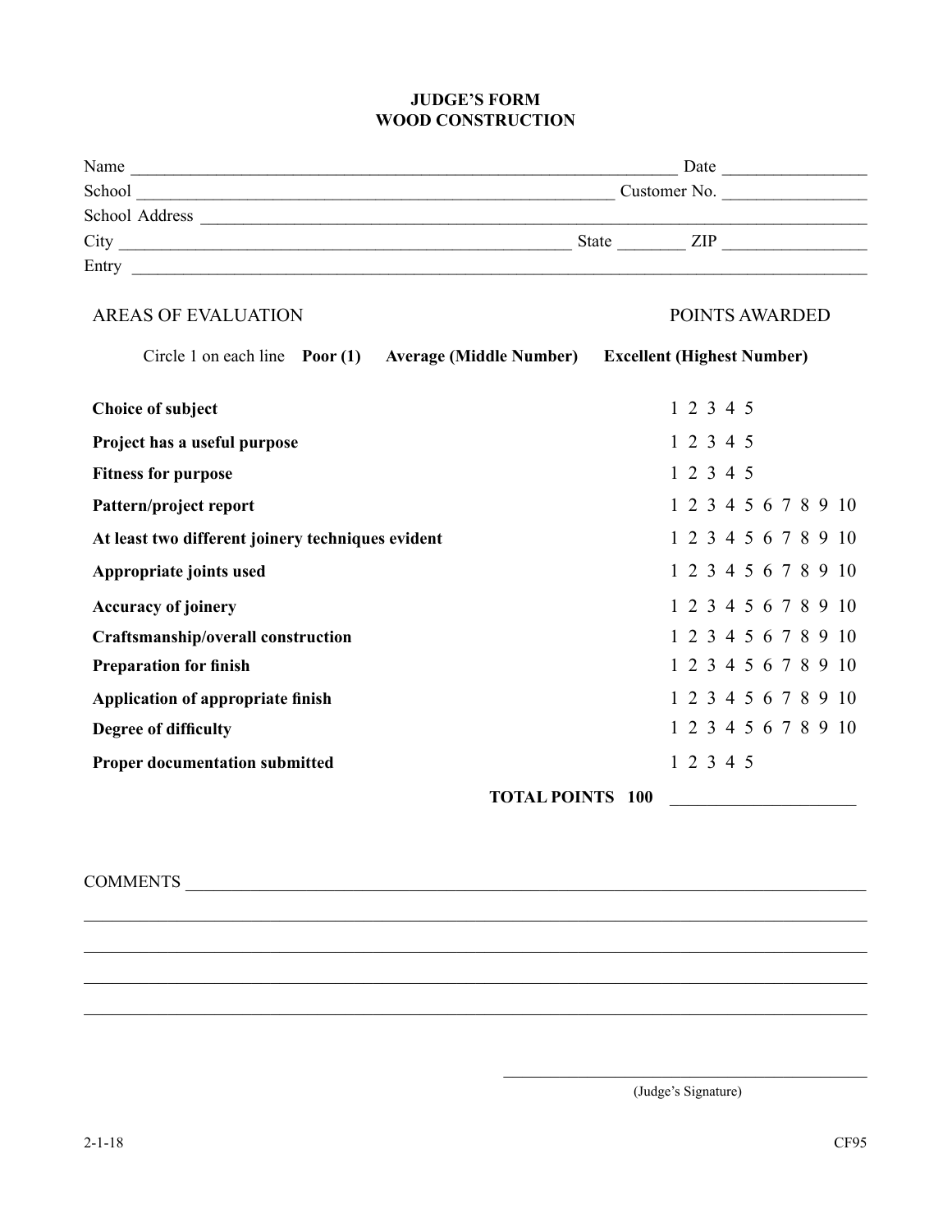# JUDGE'S FORM
## WOOD CONSTRUCTION

Name ________________________________________ Date ______________

School ________________________________________ Customer No. ______________

School Address ________________________________________

City ________________________________ State ________ ZIP ______________

Entry ________________________________________

| AREAS OF EVALUATION | POINTS AWARDED |
|---|---|
| Circle 1 on each line **Poor (1)** **Average (Middle Number)** **Excellent (Highest Number)** | |
| **Choice of subject** | 1 2 3 4 5 |
| **Project has a useful purpose** | 1 2 3 4 5 |
| **Fitness for purpose** | 1 2 3 4 5 |
| **Pattern/project report** | 1 2 3 4 5 6 7 8 9 10 |
| **At least two different joinery techniques evident** | 1 2 3 4 5 6 7 8 9 10 |
| **Appropriate joints used** | 1 2 3 4 5 6 7 8 9 10 |
| **Accuracy of joinery** | 1 2 3 4 5 6 7 8 9 10 |
| **Craftsmanship/overall construction** | 1 2 3 4 5 6 7 8 9 10 |
| **Preparation for finish** | 1 2 3 4 5 6 7 8 9 10 |
| **Application of appropriate finish** | 1 2 3 4 5 6 7 8 9 10 |
| **Degree of difficulty** | 1 2 3 4 5 6 7 8 9 10 |
| **Proper documentation submitted** | 1 2 3 4 5 |
| **TOTAL POINTS 100** | ______________ |

COMMENTS ________________________________________

________________________________________

________________________________________

________________________________________

________________________________________

________________________________________
(Judge's Signature)

2-1-18 CF95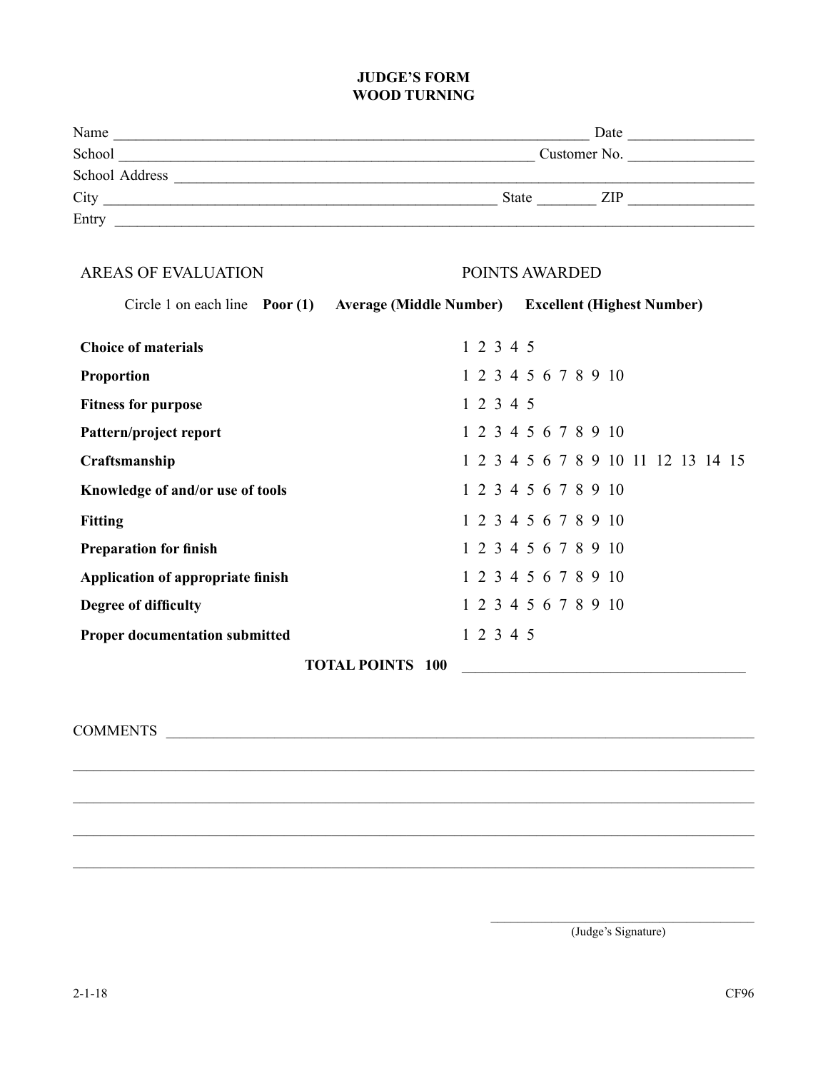# JUDGE'S FORM
# WOOD TURNING

Name ________________________________________________ Date ____________

School ______________________________________________ Customer No. ____________

School Address ______________________________________________________________

City ________________________________________ State ______ ZIP ____________

Entry ______________________________________________________________________

| AREAS OF EVALUATION | POINTS AWARDED |
|---|---|
| Circle 1 on each line | **Poor (1)** **Average (Middle Number)** **Excellent (Highest Number)** |
| **Choice of materials** | 1 2 3 4 5 |
| **Proportion** | 1 2 3 4 5 6 7 8 9 10 |
| **Fitness for purpose** | 1 2 3 4 5 |
| **Pattern/project report** | 1 2 3 4 5 6 7 8 9 10 |
| **Craftsmanship** | 1 2 3 4 5 6 7 8 9 10 11 12 13 14 15 |
| **Knowledge of and/or use of tools** | 1 2 3 4 5 6 7 8 9 10 |
| **Fitting** | 1 2 3 4 5 6 7 8 9 10 |
| **Preparation for finish** | 1 2 3 4 5 6 7 8 9 10 |
| **Application of appropriate finish** | 1 2 3 4 5 6 7 8 9 10 |
| **Degree of difficulty** | 1 2 3 4 5 6 7 8 9 10 |
| **Proper documentation submitted** | 1 2 3 4 5 |
| **TOTAL POINTS 100** | ______________________________ |

COMMENTS ____________________________________________________________________

____________________________________________________________________________

____________________________________________________________________________

____________________________________________________________________________

____________________________________________________________________________

______________________________
(Judge's Signature)

2-1-18

CF96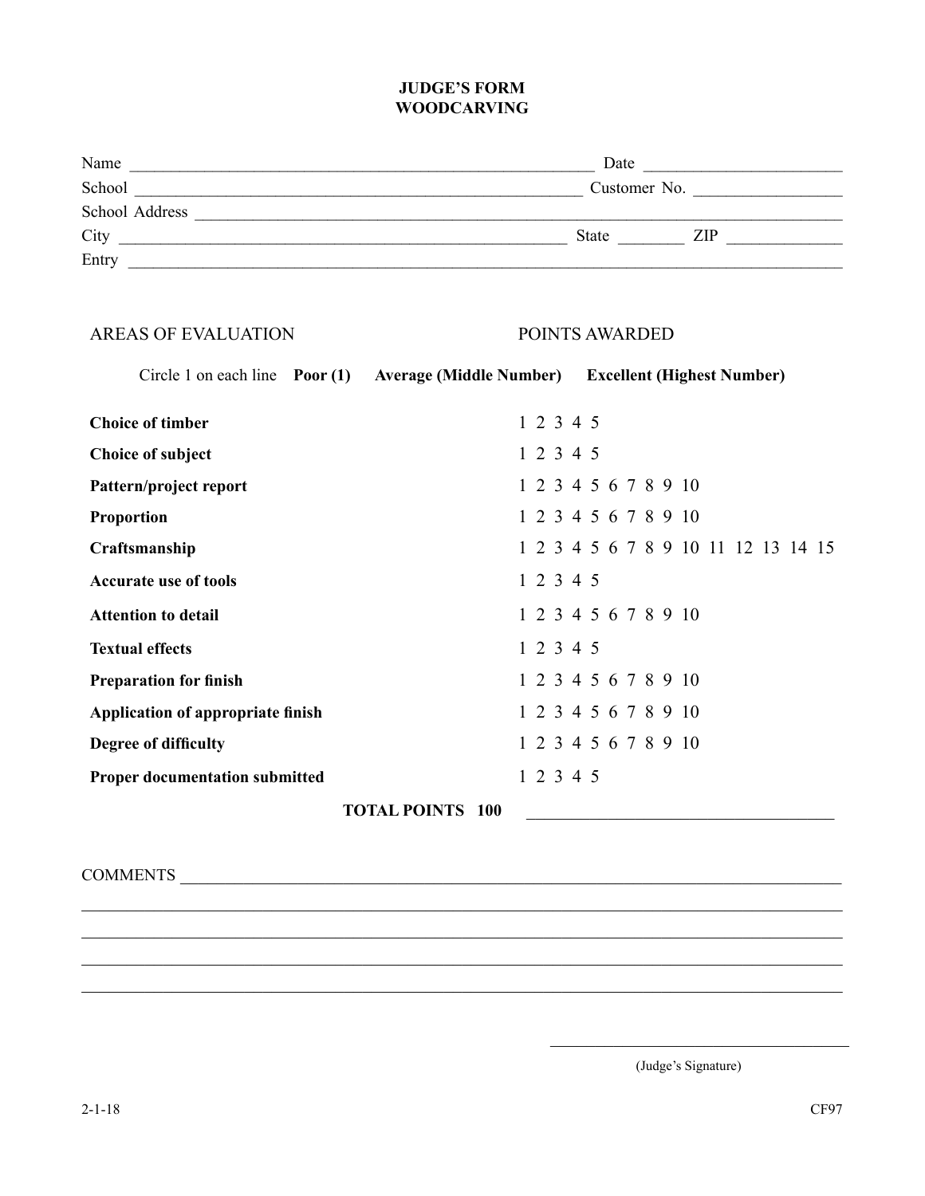# JUDGE'S FORM
## WOODCARVING

Name _______________________________________________ Date ____________________

School ______________________________________________ Customer No. ______________

School Address ______________________________________________________________

City _______________________________________________ State _______ ZIP ___________

Entry _____________________________________________________________________

| AREAS OF EVALUATION | POINTS AWARDED |
|---|---|
| Circle 1 on each line **Poor (1)** | **Average (Middle Number)** **Excellent (Highest Number)** |
| **Choice of timber** | 1 2 3 4 5 |
| **Choice of subject** | 1 2 3 4 5 |
| **Pattern/project report** | 1 2 3 4 5 6 7 8 9 10 |
| **Proportion** | 1 2 3 4 5 6 7 8 9 10 |
| **Craftsmanship** | 1 2 3 4 5 6 7 8 9 10 11 12 13 14 15 |
| **Accurate use of tools** | 1 2 3 4 5 |
| **Attention to detail** | 1 2 3 4 5 6 7 8 9 10 |
| **Textual effects** | 1 2 3 4 5 |
| **Preparation for finish** | 1 2 3 4 5 6 7 8 9 10 |
| **Application of appropriate finish** | 1 2 3 4 5 6 7 8 9 10 |
| **Degree of difficulty** | 1 2 3 4 5 6 7 8 9 10 |
| **Proper documentation submitted** | 1 2 3 4 5 |
| **TOTAL POINTS 100** | ______________________________ |

COMMENTS ___________________________________________________________________

_____________________________________________________________________________

_____________________________________________________________________________

_____________________________________________________________________________

_____________________________________________________________________________

______________________________

(Judge's Signature)

2-1-18 CF97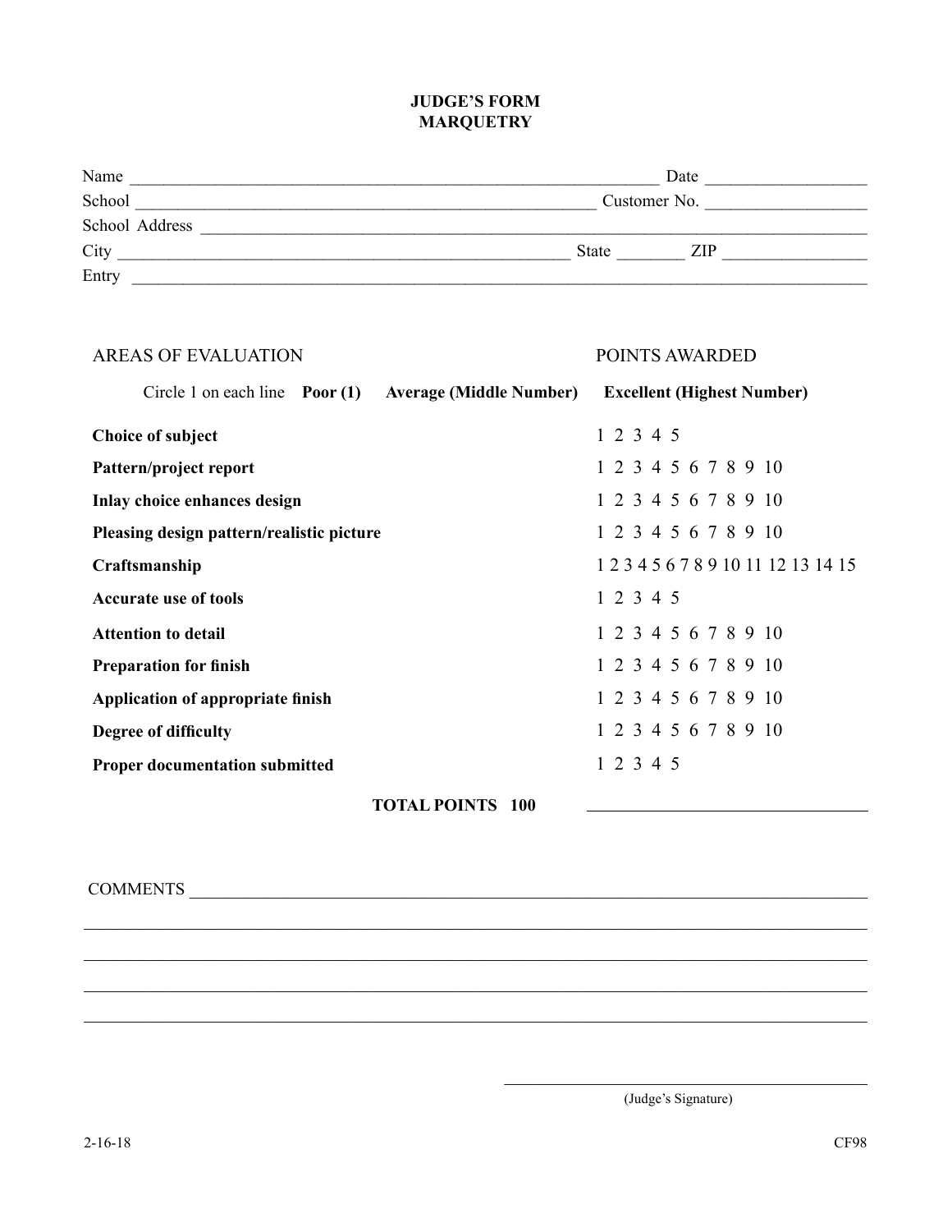# JUDGE'S FORM
# MARQUETRY

Name ______________________________ Date ______________

School ______________________________ Customer No. ______________

School Address ______________________________

City ______________________________ State ________ ZIP ______________

Entry ______________________________

| AREAS OF EVALUATION | POINTS AWARDED |
|---|---|
| Circle 1 on each line **Poor (1)** **Average (Middle Number)** | **Excellent (Highest Number)** |
| **Choice of subject** | 1 2 3 4 5 |
| **Pattern/project report** | 1 2 3 4 5 6 7 8 9 10 |
| **Inlay choice enhances design** | 1 2 3 4 5 6 7 8 9 10 |
| **Pleasing design pattern/realistic picture** | 1 2 3 4 5 6 7 8 9 10 |
| **Craftsmanship** | 1 2 3 4 5 6 7 8 9 10 11 12 13 14 15 |
| **Accurate use of tools** | 1 2 3 4 5 |
| **Attention to detail** | 1 2 3 4 5 6 7 8 9 10 |
| **Preparation for finish** | 1 2 3 4 5 6 7 8 9 10 |
| **Application of appropriate finish** | 1 2 3 4 5 6 7 8 9 10 |
| **Degree of difficulty** | 1 2 3 4 5 6 7 8 9 10 |
| **Proper documentation submitted** | 1 2 3 4 5 |
| **TOTAL POINTS 100** | ______________ |

COMMENTS ______________________________

______________________________

______________________________

______________________________

______________________________

______________________________
(Judge's Signature)

2-16-18 CF98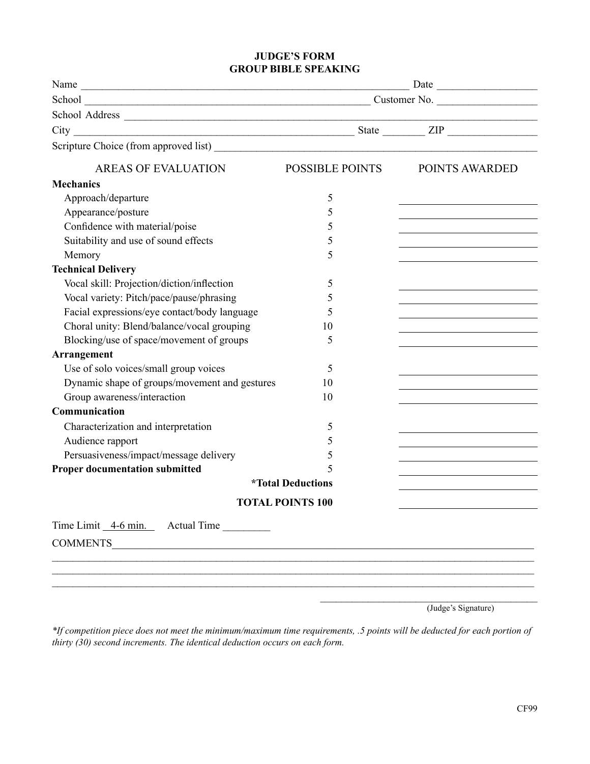# JUDGE'S FORM
## GROUP BIBLE SPEAKING

Name ______________________________________________ Date ______________

School ____________________________________________ Customer No. ______________

School Address ____________________________________________________________

City ______________________________________________ State ________ ZIP ______________

Scripture Choice (from approved list) ________________________________________________

| AREAS OF EVALUATION | POSSIBLE POINTS | POINTS AWARDED |
|---|---|---|
| **Mechanics** | | |
| Approach/departure | 5 | ______ |
| Appearance/posture | 5 | ______ |
| Confidence with material/poise | 5 | ______ |
| Suitability and use of sound effects | 5 | ______ |
| Memory | 5 | ______ |
| **Technical Delivery** | | |
| Vocal skill: Projection/diction/inflection | 5 | ______ |
| Vocal variety: Pitch/pace/pause/phrasing | 5 | ______ |
| Facial expressions/eye contact/body language | 5 | ______ |
| Choral unity: Blend/balance/vocal grouping | 10 | ______ |
| Blocking/use of space/movement of groups | 5 | ______ |
| **Arrangement** | | |
| Use of solo voices/small group voices | 5 | ______ |
| Dynamic shape of groups/movement and gestures | 10 | ______ |
| Group awareness/interaction | 10 | ______ |
| **Communication** | | |
| Characterization and interpretation | 5 | ______ |
| Audience rapport | 5 | ______ |
| Persuasiveness/impact/message delivery | 5 | ______ |
| **Proper documentation submitted** | 5 | ______ |
| | **\*Total Deductions** | ______ |
| | **TOTAL POINTS 100** | ______ |

Time Limit 4-6 min. Actual Time _________

COMMENTS____________________________________________________________________

____________________________________________________________________________

____________________________________________________________________________

____________________________________________________________________________

______________________________________

(Judge's Signature)

*\*If competition piece does not meet the minimum/maximum time requirements, .5 points will be deducted for each portion of thirty (30) second increments. The identical deduction occurs on each form.*

CF99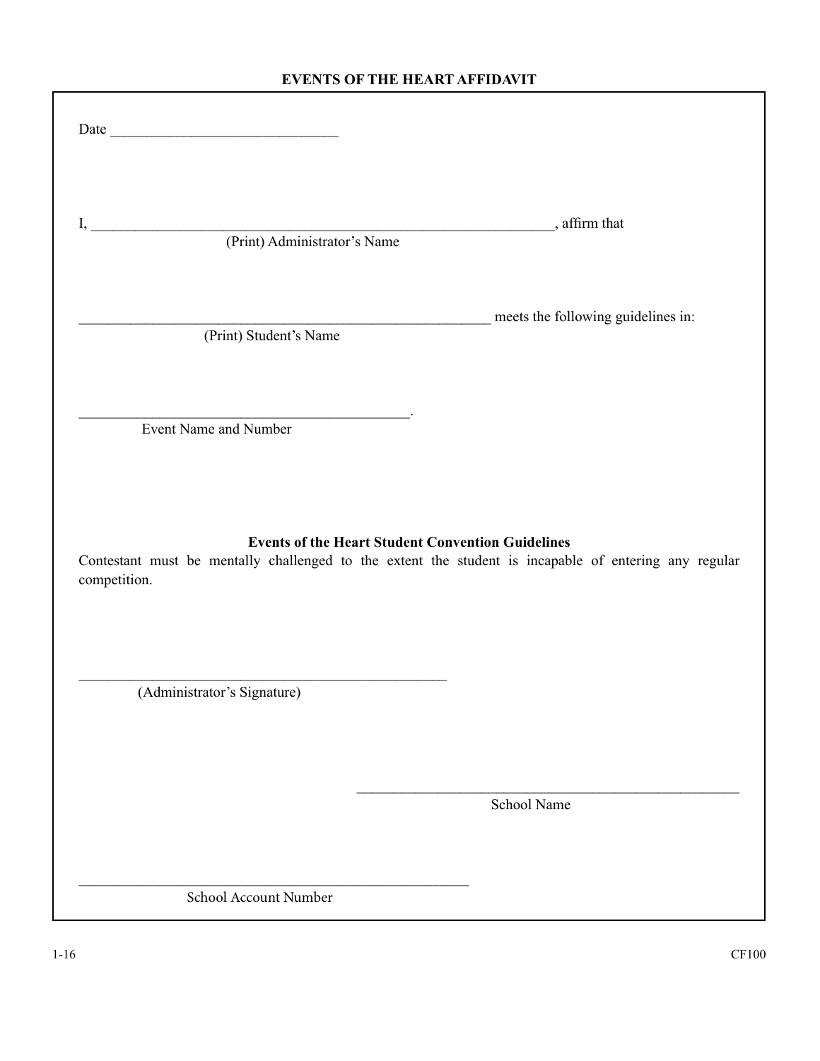# EVENTS OF THE HEART AFFIDAVIT

Date ______________________________

I, ____________________________________________________________, affirm that
(Print) Administrator's Name

_______________________________________________________ meets the following guidelines in:
(Print) Student's Name

____________________________________________.
Event Name and Number

**Events of the Heart Student Convention Guidelines**

Contestant must be mentally challenged to the extent the student is incapable of entering any regular competition.

_________________________________________________
(Administrator's Signature)

___________________________________________________
School Name

____________________________________________________
School Account Number

1-16 CF100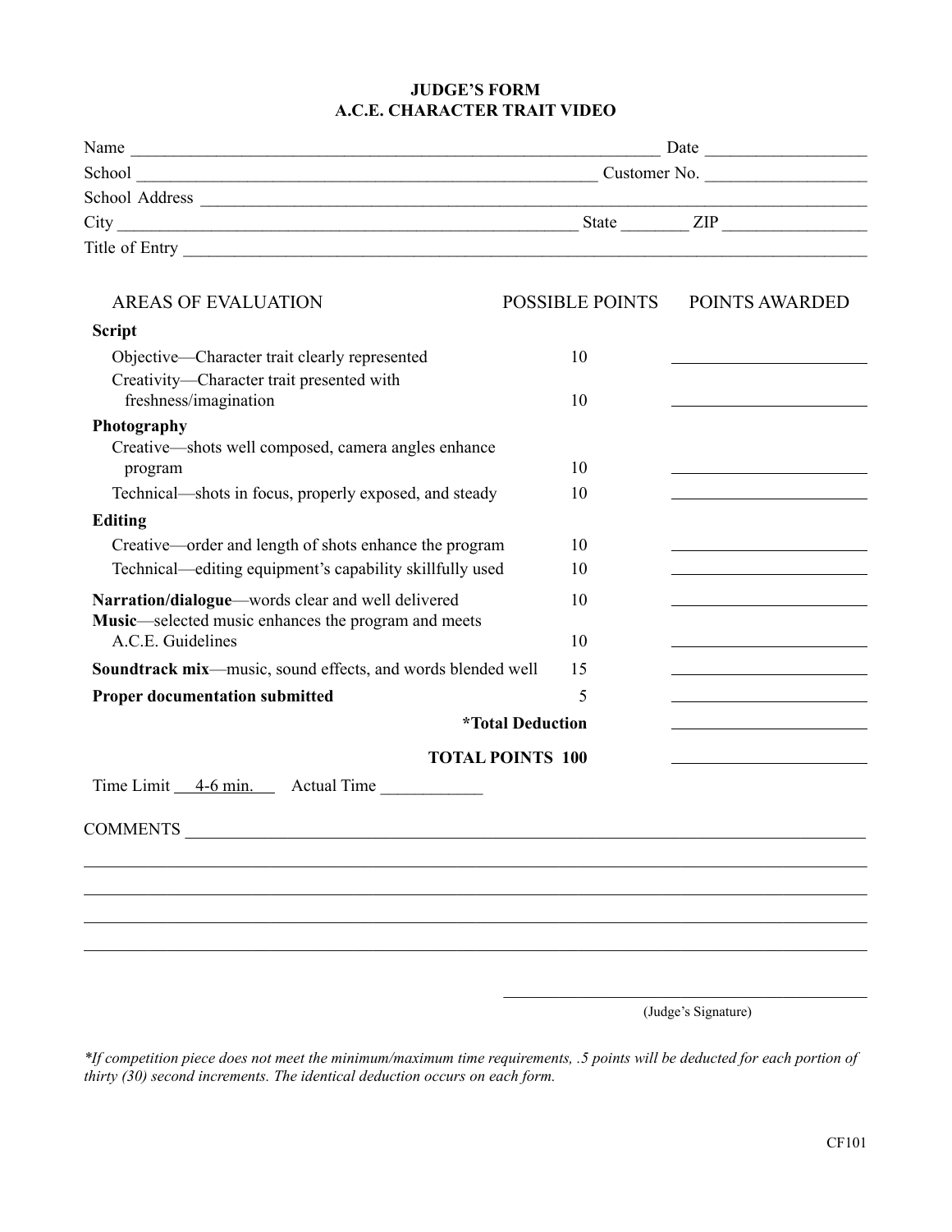# JUDGE'S FORM
# A.C.E. CHARACTER TRAIT VIDEO

Name ______________________________ Date ______________

School ______________________________ Customer No. ______________

School Address ______________________________

City ______________________________ State ________ ZIP ______________

Title of Entry ______________________________

| AREAS OF EVALUATION | POSSIBLE POINTS | POINTS AWARDED |
|---|---|---|
| **Script** | | |
| Objective—Character trait clearly represented | 10 | ________ |
| Creativity—Character trait presented with freshness/imagination | 10 | ________ |
| **Photography** | | |
| Creative—shots well composed, camera angles enhance program | 10 | ________ |
| Technical—shots in focus, properly exposed, and steady | 10 | ________ |
| **Editing** | | |
| Creative—order and length of shots enhance the program | 10 | ________ |
| Technical—editing equipment's capability skillfully used | 10 | ________ |
| **Narration/dialogue**—words clear and well delivered | 10 | ________ |
| **Music**—selected music enhances the program and meets A.C.E. Guidelines | 10 | ________ |
| **Soundtrack mix**—music, sound effects, and words blended well | 15 | ________ |
| **Proper documentation submitted** | 5 | ________ |
| **\*Total Deduction** | | ________ |
| **TOTAL POINTS** | **100** | ________ |

Time Limit 4-6 min. Actual Time ____________

COMMENTS ______________________________

______________________________

______________________________

______________________________

______________________________

______________________________
(Judge's Signature)

*\*If competition piece does not meet the minimum/maximum time requirements, .5 points will be deducted for each portion of thirty (30) second increments. The identical deduction occurs on each form.*

CF101